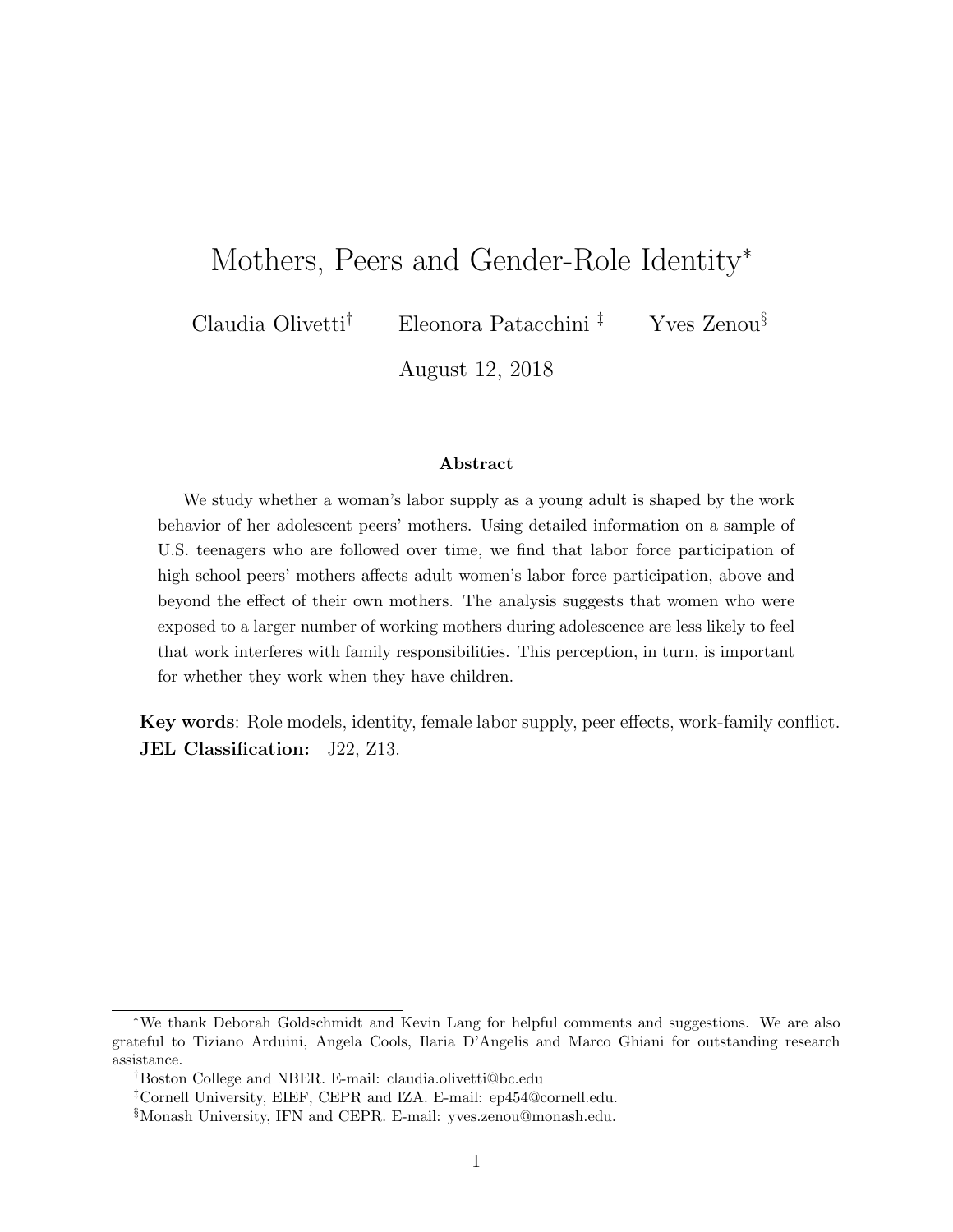# Mothers, Peers and Gender-Role Identity*

Claudia Olivetti† Eleonora Patacchini ‡ Yves Zenou§

August 12, 2018

## Abstract

We study whether a woman's labor supply as a young adult is shaped by the work behavior of her adolescent peers' mothers. Using detailed information on a sample of U.S. teenagers who are followed over time, we find that labor force participation of high school peers' mothers affects adult women's labor force participation, above and beyond the effect of their own mothers. The analysis suggests that women who were exposed to a larger number of working mothers during adolescence are less likely to feel that work interferes with family responsibilities. This perception, in turn, is important for whether they work when they have children.

**Key words**: Role models, identity, female labor supply, peer effects, work-family conflict.
**JEL Classification:** J22, Z13.

---

*We thank Deborah Goldschmidt and Kevin Lang for helpful comments and suggestions. We are also grateful to Tiziano Arduini, Angela Cools, Ilaria D'Angelis and Marco Ghiani for outstanding research assistance.

†Boston College and NBER. E-mail: claudia.olivetti@bc.edu

‡Cornell University, EIEF, CEPR and IZA. E-mail: ep454@cornell.edu.

§Monash University, IFN and CEPR. E-mail: yves.zenou@monash.edu.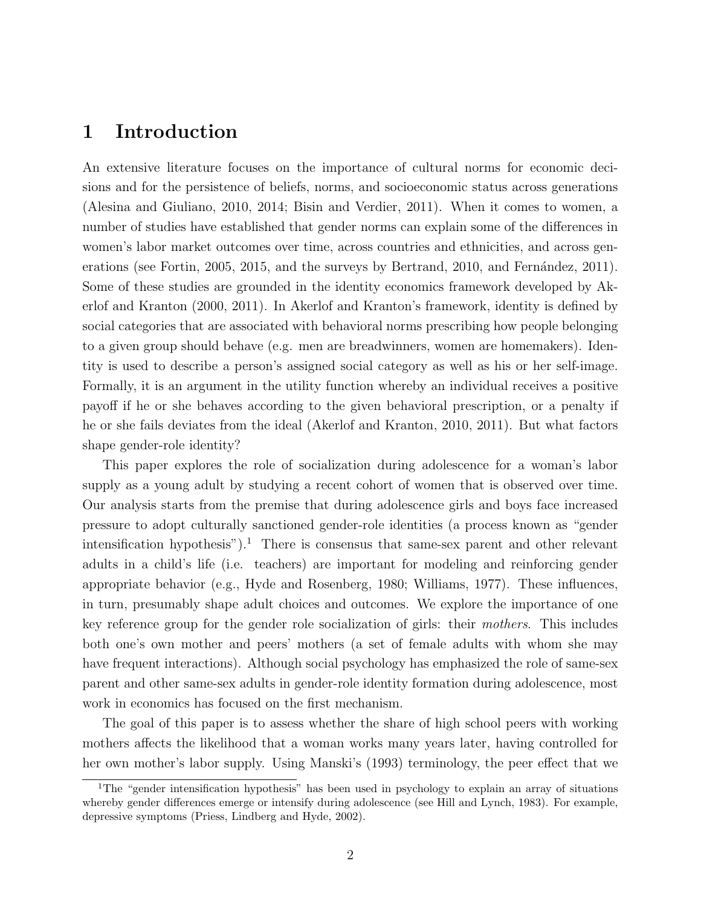# 1 Introduction

An extensive literature focuses on the importance of cultural norms for economic decisions and for the persistence of beliefs, norms, and socioeconomic status across generations (Alesina and Giuliano, 2010, 2014; Bisin and Verdier, 2011). When it comes to women, a number of studies have established that gender norms can explain some of the differences in women's labor market outcomes over time, across countries and ethnicities, and across generations (see Fortin, 2005, 2015, and the surveys by Bertrand, 2010, and Fernández, 2011). Some of these studies are grounded in the identity economics framework developed by Akerlof and Kranton (2000, 2011). In Akerlof and Kranton's framework, identity is defined by social categories that are associated with behavioral norms prescribing how people belonging to a given group should behave (e.g. men are breadwinners, women are homemakers). Identity is used to describe a person's assigned social category as well as his or her self-image. Formally, it is an argument in the utility function whereby an individual receives a positive payoff if he or she behaves according to the given behavioral prescription, or a penalty if he or she fails deviates from the ideal (Akerlof and Kranton, 2010, 2011). But what factors shape gender-role identity?

This paper explores the role of socialization during adolescence for a woman's labor supply as a young adult by studying a recent cohort of women that is observed over time. Our analysis starts from the premise that during adolescence girls and boys face increased pressure to adopt culturally sanctioned gender-role identities (a process known as "gender intensification hypothesis").[1] There is consensus that same-sex parent and other relevant adults in a child's life (i.e. teachers) are important for modeling and reinforcing gender appropriate behavior (e.g., Hyde and Rosenberg, 1980; Williams, 1977). These influences, in turn, presumably shape adult choices and outcomes. We explore the importance of one key reference group for the gender role socialization of girls: their *mothers*. This includes both one's own mother and peers' mothers (a set of female adults with whom she may have frequent interactions). Although social psychology has emphasized the role of same-sex parent and other same-sex adults in gender-role identity formation during adolescence, most work in economics has focused on the first mechanism.

The goal of this paper is to assess whether the share of high school peers with working mothers affects the likelihood that a woman works many years later, having controlled for her own mother's labor supply. Using Manski's (1993) terminology, the peer effect that we

[1] The "gender intensification hypothesis" has been used in psychology to explain an array of situations whereby gender differences emerge or intensify during adolescence (see Hill and Lynch, 1983). For example, depressive symptoms (Priess, Lindberg and Hyde, 2002).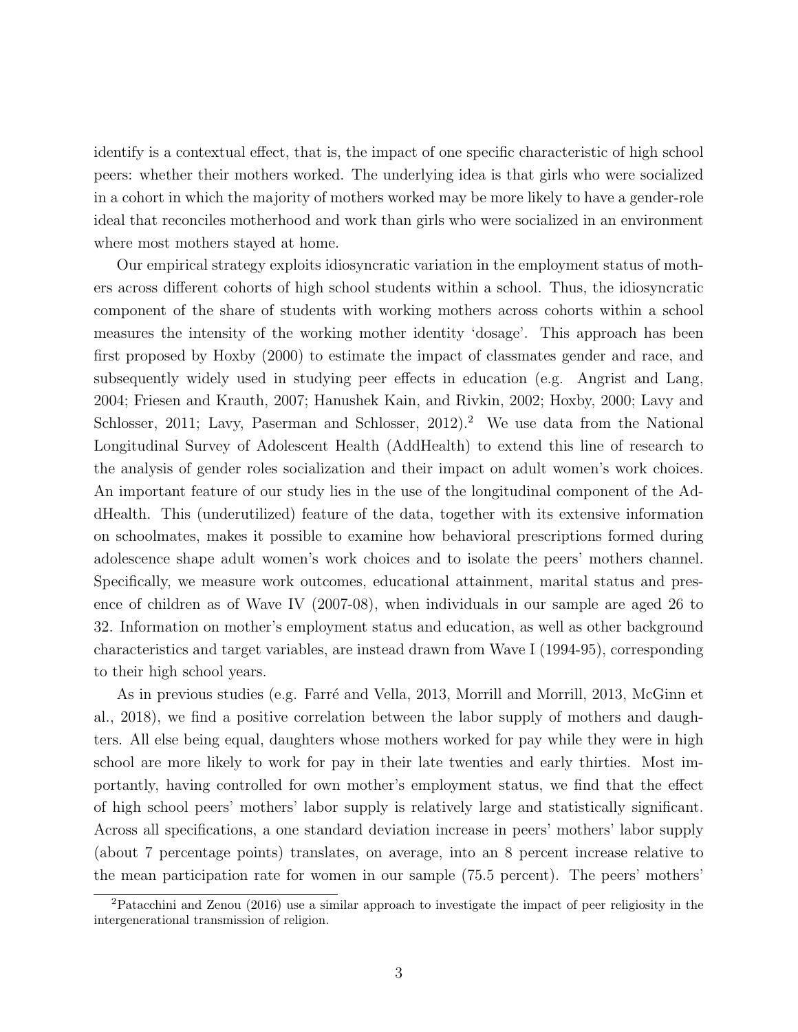identify is a contextual effect, that is, the impact of one specific characteristic of high school peers: whether their mothers worked. The underlying idea is that girls who were socialized in a cohort in which the majority of mothers worked may be more likely to have a gender-role ideal that reconciles motherhood and work than girls who were socialized in an environment where most mothers stayed at home.

Our empirical strategy exploits idiosyncratic variation in the employment status of mothers across different cohorts of high school students within a school. Thus, the idiosyncratic component of the share of students with working mothers across cohorts within a school measures the intensity of the working mother identity 'dosage'. This approach has been first proposed by Hoxby (2000) to estimate the impact of classmates gender and race, and subsequently widely used in studying peer effects in education (e.g. Angrist and Lang, 2004; Friesen and Krauth, 2007; Hanushek Kain, and Rivkin, 2002; Hoxby, 2000; Lavy and Schlosser, 2011; Lavy, Paserman and Schlosser, 2012).[2] We use data from the National Longitudinal Survey of Adolescent Health (AddHealth) to extend this line of research to the analysis of gender roles socialization and their impact on adult women's work choices. An important feature of our study lies in the use of the longitudinal component of the AddHealth. This (underutilized) feature of the data, together with its extensive information on schoolmates, makes it possible to examine how behavioral prescriptions formed during adolescence shape adult women's work choices and to isolate the peers' mothers channel. Specifically, we measure work outcomes, educational attainment, marital status and presence of children as of Wave IV (2007-08), when individuals in our sample are aged 26 to 32. Information on mother's employment status and education, as well as other background characteristics and target variables, are instead drawn from Wave I (1994-95), corresponding to their high school years.

As in previous studies (e.g. Farré and Vella, 2013, Morrill and Morrill, 2013, McGinn et al., 2018), we find a positive correlation between the labor supply of mothers and daughters. All else being equal, daughters whose mothers worked for pay while they were in high school are more likely to work for pay in their late twenties and early thirties. Most importantly, having controlled for own mother's employment status, we find that the effect of high school peers' mothers' labor supply is relatively large and statistically significant. Across all specifications, a one standard deviation increase in peers' mothers' labor supply (about 7 percentage points) translates, on average, into an 8 percent increase relative to the mean participation rate for women in our sample (75.5 percent). The peers' mothers'

[2] Patacchini and Zenou (2016) use a similar approach to investigate the impact of peer religiosity in the intergenerational transmission of religion.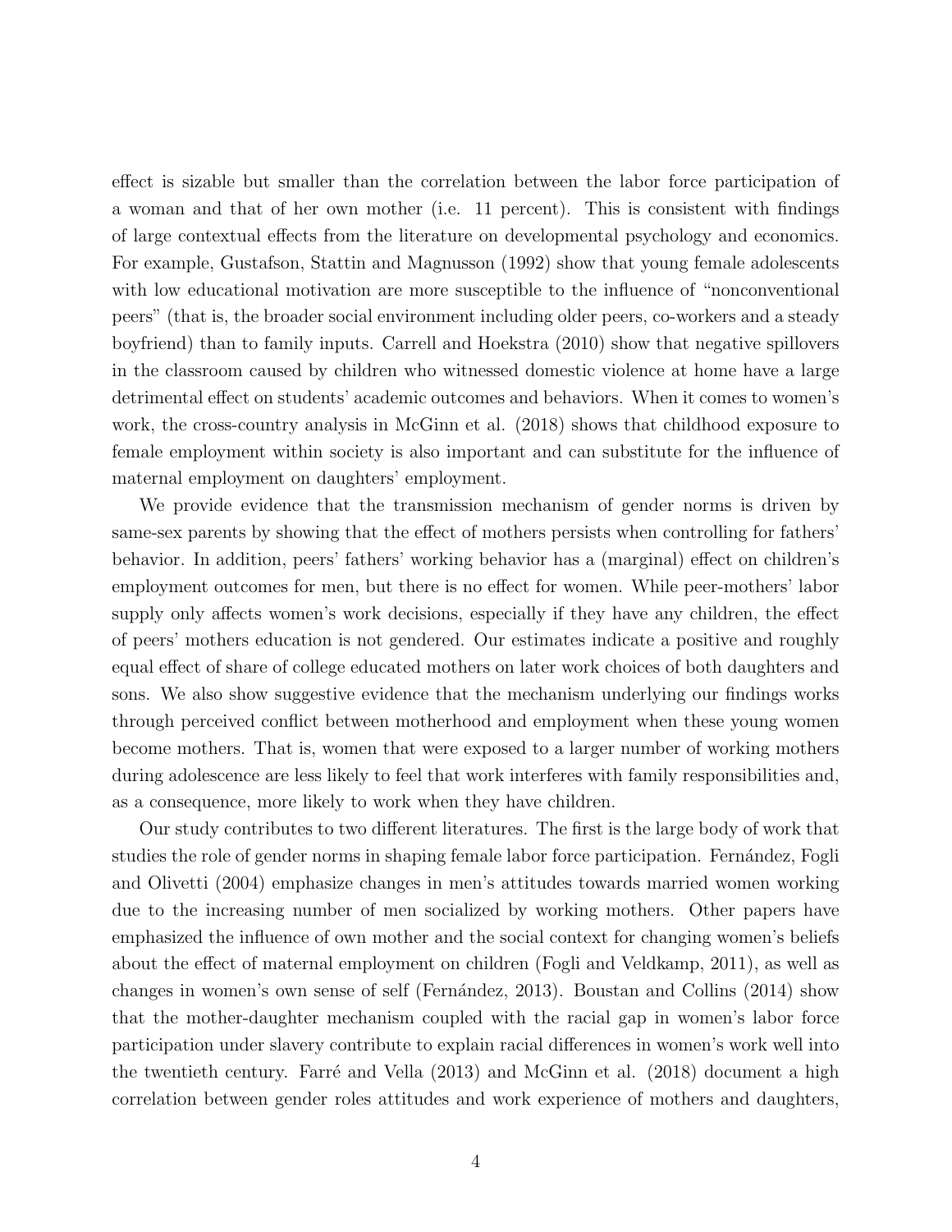effect is sizable but smaller than the correlation between the labor force participation of a woman and that of her own mother (i.e. 11 percent). This is consistent with findings of large contextual effects from the literature on developmental psychology and economics. For example, Gustafson, Stattin and Magnusson (1992) show that young female adolescents with low educational motivation are more susceptible to the influence of "nonconventional peers" (that is, the broader social environment including older peers, co-workers and a steady boyfriend) than to family inputs. Carrell and Hoekstra (2010) show that negative spillovers in the classroom caused by children who witnessed domestic violence at home have a large detrimental effect on students' academic outcomes and behaviors. When it comes to women's work, the cross-country analysis in McGinn et al. (2018) shows that childhood exposure to female employment within society is also important and can substitute for the influence of maternal employment on daughters' employment.

We provide evidence that the transmission mechanism of gender norms is driven by same-sex parents by showing that the effect of mothers persists when controlling for fathers' behavior. In addition, peers' fathers' working behavior has a (marginal) effect on children's employment outcomes for men, but there is no effect for women. While peer-mothers' labor supply only affects women's work decisions, especially if they have any children, the effect of peers' mothers education is not gendered. Our estimates indicate a positive and roughly equal effect of share of college educated mothers on later work choices of both daughters and sons. We also show suggestive evidence that the mechanism underlying our findings works through perceived conflict between motherhood and employment when these young women become mothers. That is, women that were exposed to a larger number of working mothers during adolescence are less likely to feel that work interferes with family responsibilities and, as a consequence, more likely to work when they have children.

Our study contributes to two different literatures. The first is the large body of work that studies the role of gender norms in shaping female labor force participation. Fernández, Fogli and Olivetti (2004) emphasize changes in men's attitudes towards married women working due to the increasing number of men socialized by working mothers. Other papers have emphasized the influence of own mother and the social context for changing women's beliefs about the effect of maternal employment on children (Fogli and Veldkamp, 2011), as well as changes in women's own sense of self (Fernández, 2013). Boustan and Collins (2014) show that the mother-daughter mechanism coupled with the racial gap in women's labor force participation under slavery contribute to explain racial differences in women's work well into the twentieth century. Farré and Vella (2013) and McGinn et al. (2018) document a high correlation between gender roles attitudes and work experience of mothers and daughters,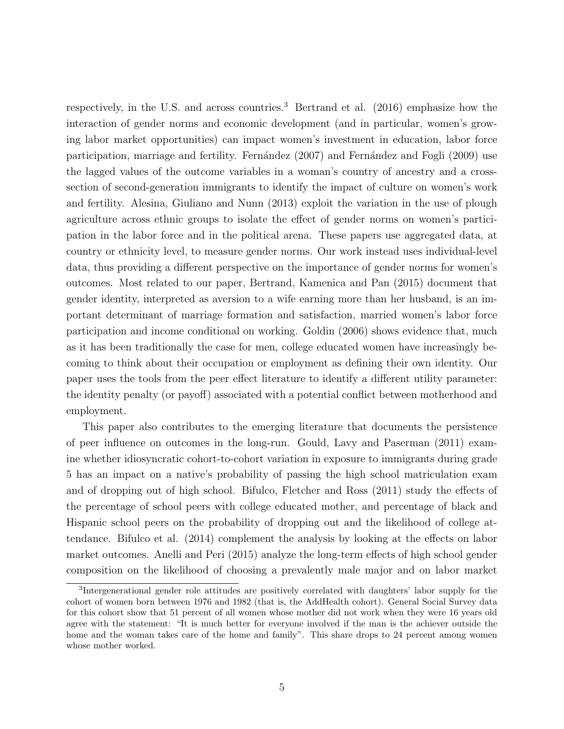respectively, in the U.S. and across countries.[3] Bertrand et al. (2016) emphasize how the interaction of gender norms and economic development (and in particular, women's growing labor market opportunities) can impact women's investment in education, labor force participation, marriage and fertility. Fernández (2007) and Fernández and Fogli (2009) use the lagged values of the outcome variables in a woman's country of ancestry and a cross-section of second-generation immigrants to identify the impact of culture on women's work and fertility. Alesina, Giuliano and Nunn (2013) exploit the variation in the use of plough agriculture across ethnic groups to isolate the effect of gender norms on women's participation in the labor force and in the political arena. These papers use aggregated data, at country or ethnicity level, to measure gender norms. Our work instead uses individual-level data, thus providing a different perspective on the importance of gender norms for women's outcomes. Most related to our paper, Bertrand, Kamenica and Pan (2015) document that gender identity, interpreted as aversion to a wife earning more than her husband, is an important determinant of marriage formation and satisfaction, married women's labor force participation and income conditional on working. Goldin (2006) shows evidence that, much as it has been traditionally the case for men, college educated women have increasingly becoming to think about their occupation or employment as defining their own identity. Our paper uses the tools from the peer effect literature to identify a different utility parameter: the identity penalty (or payoff) associated with a potential conflict between motherhood and employment.

This paper also contributes to the emerging literature that documents the persistence of peer influence on outcomes in the long-run. Gould, Lavy and Paserman (2011) examine whether idiosyncratic cohort-to-cohort variation in exposure to immigrants during grade 5 has an impact on a native's probability of passing the high school matriculation exam and of dropping out of high school. Bifulco, Fletcher and Ross (2011) study the effects of the percentage of school peers with college educated mother, and percentage of black and Hispanic school peers on the probability of dropping out and the likelihood of college attendance. Bifulco et al. (2014) complement the analysis by looking at the effects on labor market outcomes. Anelli and Peri (2015) analyze the long-term effects of high school gender composition on the likelihood of choosing a prevalently male major and on labor market

[3] Intergenerational gender role attitudes are positively correlated with daughters' labor supply for the cohort of women born between 1976 and 1982 (that is, the AddHealth cohort). General Social Survey data for this cohort show that 51 percent of all women whose mother did not work when they were 16 years old agree with the statement: "It is much better for everyone involved if the man is the achiever outside the home and the woman takes care of the home and family". This share drops to 24 percent among women whose mother worked.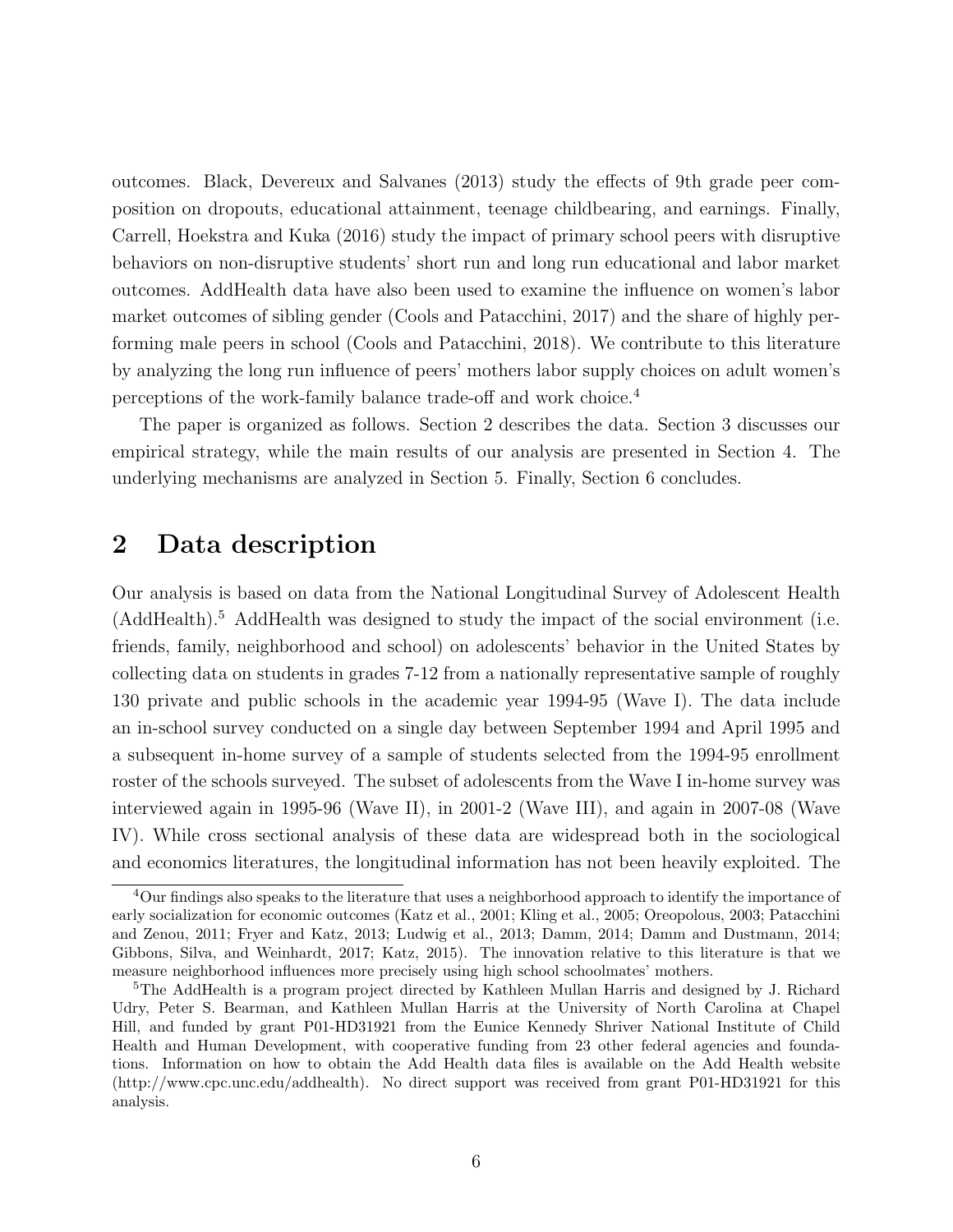outcomes. Black, Devereux and Salvanes (2013) study the effects of 9th grade peer composition on dropouts, educational attainment, teenage childbearing, and earnings. Finally, Carrell, Hoekstra and Kuka (2016) study the impact of primary school peers with disruptive behaviors on non-disruptive students' short run and long run educational and labor market outcomes. AddHealth data have also been used to examine the influence on women's labor market outcomes of sibling gender (Cools and Patacchini, 2017) and the share of highly performing male peers in school (Cools and Patacchini, 2018). We contribute to this literature by analyzing the long run influence of peers' mothers labor supply choices on adult women's perceptions of the work-family balance trade-off and work choice.[4]

The paper is organized as follows. Section 2 describes the data. Section 3 discusses our empirical strategy, while the main results of our analysis are presented in Section 4. The underlying mechanisms are analyzed in Section 5. Finally, Section 6 concludes.

## 2 Data description

Our analysis is based on data from the National Longitudinal Survey of Adolescent Health (AddHealth).[5] AddHealth was designed to study the impact of the social environment (i.e. friends, family, neighborhood and school) on adolescents' behavior in the United States by collecting data on students in grades 7-12 from a nationally representative sample of roughly 130 private and public schools in the academic year 1994-95 (Wave I). The data include an in-school survey conducted on a single day between September 1994 and April 1995 and a subsequent in-home survey of a sample of students selected from the 1994-95 enrollment roster of the schools surveyed. The subset of adolescents from the Wave I in-home survey was interviewed again in 1995-96 (Wave II), in 2001-2 (Wave III), and again in 2007-08 (Wave IV). While cross sectional analysis of these data are widespread both in the sociological and economics literatures, the longitudinal information has not been heavily exploited. The

[4] Our findings also speaks to the literature that uses a neighborhood approach to identify the importance of early socialization for economic outcomes (Katz et al., 2001; Kling et al., 2005; Oreopolous, 2003; Patacchini and Zenou, 2011; Fryer and Katz, 2013; Ludwig et al., 2013; Damm, 2014; Damm and Dustmann, 2014; Gibbons, Silva, and Weinhardt, 2017; Katz, 2015). The innovation relative to this literature is that we measure neighborhood influences more precisely using high school schoolmates' mothers.

[5] The AddHealth is a program project directed by Kathleen Mullan Harris and designed by J. Richard Udry, Peter S. Bearman, and Kathleen Mullan Harris at the University of North Carolina at Chapel Hill, and funded by grant P01-HD31921 from the Eunice Kennedy Shriver National Institute of Child Health and Human Development, with cooperative funding from 23 other federal agencies and foundations. Information on how to obtain the Add Health data files is available on the Add Health website (http://www.cpc.unc.edu/addhealth). No direct support was received from grant P01-HD31921 for this analysis.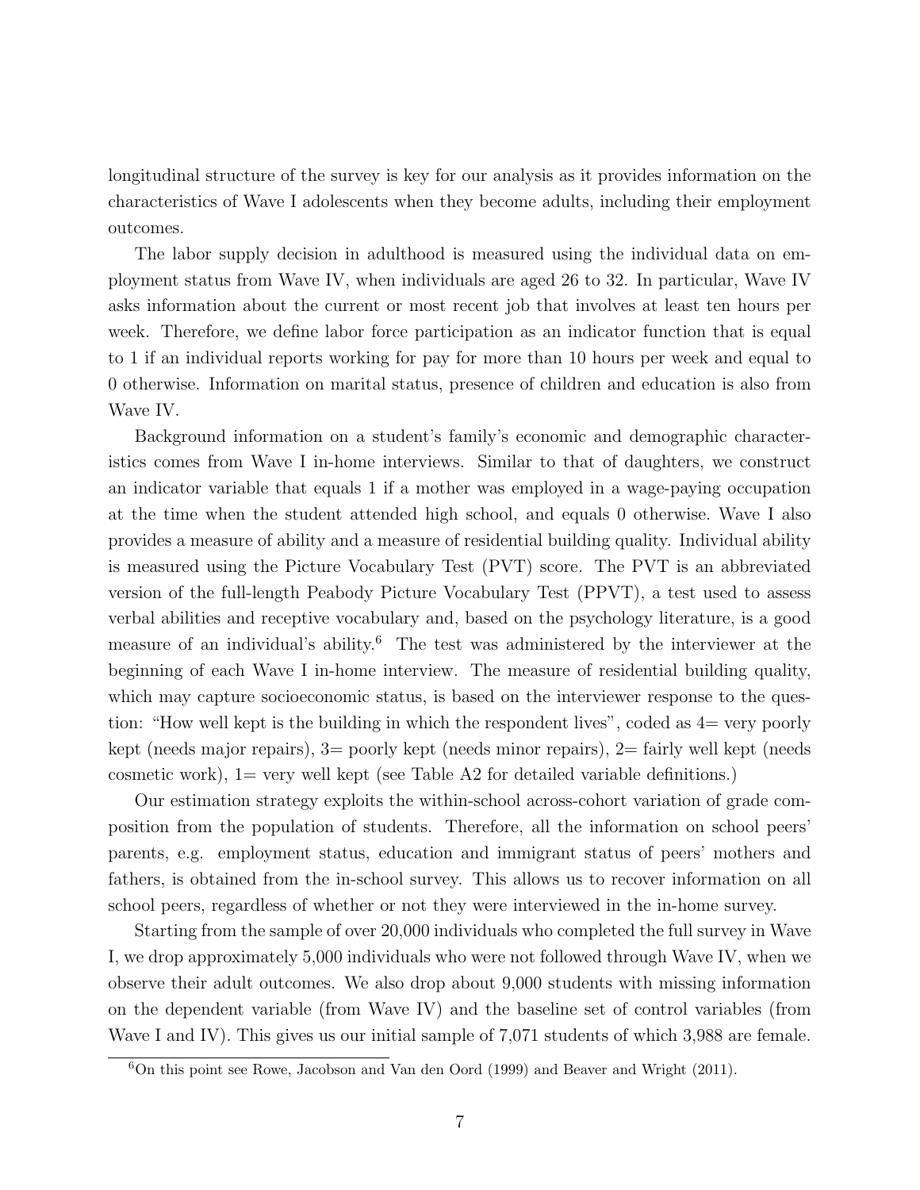longitudinal structure of the survey is key for our analysis as it provides information on the characteristics of Wave I adolescents when they become adults, including their employment outcomes.

The labor supply decision in adulthood is measured using the individual data on employment status from Wave IV, when individuals are aged 26 to 32. In particular, Wave IV asks information about the current or most recent job that involves at least ten hours per week. Therefore, we define labor force participation as an indicator function that is equal to 1 if an individual reports working for pay for more than 10 hours per week and equal to 0 otherwise. Information on marital status, presence of children and education is also from Wave IV.

Background information on a student's family's economic and demographic characteristics comes from Wave I in-home interviews. Similar to that of daughters, we construct an indicator variable that equals 1 if a mother was employed in a wage-paying occupation at the time when the student attended high school, and equals 0 otherwise. Wave I also provides a measure of ability and a measure of residential building quality. Individual ability is measured using the Picture Vocabulary Test (PVT) score. The PVT is an abbreviated version of the full-length Peabody Picture Vocabulary Test (PPVT), a test used to assess verbal abilities and receptive vocabulary and, based on the psychology literature, is a good measure of an individual's ability.[6] The test was administered by the interviewer at the beginning of each Wave I in-home interview. The measure of residential building quality, which may capture socioeconomic status, is based on the interviewer response to the question: "How well kept is the building in which the respondent lives", coded as 4= very poorly kept (needs major repairs), 3= poorly kept (needs minor repairs), 2= fairly well kept (needs cosmetic work), 1= very well kept (see Table A2 for detailed variable definitions.)

Our estimation strategy exploits the within-school across-cohort variation of grade composition from the population of students. Therefore, all the information on school peers' parents, e.g. employment status, education and immigrant status of peers' mothers and fathers, is obtained from the in-school survey. This allows us to recover information on all school peers, regardless of whether or not they were interviewed in the in-home survey.

Starting from the sample of over 20,000 individuals who completed the full survey in Wave I, we drop approximately 5,000 individuals who were not followed through Wave IV, when we observe their adult outcomes. We also drop about 9,000 students with missing information on the dependent variable (from Wave IV) and the baseline set of control variables (from Wave I and IV). This gives us our initial sample of 7,071 students of which 3,988 are female.

[6] On this point see Rowe, Jacobson and Van den Oord (1999) and Beaver and Wright (2011).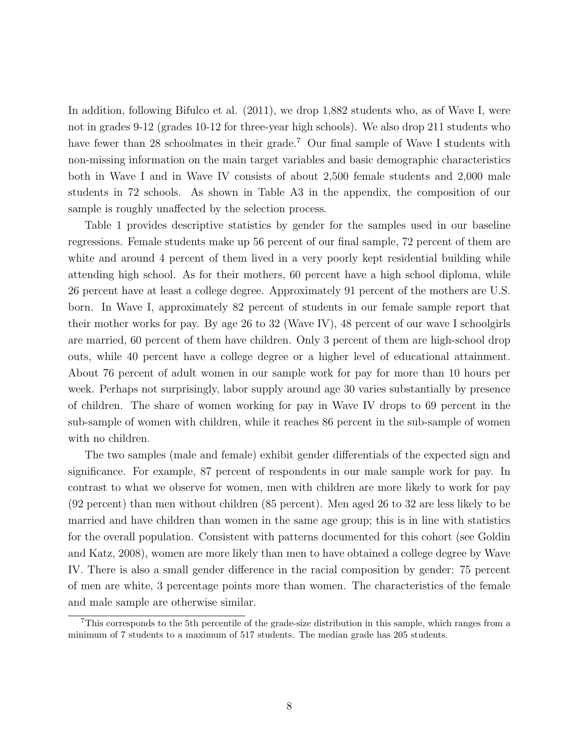In addition, following Bifulco et al. (2011), we drop 1,882 students who, as of Wave I, were not in grades 9-12 (grades 10-12 for three-year high schools). We also drop 211 students who have fewer than 28 schoolmates in their grade.[7] Our final sample of Wave I students with non-missing information on the main target variables and basic demographic characteristics both in Wave I and in Wave IV consists of about 2,500 female students and 2,000 male students in 72 schools. As shown in Table A3 in the appendix, the composition of our sample is roughly unaffected by the selection process.

Table 1 provides descriptive statistics by gender for the samples used in our baseline regressions. Female students make up 56 percent of our final sample, 72 percent of them are white and around 4 percent of them lived in a very poorly kept residential building while attending high school. As for their mothers, 60 percent have a high school diploma, while 26 percent have at least a college degree. Approximately 91 percent of the mothers are U.S. born. In Wave I, approximately 82 percent of students in our female sample report that their mother works for pay. By age 26 to 32 (Wave IV), 48 percent of our wave I schoolgirls are married, 60 percent of them have children. Only 3 percent of them are high-school drop outs, while 40 percent have a college degree or a higher level of educational attainment. About 76 percent of adult women in our sample work for pay for more than 10 hours per week. Perhaps not surprisingly, labor supply around age 30 varies substantially by presence of children. The share of women working for pay in Wave IV drops to 69 percent in the sub-sample of women with children, while it reaches 86 percent in the sub-sample of women with no children.

The two samples (male and female) exhibit gender differentials of the expected sign and significance. For example, 87 percent of respondents in our male sample work for pay. In contrast to what we observe for women, men with children are more likely to work for pay (92 percent) than men without children (85 percent). Men aged 26 to 32 are less likely to be married and have children than women in the same age group; this is in line with statistics for the overall population. Consistent with patterns documented for this cohort (see Goldin and Katz, 2008), women are more likely than men to have obtained a college degree by Wave IV. There is also a small gender difference in the racial composition by gender: 75 percent of men are white, 3 percentage points more than women. The characteristics of the female and male sample are otherwise similar.

[7] This corresponds to the 5th percentile of the grade-size distribution in this sample, which ranges from a minimum of 7 students to a maximum of 517 students. The median grade has 205 students.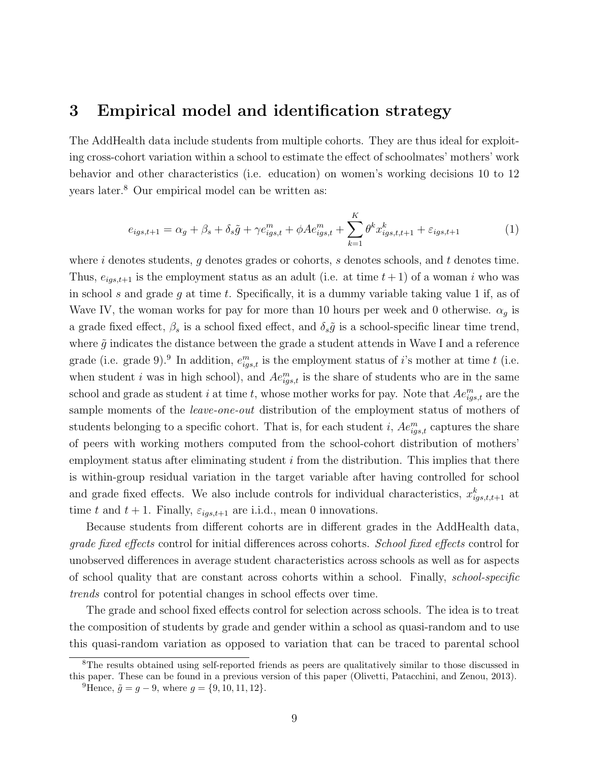## 3 Empirical model and identification strategy

The AddHealth data include students from multiple cohorts. They are thus ideal for exploiting cross-cohort variation within a school to estimate the effect of schoolmates' mothers' work behavior and other characteristics (i.e. education) on women's working decisions 10 to 12 years later.[8] Our empirical model can be written as:

$$e_{igs,t+1} = \alpha_g + \beta_s + \delta_s \tilde{g} + \gamma e^m_{igs,t} + \phi A e^m_{igs,t} + \sum_{k=1}^{K} \theta^k x^k_{igs,t,t+1} + \varepsilon_{igs,t+1} \tag{1}$$

where $i$ denotes students, $g$ denotes grades or cohorts, $s$ denotes schools, and $t$ denotes time. Thus, $e_{igs,t+1}$ is the employment status as an adult (i.e. at time $t+1$) of a woman $i$ who was in school $s$ and grade $g$ at time $t$. Specifically, it is a dummy variable taking value 1 if, as of Wave IV, the woman works for pay for more than 10 hours per week and 0 otherwise. $\alpha_g$ is a grade fixed effect, $\beta_s$ is a school fixed effect, and $\delta_s \tilde{g}$ is a school-specific linear time trend, where $\tilde{g}$ indicates the distance between the grade a student attends in Wave I and a reference grade (i.e. grade 9).[9] In addition, $e^m_{igs,t}$ is the employment status of $i$'s mother at time $t$ (i.e. when student $i$ was in high school), and $Ae^m_{igs,t}$ is the share of students who are in the same school and grade as student $i$ at time $t$, whose mother works for pay. Note that $Ae^m_{igs,t}$ are the sample moments of the *leave-one-out* distribution of the employment status of mothers of students belonging to a specific cohort. That is, for each student $i$, $Ae^m_{igs,t}$ captures the share of peers with working mothers computed from the school-cohort distribution of mothers' employment status after eliminating student $i$ from the distribution. This implies that there is within-group residual variation in the target variable after having controlled for school and grade fixed effects. We also include controls for individual characteristics, $x^k_{igs,t,t+1}$ at time $t$ and $t+1$. Finally, $\varepsilon_{igs,t+1}$ are i.i.d., mean 0 innovations.

Because students from different cohorts are in different grades in the AddHealth data, *grade fixed effects* control for initial differences across cohorts. *School fixed effects* control for unobserved differences in average student characteristics across schools as well as for aspects of school quality that are constant across cohorts within a school. Finally, *school-specific trends* control for potential changes in school effects over time.

The grade and school fixed effects control for selection across schools. The idea is to treat the composition of students by grade and gender within a school as quasi-random and to use this quasi-random variation as opposed to variation that can be traced to parental school

[8]The results obtained using self-reported friends as peers are qualitatively similar to those discussed in this paper. These can be found in a previous version of this paper (Olivetti, Patacchini, and Zenou, 2013).

[9]Hence, $\tilde{g} = g - 9$, where $g = \{9, 10, 11, 12\}$.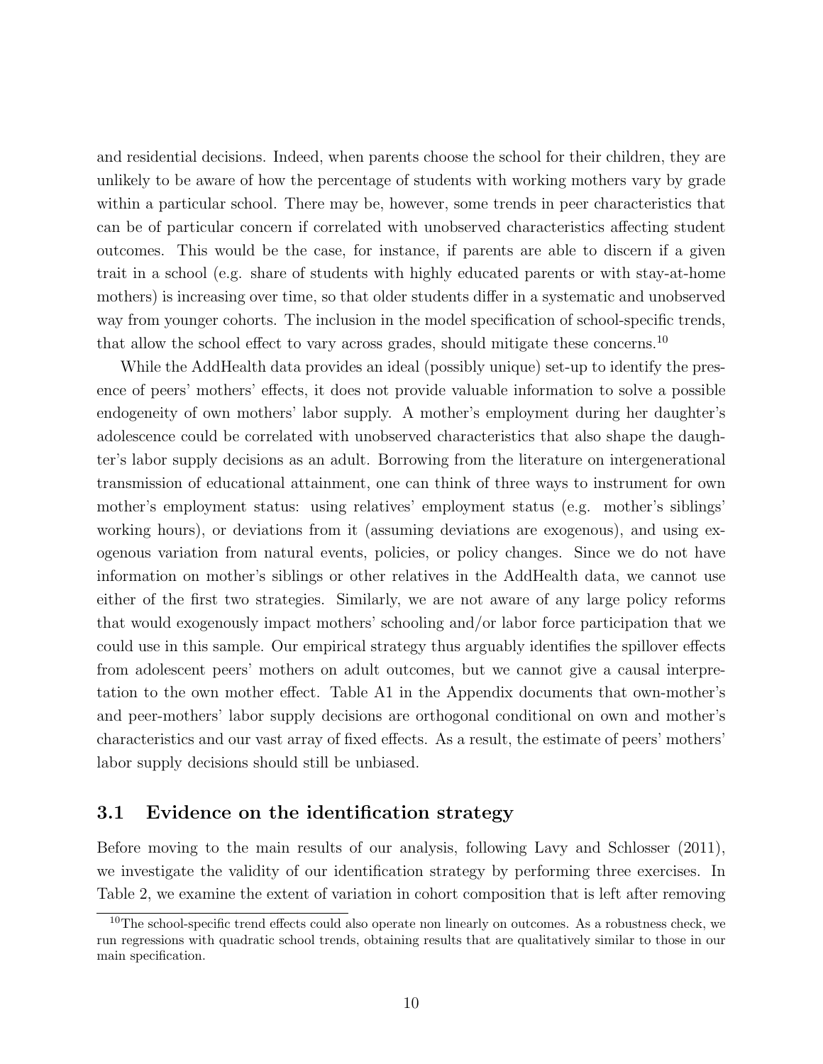and residential decisions. Indeed, when parents choose the school for their children, they are unlikely to be aware of how the percentage of students with working mothers vary by grade within a particular school. There may be, however, some trends in peer characteristics that can be of particular concern if correlated with unobserved characteristics affecting student outcomes. This would be the case, for instance, if parents are able to discern if a given trait in a school (e.g. share of students with highly educated parents or with stay-at-home mothers) is increasing over time, so that older students differ in a systematic and unobserved way from younger cohorts. The inclusion in the model specification of school-specific trends, that allow the school effect to vary across grades, should mitigate these concerns.[10]

While the AddHealth data provides an ideal (possibly unique) set-up to identify the presence of peers' mothers' effects, it does not provide valuable information to solve a possible endogeneity of own mothers' labor supply. A mother's employment during her daughter's adolescence could be correlated with unobserved characteristics that also shape the daughter's labor supply decisions as an adult. Borrowing from the literature on intergenerational transmission of educational attainment, one can think of three ways to instrument for own mother's employment status: using relatives' employment status (e.g. mother's siblings' working hours), or deviations from it (assuming deviations are exogenous), and using exogenous variation from natural events, policies, or policy changes. Since we do not have information on mother's siblings or other relatives in the AddHealth data, we cannot use either of the first two strategies. Similarly, we are not aware of any large policy reforms that would exogenously impact mothers' schooling and/or labor force participation that we could use in this sample. Our empirical strategy thus arguably identifies the spillover effects from adolescent peers' mothers on adult outcomes, but we cannot give a causal interpretation to the own mother effect. Table A1 in the Appendix documents that own-mother's and peer-mothers' labor supply decisions are orthogonal conditional on own and mother's characteristics and our vast array of fixed effects. As a result, the estimate of peers' mothers' labor supply decisions should still be unbiased.

## 3.1 Evidence on the identification strategy

Before moving to the main results of our analysis, following Lavy and Schlosser (2011), we investigate the validity of our identification strategy by performing three exercises. In Table 2, we examine the extent of variation in cohort composition that is left after removing

[10] The school-specific trend effects could also operate non linearly on outcomes. As a robustness check, we run regressions with quadratic school trends, obtaining results that are qualitatively similar to those in our main specification.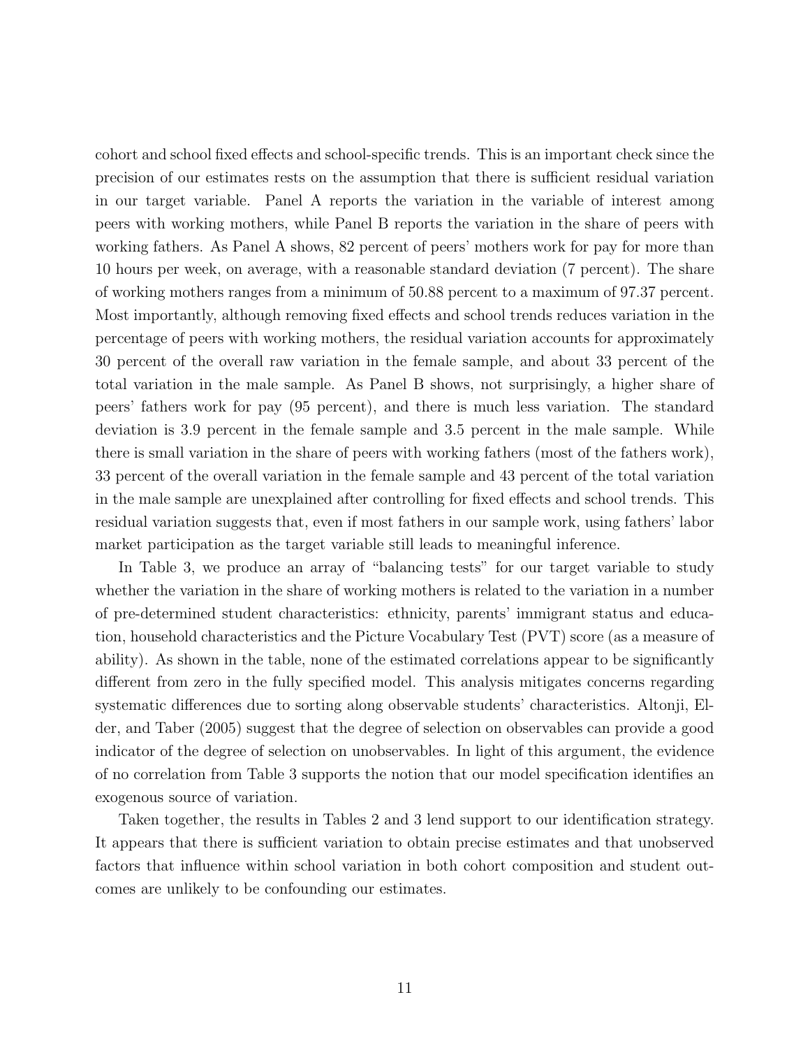cohort and school fixed effects and school-specific trends. This is an important check since the precision of our estimates rests on the assumption that there is sufficient residual variation in our target variable. Panel A reports the variation in the variable of interest among peers with working mothers, while Panel B reports the variation in the share of peers with working fathers. As Panel A shows, 82 percent of peers' mothers work for pay for more than 10 hours per week, on average, with a reasonable standard deviation (7 percent). The share of working mothers ranges from a minimum of 50.88 percent to a maximum of 97.37 percent. Most importantly, although removing fixed effects and school trends reduces variation in the percentage of peers with working mothers, the residual variation accounts for approximately 30 percent of the overall raw variation in the female sample, and about 33 percent of the total variation in the male sample. As Panel B shows, not surprisingly, a higher share of peers' fathers work for pay (95 percent), and there is much less variation. The standard deviation is 3.9 percent in the female sample and 3.5 percent in the male sample. While there is small variation in the share of peers with working fathers (most of the fathers work), 33 percent of the overall variation in the female sample and 43 percent of the total variation in the male sample are unexplained after controlling for fixed effects and school trends. This residual variation suggests that, even if most fathers in our sample work, using fathers' labor market participation as the target variable still leads to meaningful inference.

In Table 3, we produce an array of "balancing tests" for our target variable to study whether the variation in the share of working mothers is related to the variation in a number of pre-determined student characteristics: ethnicity, parents' immigrant status and education, household characteristics and the Picture Vocabulary Test (PVT) score (as a measure of ability). As shown in the table, none of the estimated correlations appear to be significantly different from zero in the fully specified model. This analysis mitigates concerns regarding systematic differences due to sorting along observable students' characteristics. Altonji, Elder, and Taber (2005) suggest that the degree of selection on observables can provide a good indicator of the degree of selection on unobservables. In light of this argument, the evidence of no correlation from Table 3 supports the notion that our model specification identifies an exogenous source of variation.

Taken together, the results in Tables 2 and 3 lend support to our identification strategy. It appears that there is sufficient variation to obtain precise estimates and that unobserved factors that influence within school variation in both cohort composition and student outcomes are unlikely to be confounding our estimates.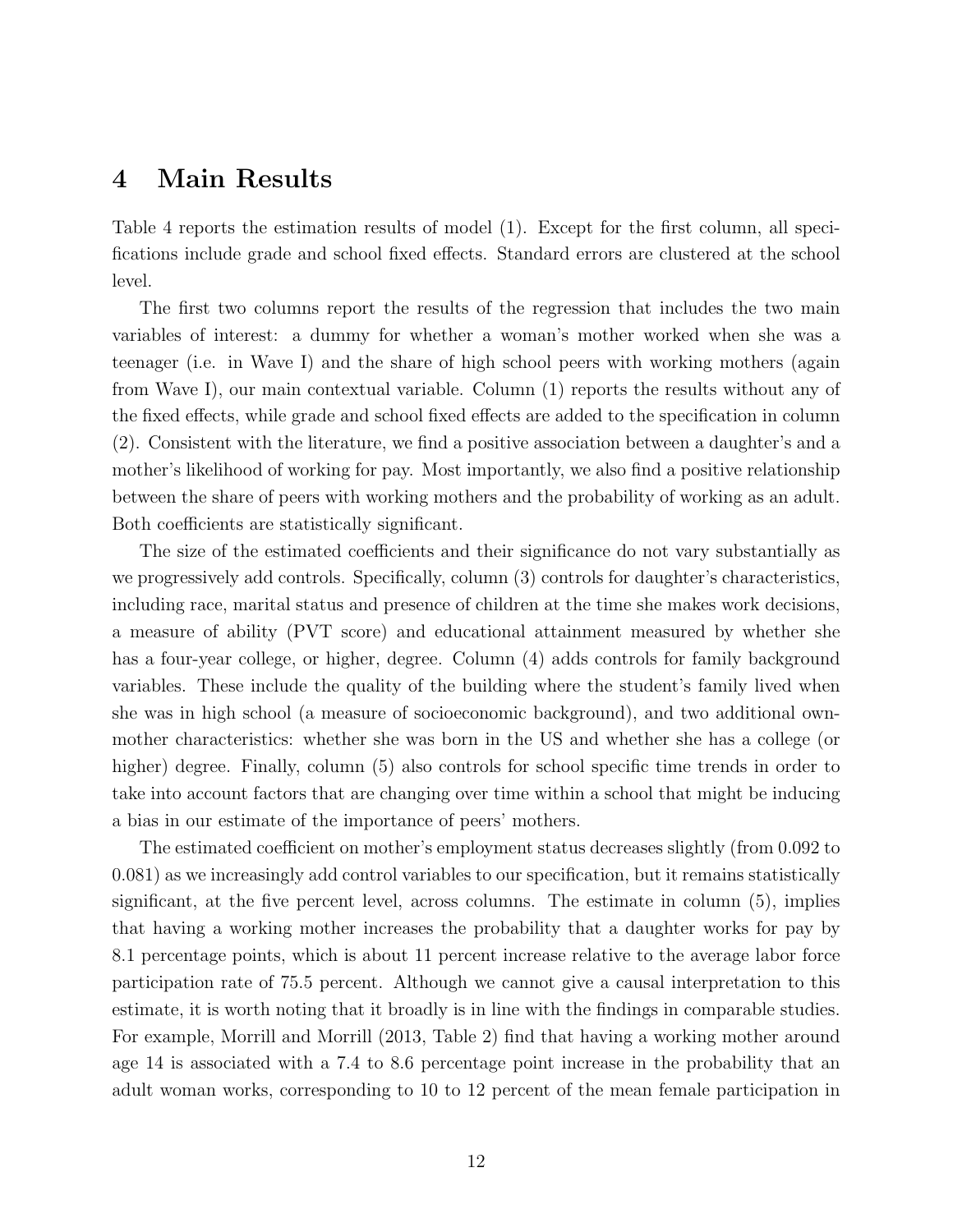# 4 Main Results

Table 4 reports the estimation results of model (1). Except for the first column, all specifications include grade and school fixed effects. Standard errors are clustered at the school level.

The first two columns report the results of the regression that includes the two main variables of interest: a dummy for whether a woman's mother worked when she was a teenager (i.e. in Wave I) and the share of high school peers with working mothers (again from Wave I), our main contextual variable. Column (1) reports the results without any of the fixed effects, while grade and school fixed effects are added to the specification in column (2). Consistent with the literature, we find a positive association between a daughter's and a mother's likelihood of working for pay. Most importantly, we also find a positive relationship between the share of peers with working mothers and the probability of working as an adult. Both coefficients are statistically significant.

The size of the estimated coefficients and their significance do not vary substantially as we progressively add controls. Specifically, column (3) controls for daughter's characteristics, including race, marital status and presence of children at the time she makes work decisions, a measure of ability (PVT score) and educational attainment measured by whether she has a four-year college, or higher, degree. Column (4) adds controls for family background variables. These include the quality of the building where the student's family lived when she was in high school (a measure of socioeconomic background), and two additional own-mother characteristics: whether she was born in the US and whether she has a college (or higher) degree. Finally, column (5) also controls for school specific time trends in order to take into account factors that are changing over time within a school that might be inducing a bias in our estimate of the importance of peers' mothers.

The estimated coefficient on mother's employment status decreases slightly (from 0.092 to 0.081) as we increasingly add control variables to our specification, but it remains statistically significant, at the five percent level, across columns. The estimate in column (5), implies that having a working mother increases the probability that a daughter works for pay by 8.1 percentage points, which is about 11 percent increase relative to the average labor force participation rate of 75.5 percent. Although we cannot give a causal interpretation to this estimate, it is worth noting that it broadly is in line with the findings in comparable studies. For example, Morrill and Morrill (2013, Table 2) find that having a working mother around age 14 is associated with a 7.4 to 8.6 percentage point increase in the probability that an adult woman works, corresponding to 10 to 12 percent of the mean female participation in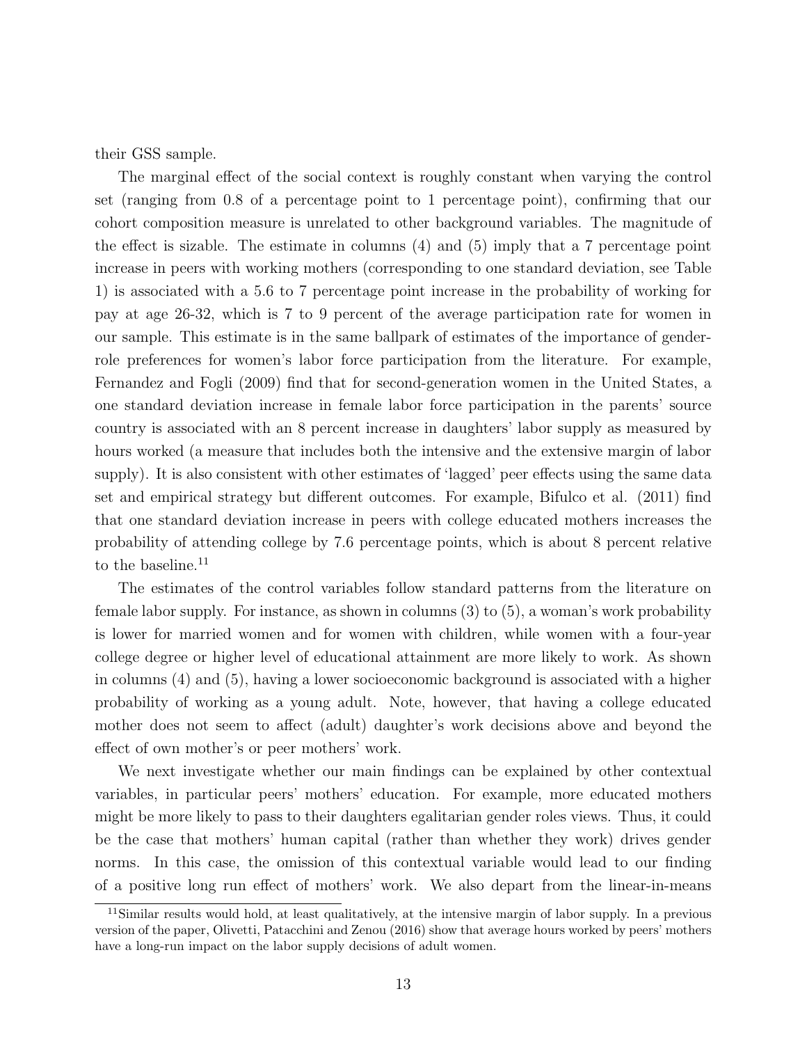their GSS sample.

The marginal effect of the social context is roughly constant when varying the control set (ranging from 0.8 of a percentage point to 1 percentage point), confirming that our cohort composition measure is unrelated to other background variables. The magnitude of the effect is sizable. The estimate in columns (4) and (5) imply that a 7 percentage point increase in peers with working mothers (corresponding to one standard deviation, see Table 1) is associated with a 5.6 to 7 percentage point increase in the probability of working for pay at age 26-32, which is 7 to 9 percent of the average participation rate for women in our sample. This estimate is in the same ballpark of estimates of the importance of gender-role preferences for women's labor force participation from the literature. For example, Fernandez and Fogli (2009) find that for second-generation women in the United States, a one standard deviation increase in female labor force participation in the parents' source country is associated with an 8 percent increase in daughters' labor supply as measured by hours worked (a measure that includes both the intensive and the extensive margin of labor supply). It is also consistent with other estimates of 'lagged' peer effects using the same data set and empirical strategy but different outcomes. For example, Bifulco et al. (2011) find that one standard deviation increase in peers with college educated mothers increases the probability of attending college by 7.6 percentage points, which is about 8 percent relative to the baseline.[11]

The estimates of the control variables follow standard patterns from the literature on female labor supply. For instance, as shown in columns (3) to (5), a woman's work probability is lower for married women and for women with children, while women with a four-year college degree or higher level of educational attainment are more likely to work. As shown in columns (4) and (5), having a lower socioeconomic background is associated with a higher probability of working as a young adult. Note, however, that having a college educated mother does not seem to affect (adult) daughter's work decisions above and beyond the effect of own mother's or peer mothers' work.

We next investigate whether our main findings can be explained by other contextual variables, in particular peers' mothers' education. For example, more educated mothers might be more likely to pass to their daughters egalitarian gender roles views. Thus, it could be the case that mothers' human capital (rather than whether they work) drives gender norms. In this case, the omission of this contextual variable would lead to our finding of a positive long run effect of mothers' work. We also depart from the linear-in-means

[11] Similar results would hold, at least qualitatively, at the intensive margin of labor supply. In a previous version of the paper, Olivetti, Patacchini and Zenou (2016) show that average hours worked by peers' mothers have a long-run impact on the labor supply decisions of adult women.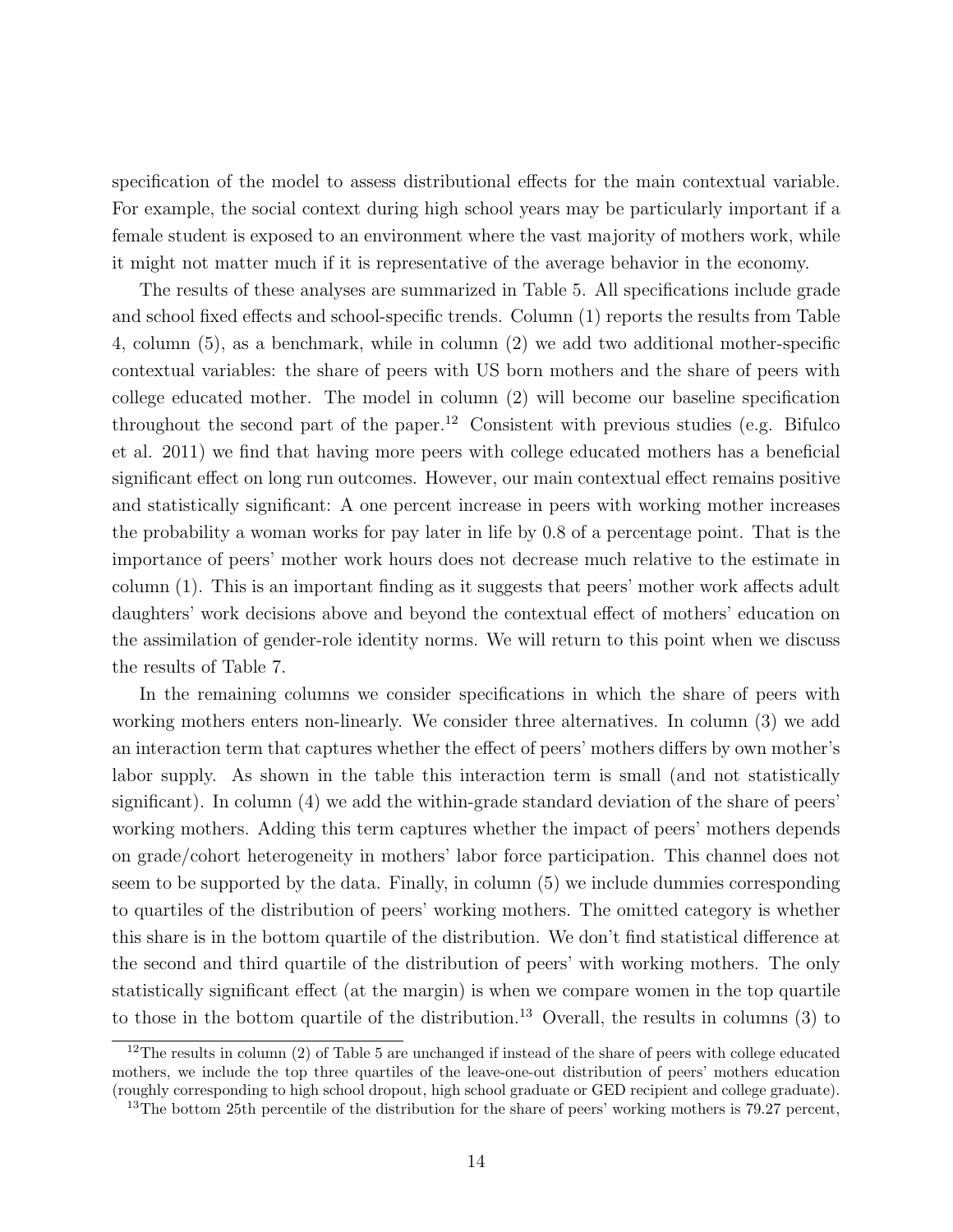specification of the model to assess distributional effects for the main contextual variable. For example, the social context during high school years may be particularly important if a female student is exposed to an environment where the vast majority of mothers work, while it might not matter much if it is representative of the average behavior in the economy.

The results of these analyses are summarized in Table 5. All specifications include grade and school fixed effects and school-specific trends. Column (1) reports the results from Table 4, column (5), as a benchmark, while in column (2) we add two additional mother-specific contextual variables: the share of peers with US born mothers and the share of peers with college educated mother. The model in column (2) will become our baseline specification throughout the second part of the paper.[12] Consistent with previous studies (e.g. Bifulco et al. 2011) we find that having more peers with college educated mothers has a beneficial significant effect on long run outcomes. However, our main contextual effect remains positive and statistically significant: A one percent increase in peers with working mother increases the probability a woman works for pay later in life by 0.8 of a percentage point. That is the importance of peers' mother work hours does not decrease much relative to the estimate in column (1). This is an important finding as it suggests that peers' mother work affects adult daughters' work decisions above and beyond the contextual effect of mothers' education on the assimilation of gender-role identity norms. We will return to this point when we discuss the results of Table 7.

In the remaining columns we consider specifications in which the share of peers with working mothers enters non-linearly. We consider three alternatives. In column (3) we add an interaction term that captures whether the effect of peers' mothers differs by own mother's labor supply. As shown in the table this interaction term is small (and not statistically significant). In column (4) we add the within-grade standard deviation of the share of peers' working mothers. Adding this term captures whether the impact of peers' mothers depends on grade/cohort heterogeneity in mothers' labor force participation. This channel does not seem to be supported by the data. Finally, in column (5) we include dummies corresponding to quartiles of the distribution of peers' working mothers. The omitted category is whether this share is in the bottom quartile of the distribution. We don't find statistical difference at the second and third quartile of the distribution of peers' with working mothers. The only statistically significant effect (at the margin) is when we compare women in the top quartile to those in the bottom quartile of the distribution.[13] Overall, the results in columns (3) to

[12] The results in column (2) of Table 5 are unchanged if instead of the share of peers with college educated mothers, we include the top three quartiles of the leave-one-out distribution of peers' mothers education (roughly corresponding to high school dropout, high school graduate or GED recipient and college graduate).

[13] The bottom 25th percentile of the distribution for the share of peers' working mothers is 79.27 percent,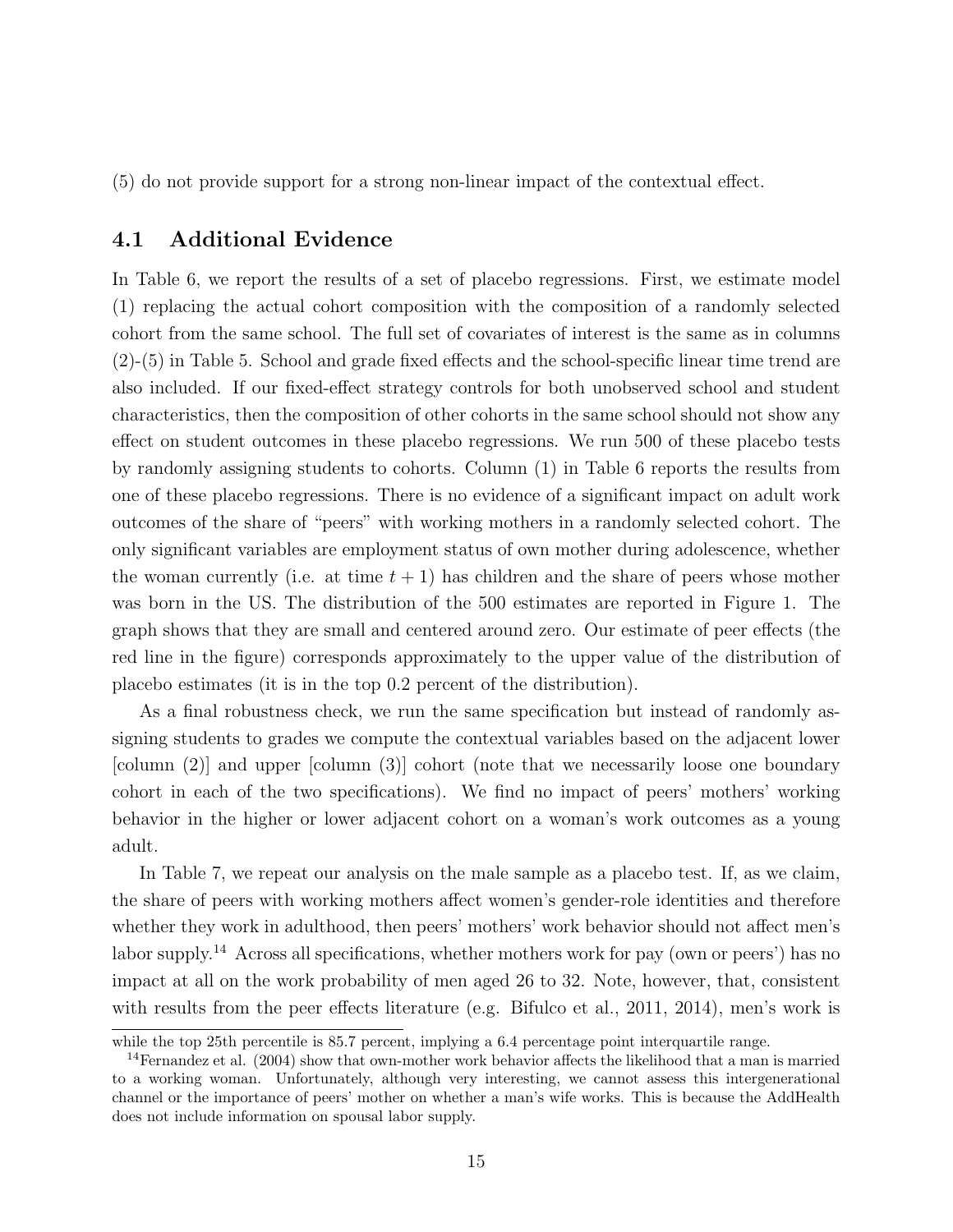(5) do not provide support for a strong non-linear impact of the contextual effect.

## 4.1 Additional Evidence

In Table 6, we report the results of a set of placebo regressions. First, we estimate model (1) replacing the actual cohort composition with the composition of a randomly selected cohort from the same school. The full set of covariates of interest is the same as in columns (2)-(5) in Table 5. School and grade fixed effects and the school-specific linear time trend are also included. If our fixed-effect strategy controls for both unobserved school and student characteristics, then the composition of other cohorts in the same school should not show any effect on student outcomes in these placebo regressions. We run 500 of these placebo tests by randomly assigning students to cohorts. Column (1) in Table 6 reports the results from one of these placebo regressions. There is no evidence of a significant impact on adult work outcomes of the share of "peers" with working mothers in a randomly selected cohort. The only significant variables are employment status of own mother during adolescence, whether the woman currently (i.e. at time $t + 1$) has children and the share of peers whose mother was born in the US. The distribution of the 500 estimates are reported in Figure 1. The graph shows that they are small and centered around zero. Our estimate of peer effects (the red line in the figure) corresponds approximately to the upper value of the distribution of placebo estimates (it is in the top 0.2 percent of the distribution).

As a final robustness check, we run the same specification but instead of randomly assigning students to grades we compute the contextual variables based on the adjacent lower [column (2)] and upper [column (3)] cohort (note that we necessarily loose one boundary cohort in each of the two specifications). We find no impact of peers' mothers' working behavior in the higher or lower adjacent cohort on a woman's work outcomes as a young adult.

In Table 7, we repeat our analysis on the male sample as a placebo test. If, as we claim, the share of peers with working mothers affect women's gender-role identities and therefore whether they work in adulthood, then peers' mothers' work behavior should not affect men's labor supply.[14] Across all specifications, whether mothers work for pay (own or peers') has no impact at all on the work probability of men aged 26 to 32. Note, however, that, consistent with results from the peer effects literature (e.g. Bifulco et al., 2011, 2014), men's work is

while the top 25th percentile is 85.7 percent, implying a 6.4 percentage point interquartile range.

[14] Fernandez et al. (2004) show that own-mother work behavior affects the likelihood that a man is married to a working woman. Unfortunately, although very interesting, we cannot assess this intergenerational channel or the importance of peers' mother on whether a man's wife works. This is because the AddHealth does not include information on spousal labor supply.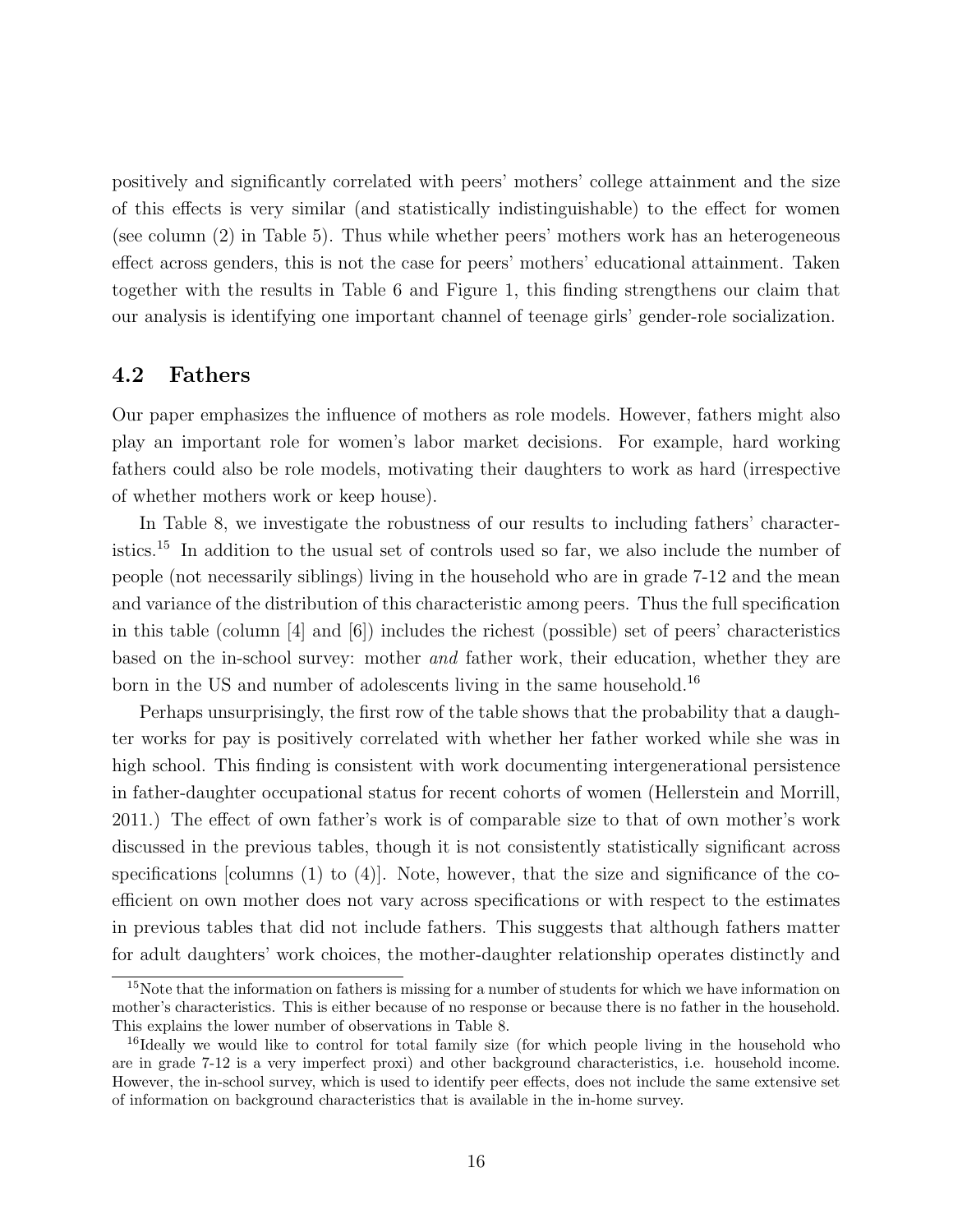positively and significantly correlated with peers' mothers' college attainment and the size of this effects is very similar (and statistically indistinguishable) to the effect for women (see column (2) in Table 5). Thus while whether peers' mothers work has an heterogeneous effect across genders, this is not the case for peers' mothers' educational attainment. Taken together with the results in Table 6 and Figure 1, this finding strengthens our claim that our analysis is identifying one important channel of teenage girls' gender-role socialization.

### 4.2 Fathers

Our paper emphasizes the influence of mothers as role models. However, fathers might also play an important role for women's labor market decisions. For example, hard working fathers could also be role models, motivating their daughters to work as hard (irrespective of whether mothers work or keep house).

In Table 8, we investigate the robustness of our results to including fathers' characteristics.[15] In addition to the usual set of controls used so far, we also include the number of people (not necessarily siblings) living in the household who are in grade 7-12 and the mean and variance of the distribution of this characteristic among peers. Thus the full specification in this table (column [4] and [6]) includes the richest (possible) set of peers' characteristics based on the in-school survey: mother *and* father work, their education, whether they are born in the US and number of adolescents living in the same household.[16]

Perhaps unsurprisingly, the first row of the table shows that the probability that a daughter works for pay is positively correlated with whether her father worked while she was in high school. This finding is consistent with work documenting intergenerational persistence in father-daughter occupational status for recent cohorts of women (Hellerstein and Morrill, 2011.) The effect of own father's work is of comparable size to that of own mother's work discussed in the previous tables, though it is not consistently statistically significant across specifications [columns (1) to (4)]. Note, however, that the size and significance of the coefficient on own mother does not vary across specifications or with respect to the estimates in previous tables that did not include fathers. This suggests that although fathers matter for adult daughters' work choices, the mother-daughter relationship operates distinctly and

[15] Note that the information on fathers is missing for a number of students for which we have information on mother's characteristics. This is either because of no response or because there is no father in the household. This explains the lower number of observations in Table 8.

[16] Ideally we would like to control for total family size (for which people living in the household who are in grade 7-12 is a very imperfect proxi) and other background characteristics, i.e. household income. However, the in-school survey, which is used to identify peer effects, does not include the same extensive set of information on background characteristics that is available in the in-home survey.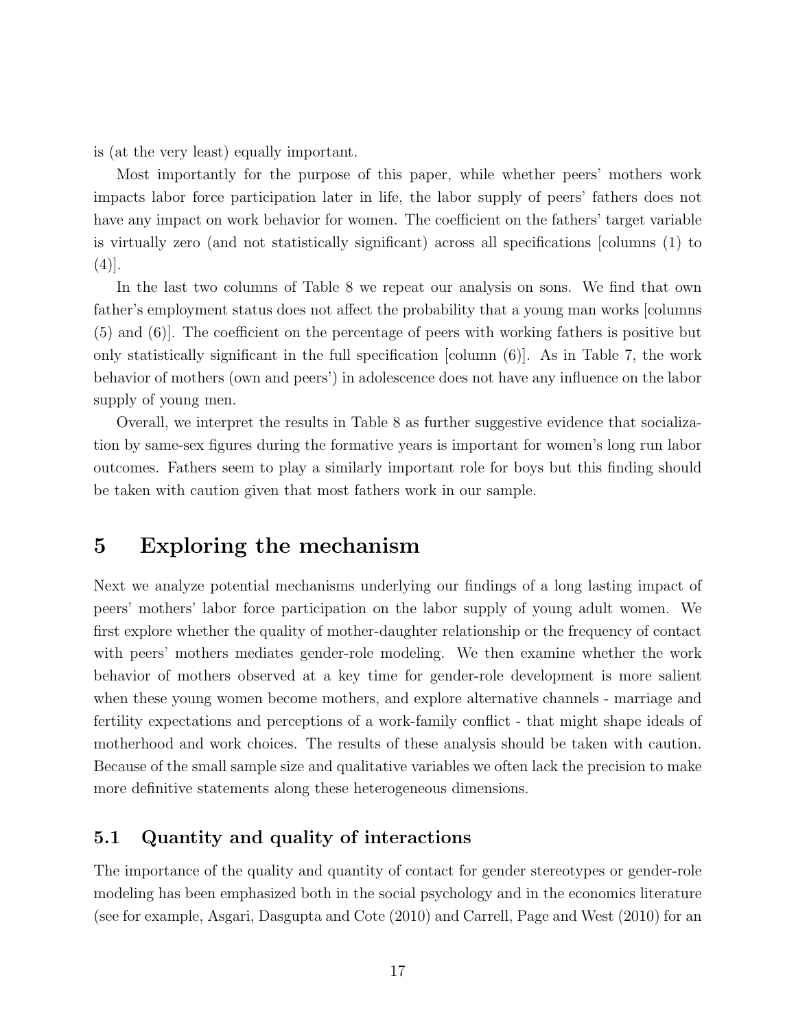is (at the very least) equally important.

Most importantly for the purpose of this paper, while whether peers' mothers work impacts labor force participation later in life, the labor supply of peers' fathers does not have any impact on work behavior for women. The coefficient on the fathers' target variable is virtually zero (and not statistically significant) across all specifications [columns (1) to (4)].

In the last two columns of Table 8 we repeat our analysis on sons. We find that own father's employment status does not affect the probability that a young man works [columns (5) and (6)]. The coefficient on the percentage of peers with working fathers is positive but only statistically significant in the full specification [column (6)]. As in Table 7, the work behavior of mothers (own and peers') in adolescence does not have any influence on the labor supply of young men.

Overall, we interpret the results in Table 8 as further suggestive evidence that socialization by same-sex figures during the formative years is important for women's long run labor outcomes. Fathers seem to play a similarly important role for boys but this finding should be taken with caution given that most fathers work in our sample.

# 5 Exploring the mechanism

Next we analyze potential mechanisms underlying our findings of a long lasting impact of peers' mothers' labor force participation on the labor supply of young adult women. We first explore whether the quality of mother-daughter relationship or the frequency of contact with peers' mothers mediates gender-role modeling. We then examine whether the work behavior of mothers observed at a key time for gender-role development is more salient when these young women become mothers, and explore alternative channels - marriage and fertility expectations and perceptions of a work-family conflict - that might shape ideals of motherhood and work choices. The results of these analysis should be taken with caution. Because of the small sample size and qualitative variables we often lack the precision to make more definitive statements along these heterogeneous dimensions.

## 5.1 Quantity and quality of interactions

The importance of the quality and quantity of contact for gender stereotypes or gender-role modeling has been emphasized both in the social psychology and in the economics literature (see for example, Asgari, Dasgupta and Cote (2010) and Carrell, Page and West (2010) for an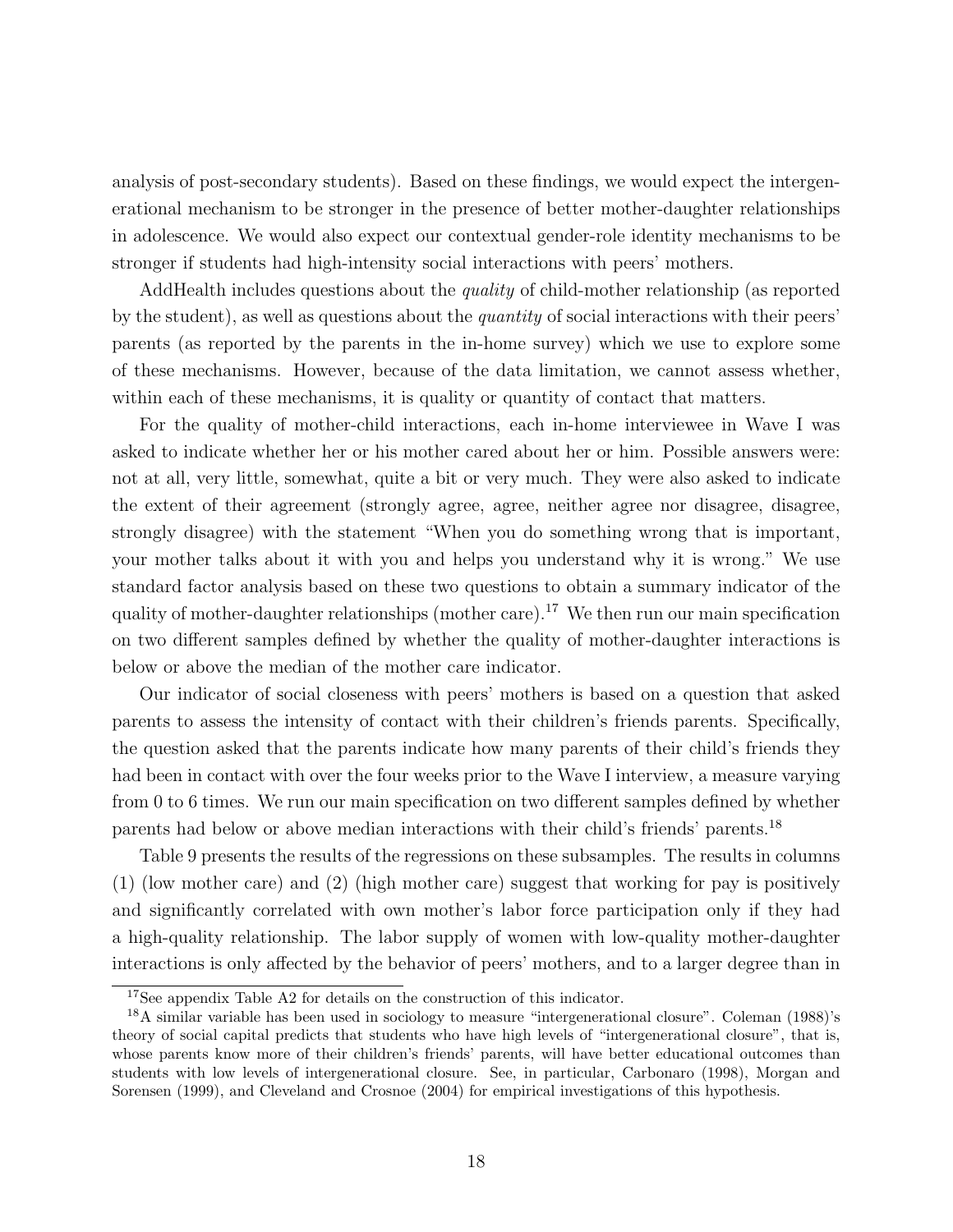analysis of post-secondary students). Based on these findings, we would expect the intergenerational mechanism to be stronger in the presence of better mother-daughter relationships in adolescence. We would also expect our contextual gender-role identity mechanisms to be stronger if students had high-intensity social interactions with peers' mothers.

AddHealth includes questions about the *quality* of child-mother relationship (as reported by the student), as well as questions about the *quantity* of social interactions with their peers' parents (as reported by the parents in the in-home survey) which we use to explore some of these mechanisms. However, because of the data limitation, we cannot assess whether, within each of these mechanisms, it is quality or quantity of contact that matters.

For the quality of mother-child interactions, each in-home interviewee in Wave I was asked to indicate whether her or his mother cared about her or him. Possible answers were: not at all, very little, somewhat, quite a bit or very much. They were also asked to indicate the extent of their agreement (strongly agree, agree, neither agree nor disagree, disagree, strongly disagree) with the statement "When you do something wrong that is important, your mother talks about it with you and helps you understand why it is wrong." We use standard factor analysis based on these two questions to obtain a summary indicator of the quality of mother-daughter relationships (mother care).[17] We then run our main specification on two different samples defined by whether the quality of mother-daughter interactions is below or above the median of the mother care indicator.

Our indicator of social closeness with peers' mothers is based on a question that asked parents to assess the intensity of contact with their children's friends parents. Specifically, the question asked that the parents indicate how many parents of their child's friends they had been in contact with over the four weeks prior to the Wave I interview, a measure varying from 0 to 6 times. We run our main specification on two different samples defined by whether parents had below or above median interactions with their child's friends' parents.[18]

Table 9 presents the results of the regressions on these subsamples. The results in columns (1) (low mother care) and (2) (high mother care) suggest that working for pay is positively and significantly correlated with own mother's labor force participation only if they had a high-quality relationship. The labor supply of women with low-quality mother-daughter interactions is only affected by the behavior of peers' mothers, and to a larger degree than in

[17] See appendix Table A2 for details on the construction of this indicator.

[18] A similar variable has been used in sociology to measure "intergenerational closure". Coleman (1988)'s theory of social capital predicts that students who have high levels of "intergenerational closure", that is, whose parents know more of their children's friends' parents, will have better educational outcomes than students with low levels of intergenerational closure. See, in particular, Carbonaro (1998), Morgan and Sorensen (1999), and Cleveland and Crosnoe (2004) for empirical investigations of this hypothesis.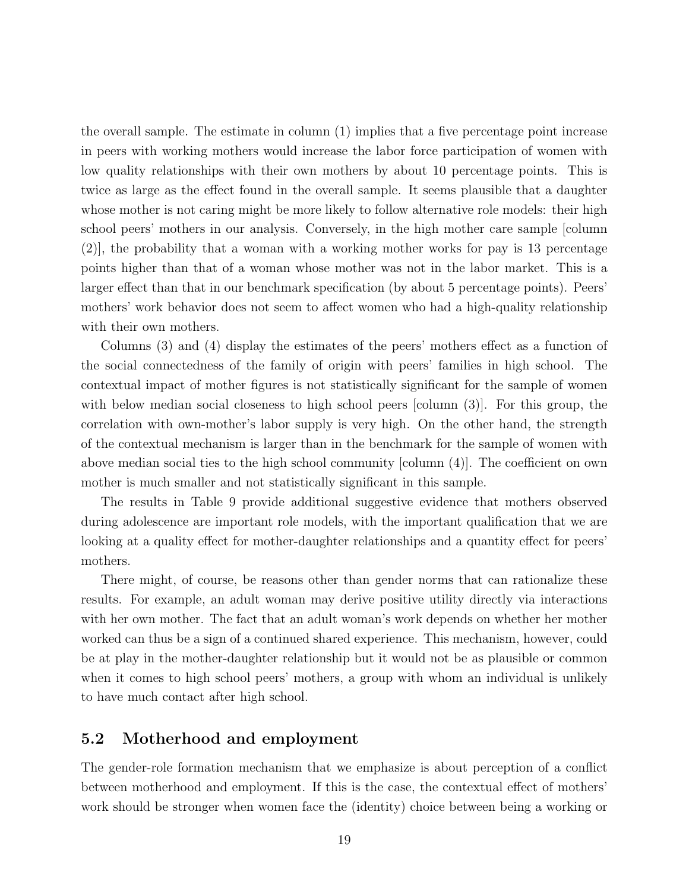the overall sample. The estimate in column (1) implies that a five percentage point increase in peers with working mothers would increase the labor force participation of women with low quality relationships with their own mothers by about 10 percentage points. This is twice as large as the effect found in the overall sample. It seems plausible that a daughter whose mother is not caring might be more likely to follow alternative role models: their high school peers' mothers in our analysis. Conversely, in the high mother care sample [column (2)], the probability that a woman with a working mother works for pay is 13 percentage points higher than that of a woman whose mother was not in the labor market. This is a larger effect than that in our benchmark specification (by about 5 percentage points). Peers' mothers' work behavior does not seem to affect women who had a high-quality relationship with their own mothers.

Columns (3) and (4) display the estimates of the peers' mothers effect as a function of the social connectedness of the family of origin with peers' families in high school. The contextual impact of mother figures is not statistically significant for the sample of women with below median social closeness to high school peers [column (3)]. For this group, the correlation with own-mother's labor supply is very high. On the other hand, the strength of the contextual mechanism is larger than in the benchmark for the sample of women with above median social ties to the high school community [column (4)]. The coefficient on own mother is much smaller and not statistically significant in this sample.

The results in Table 9 provide additional suggestive evidence that mothers observed during adolescence are important role models, with the important qualification that we are looking at a quality effect for mother-daughter relationships and a quantity effect for peers' mothers.

There might, of course, be reasons other than gender norms that can rationalize these results. For example, an adult woman may derive positive utility directly via interactions with her own mother. The fact that an adult woman's work depends on whether her mother worked can thus be a sign of a continued shared experience. This mechanism, however, could be at play in the mother-daughter relationship but it would not be as plausible or common when it comes to high school peers' mothers, a group with whom an individual is unlikely to have much contact after high school.

## 5.2 Motherhood and employment

The gender-role formation mechanism that we emphasize is about perception of a conflict between motherhood and employment. If this is the case, the contextual effect of mothers' work should be stronger when women face the (identity) choice between being a working or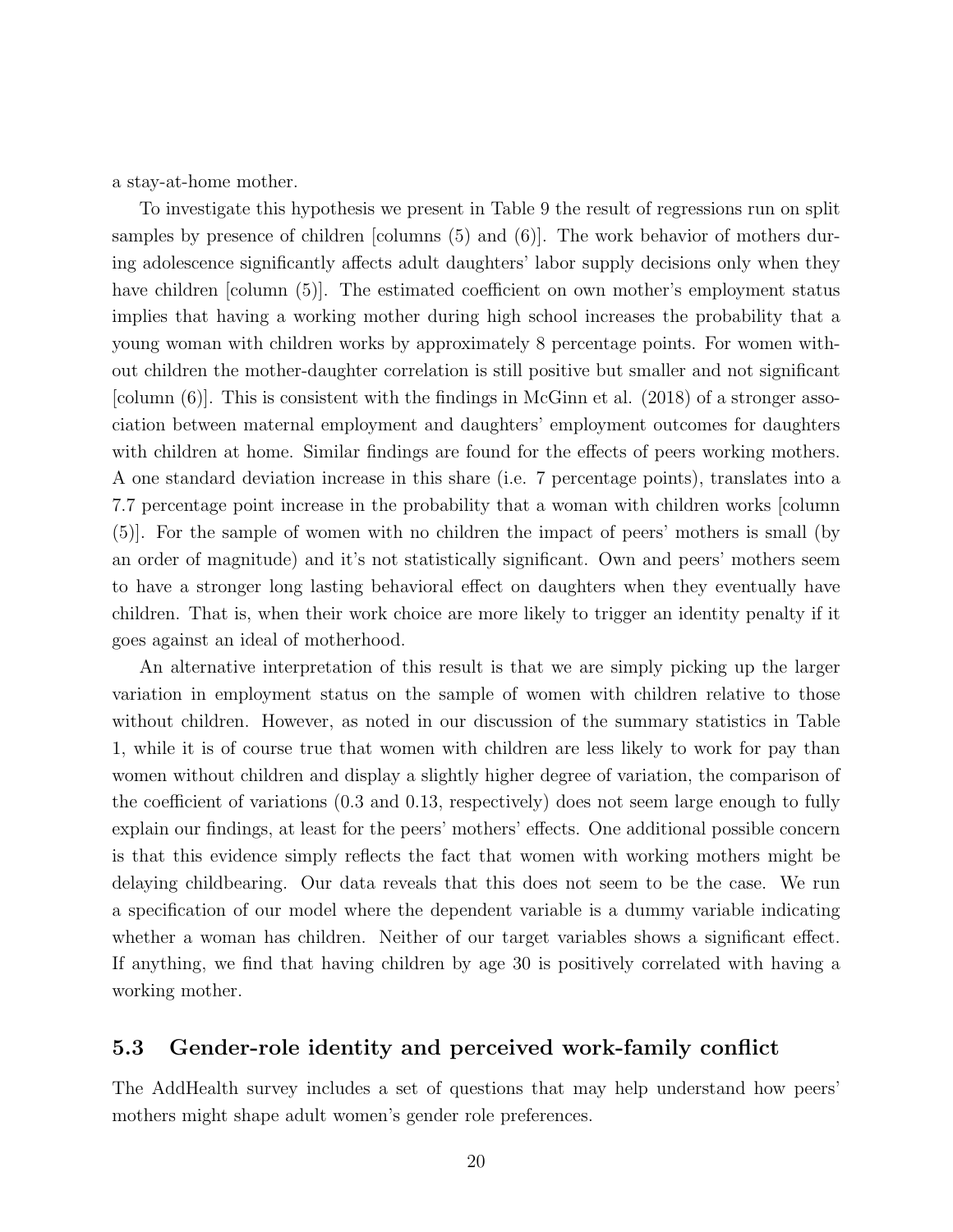a stay-at-home mother.

To investigate this hypothesis we present in Table 9 the result of regressions run on split samples by presence of children [columns (5) and (6)]. The work behavior of mothers during adolescence significantly affects adult daughters' labor supply decisions only when they have children [column (5)]. The estimated coefficient on own mother's employment status implies that having a working mother during high school increases the probability that a young woman with children works by approximately 8 percentage points. For women without children the mother-daughter correlation is still positive but smaller and not significant [column (6)]. This is consistent with the findings in McGinn et al. (2018) of a stronger association between maternal employment and daughters' employment outcomes for daughters with children at home. Similar findings are found for the effects of peers working mothers. A one standard deviation increase in this share (i.e. 7 percentage points), translates into a 7.7 percentage point increase in the probability that a woman with children works [column (5)]. For the sample of women with no children the impact of peers' mothers is small (by an order of magnitude) and it's not statistically significant. Own and peers' mothers seem to have a stronger long lasting behavioral effect on daughters when they eventually have children. That is, when their work choice are more likely to trigger an identity penalty if it goes against an ideal of motherhood.

An alternative interpretation of this result is that we are simply picking up the larger variation in employment status on the sample of women with children relative to those without children. However, as noted in our discussion of the summary statistics in Table 1, while it is of course true that women with children are less likely to work for pay than women without children and display a slightly higher degree of variation, the comparison of the coefficient of variations (0.3 and 0.13, respectively) does not seem large enough to fully explain our findings, at least for the peers' mothers' effects. One additional possible concern is that this evidence simply reflects the fact that women with working mothers might be delaying childbearing. Our data reveals that this does not seem to be the case. We run a specification of our model where the dependent variable is a dummy variable indicating whether a woman has children. Neither of our target variables shows a significant effect. If anything, we find that having children by age 30 is positively correlated with having a working mother.

## 5.3 Gender-role identity and perceived work-family conflict

The AddHealth survey includes a set of questions that may help understand how peers' mothers might shape adult women's gender role preferences.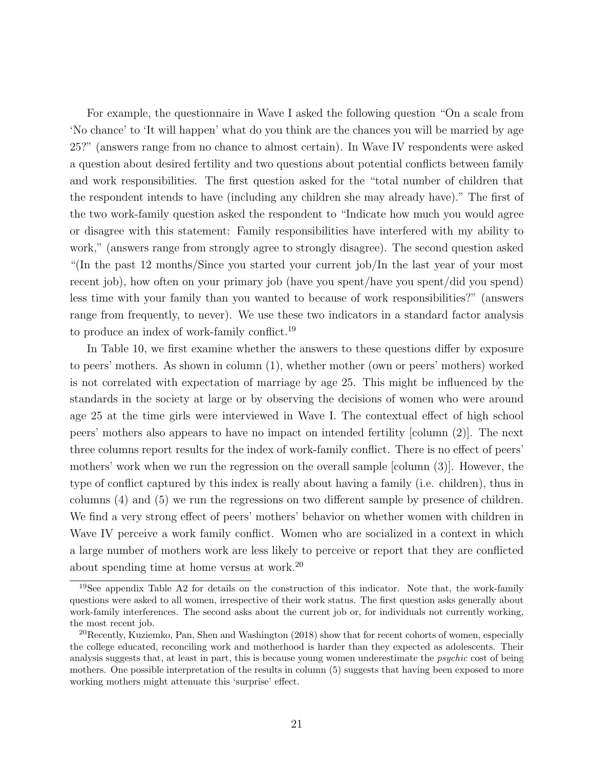For example, the questionnaire in Wave I asked the following question "On a scale from 'No chance' to 'It will happen' what do you think are the chances you will be married by age 25?" (answers range from no chance to almost certain). In Wave IV respondents were asked a question about desired fertility and two questions about potential conflicts between family and work responsibilities. The first question asked for the "total number of children that the respondent intends to have (including any children she may already have)." The first of the two work-family question asked the respondent to "Indicate how much you would agree or disagree with this statement: Family responsibilities have interfered with my ability to work," (answers range from strongly agree to strongly disagree). The second question asked "(In the past 12 months/Since you started your current job/In the last year of your most recent job), how often on your primary job (have you spent/have you spent/did you spend) less time with your family than you wanted to because of work responsibilities?" (answers range from frequently, to never). We use these two indicators in a standard factor analysis to produce an index of work-family conflict.[19]

In Table 10, we first examine whether the answers to these questions differ by exposure to peers' mothers. As shown in column (1), whether mother (own or peers' mothers) worked is not correlated with expectation of marriage by age 25. This might be influenced by the standards in the society at large or by observing the decisions of women who were around age 25 at the time girls were interviewed in Wave I. The contextual effect of high school peers' mothers also appears to have no impact on intended fertility [column (2)]. The next three columns report results for the index of work-family conflict. There is no effect of peers' mothers' work when we run the regression on the overall sample [column (3)]. However, the type of conflict captured by this index is really about having a family (i.e. children), thus in columns (4) and (5) we run the regressions on two different sample by presence of children. We find a very strong effect of peers' mothers' behavior on whether women with children in Wave IV perceive a work family conflict. Women who are socialized in a context in which a large number of mothers work are less likely to perceive or report that they are conflicted about spending time at home versus at work.[20]

[19]See appendix Table A2 for details on the construction of this indicator. Note that, the work-family questions were asked to all women, irrespective of their work status. The first question asks generally about work-family interferences. The second asks about the current job or, for individuals not currently working, the most recent job.

[20]Recently, Kuziemko, Pan, Shen and Washington (2018) show that for recent cohorts of women, especially the college educated, reconciling work and motherhood is harder than they expected as adolescents. Their analysis suggests that, at least in part, this is because young women underestimate the *psychic* cost of being mothers. One possible interpretation of the results in column (5) suggests that having been exposed to more working mothers might attenuate this 'surprise' effect.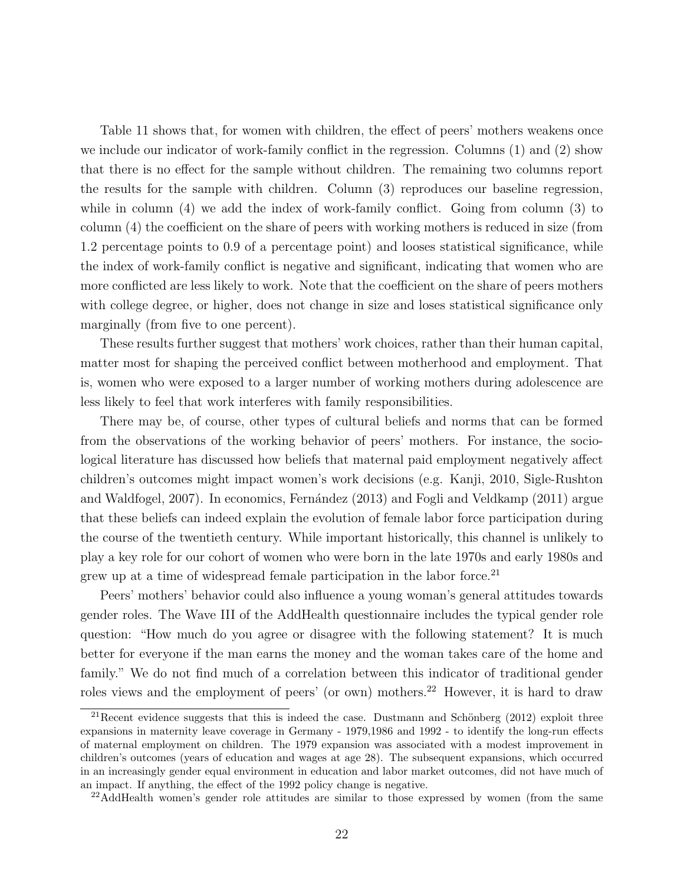Table 11 shows that, for women with children, the effect of peers' mothers weakens once we include our indicator of work-family conflict in the regression. Columns (1) and (2) show that there is no effect for the sample without children. The remaining two columns report the results for the sample with children. Column (3) reproduces our baseline regression, while in column (4) we add the index of work-family conflict. Going from column (3) to column (4) the coefficient on the share of peers with working mothers is reduced in size (from 1.2 percentage points to 0.9 of a percentage point) and looses statistical significance, while the index of work-family conflict is negative and significant, indicating that women who are more conflicted are less likely to work. Note that the coefficient on the share of peers mothers with college degree, or higher, does not change in size and loses statistical significance only marginally (from five to one percent).

These results further suggest that mothers' work choices, rather than their human capital, matter most for shaping the perceived conflict between motherhood and employment. That is, women who were exposed to a larger number of working mothers during adolescence are less likely to feel that work interferes with family responsibilities.

There may be, of course, other types of cultural beliefs and norms that can be formed from the observations of the working behavior of peers' mothers. For instance, the sociological literature has discussed how beliefs that maternal paid employment negatively affect children's outcomes might impact women's work decisions (e.g. Kanji, 2010, Sigle-Rushton and Waldfogel, 2007). In economics, Fernández (2013) and Fogli and Veldkamp (2011) argue that these beliefs can indeed explain the evolution of female labor force participation during the course of the twentieth century. While important historically, this channel is unlikely to play a key role for our cohort of women who were born in the late 1970s and early 1980s and grew up at a time of widespread female participation in the labor force.[21]

Peers' mothers' behavior could also influence a young woman's general attitudes towards gender roles. The Wave III of the AddHealth questionnaire includes the typical gender role question: "How much do you agree or disagree with the following statement? It is much better for everyone if the man earns the money and the woman takes care of the home and family." We do not find much of a correlation between this indicator of traditional gender roles views and the employment of peers' (or own) mothers.[22] However, it is hard to draw

[21] Recent evidence suggests that this is indeed the case. Dustmann and Schönberg (2012) exploit three expansions in maternity leave coverage in Germany - 1979,1986 and 1992 - to identify the long-run effects of maternal employment on children. The 1979 expansion was associated with a modest improvement in children's outcomes (years of education and wages at age 28). The subsequent expansions, which occurred in an increasingly gender equal environment in education and labor market outcomes, did not have much of an impact. If anything, the effect of the 1992 policy change is negative.

[22] AddHealth women's gender role attitudes are similar to those expressed by women (from the same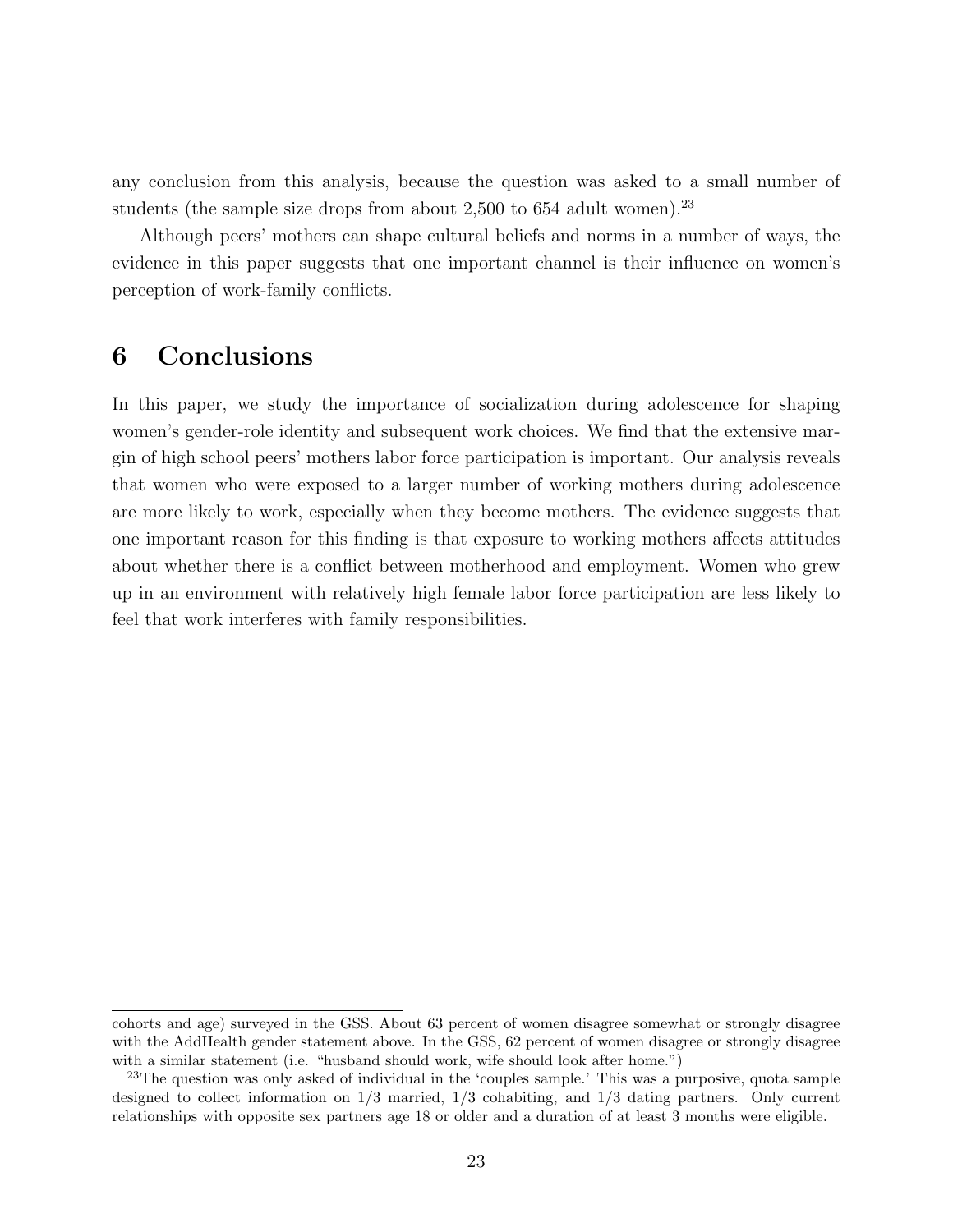any conclusion from this analysis, because the question was asked to a small number of students (the sample size drops from about 2,500 to 654 adult women).[23]

Although peers' mothers can shape cultural beliefs and norms in a number of ways, the evidence in this paper suggests that one important channel is their influence on women's perception of work-family conflicts.

# 6 Conclusions

In this paper, we study the importance of socialization during adolescence for shaping women's gender-role identity and subsequent work choices. We find that the extensive margin of high school peers' mothers labor force participation is important. Our analysis reveals that women who were exposed to a larger number of working mothers during adolescence are more likely to work, especially when they become mothers. The evidence suggests that one important reason for this finding is that exposure to working mothers affects attitudes about whether there is a conflict between motherhood and employment. Women who grew up in an environment with relatively high female labor force participation are less likely to feel that work interferes with family responsibilities.

---

cohorts and age) surveyed in the GSS. About 63 percent of women disagree somewhat or strongly disagree with the AddHealth gender statement above. In the GSS, 62 percent of women disagree or strongly disagree with a similar statement (i.e. "husband should work, wife should look after home.")

[23]The question was only asked of individual in the 'couples sample.' This was a purposive, quota sample designed to collect information on 1/3 married, 1/3 cohabiting, and 1/3 dating partners. Only current relationships with opposite sex partners age 18 or older and a duration of at least 3 months were eligible.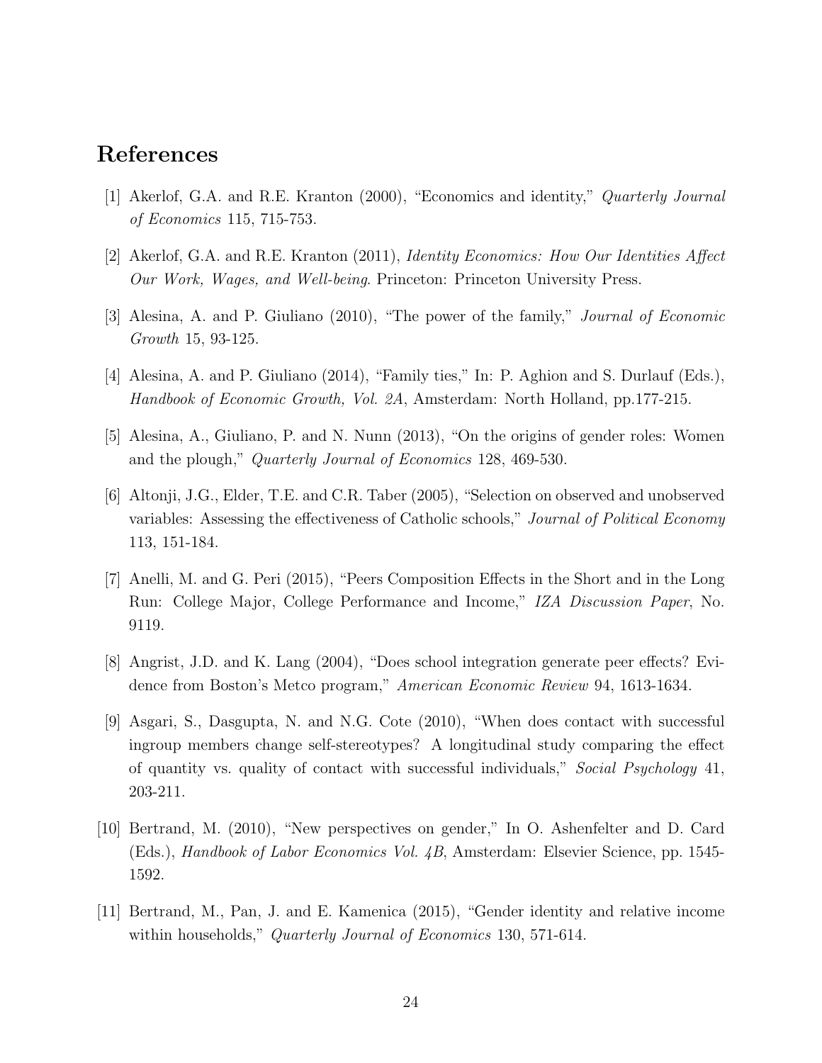# References

[1] Akerlof, G.A. and R.E. Kranton (2000), "Economics and identity," *Quarterly Journal of Economics* 115, 715-753.

[2] Akerlof, G.A. and R.E. Kranton (2011), *Identity Economics: How Our Identities Affect Our Work, Wages, and Well-being*. Princeton: Princeton University Press.

[3] Alesina, A. and P. Giuliano (2010), "The power of the family," *Journal of Economic Growth* 15, 93-125.

[4] Alesina, A. and P. Giuliano (2014), "Family ties," In: P. Aghion and S. Durlauf (Eds.), *Handbook of Economic Growth, Vol. 2A*, Amsterdam: North Holland, pp.177-215.

[5] Alesina, A., Giuliano, P. and N. Nunn (2013), "On the origins of gender roles: Women and the plough," *Quarterly Journal of Economics* 128, 469-530.

[6] Altonji, J.G., Elder, T.E. and C.R. Taber (2005), "Selection on observed and unobserved variables: Assessing the effectiveness of Catholic schools," *Journal of Political Economy* 113, 151-184.

[7] Anelli, M. and G. Peri (2015), "Peers Composition Effects in the Short and in the Long Run: College Major, College Performance and Income," *IZA Discussion Paper*, No. 9119.

[8] Angrist, J.D. and K. Lang (2004), "Does school integration generate peer effects? Evidence from Boston's Metco program," *American Economic Review* 94, 1613-1634.

[9] Asgari, S., Dasgupta, N. and N.G. Cote (2010), "When does contact with successful ingroup members change self-stereotypes? A longitudinal study comparing the effect of quantity vs. quality of contact with successful individuals," *Social Psychology* 41, 203-211.

[10] Bertrand, M. (2010), "New perspectives on gender," In O. Ashenfelter and D. Card (Eds.), *Handbook of Labor Economics Vol. 4B*, Amsterdam: Elsevier Science, pp. 1545-1592.

[11] Bertrand, M., Pan, J. and E. Kamenica (2015), "Gender identity and relative income within households," *Quarterly Journal of Economics* 130, 571-614.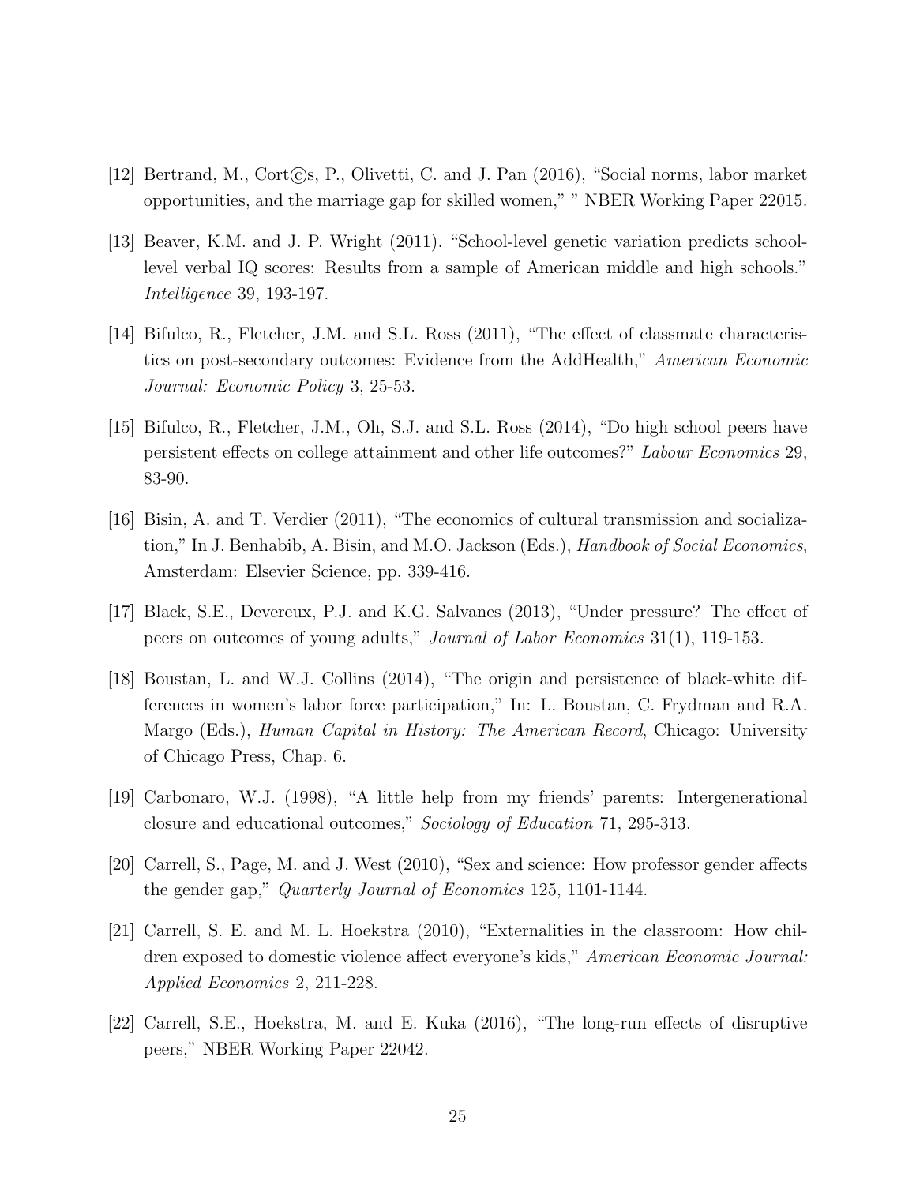[12] Bertrand, M., Cort©s, P., Olivetti, C. and J. Pan (2016), "Social norms, labor market opportunities, and the marriage gap for skilled women," " NBER Working Paper 22015.

[13] Beaver, K.M. and J. P. Wright (2011). "School-level genetic variation predicts school-level verbal IQ scores: Results from a sample of American middle and high schools." *Intelligence* 39, 193-197.

[14] Bifulco, R., Fletcher, J.M. and S.L. Ross (2011), "The effect of classmate characteristics on post-secondary outcomes: Evidence from the AddHealth," *American Economic Journal: Economic Policy* 3, 25-53.

[15] Bifulco, R., Fletcher, J.M., Oh, S.J. and S.L. Ross (2014), "Do high school peers have persistent effects on college attainment and other life outcomes?" *Labour Economics* 29, 83-90.

[16] Bisin, A. and T. Verdier (2011), "The economics of cultural transmission and socialization," In J. Benhabib, A. Bisin, and M.O. Jackson (Eds.), *Handbook of Social Economics*, Amsterdam: Elsevier Science, pp. 339-416.

[17] Black, S.E., Devereux, P.J. and K.G. Salvanes (2013), "Under pressure? The effect of peers on outcomes of young adults," *Journal of Labor Economics* 31(1), 119-153.

[18] Boustan, L. and W.J. Collins (2014), "The origin and persistence of black-white differences in women's labor force participation," In: L. Boustan, C. Frydman and R.A. Margo (Eds.), *Human Capital in History: The American Record*, Chicago: University of Chicago Press, Chap. 6.

[19] Carbonaro, W.J. (1998), "A little help from my friends' parents: Intergenerational closure and educational outcomes," *Sociology of Education* 71, 295-313.

[20] Carrell, S., Page, M. and J. West (2010), "Sex and science: How professor gender affects the gender gap," *Quarterly Journal of Economics* 125, 1101-1144.

[21] Carrell, S. E. and M. L. Hoekstra (2010), "Externalities in the classroom: How children exposed to domestic violence affect everyone's kids," *American Economic Journal: Applied Economics* 2, 211-228.

[22] Carrell, S.E., Hoekstra, M. and E. Kuka (2016), "The long-run effects of disruptive peers," NBER Working Paper 22042.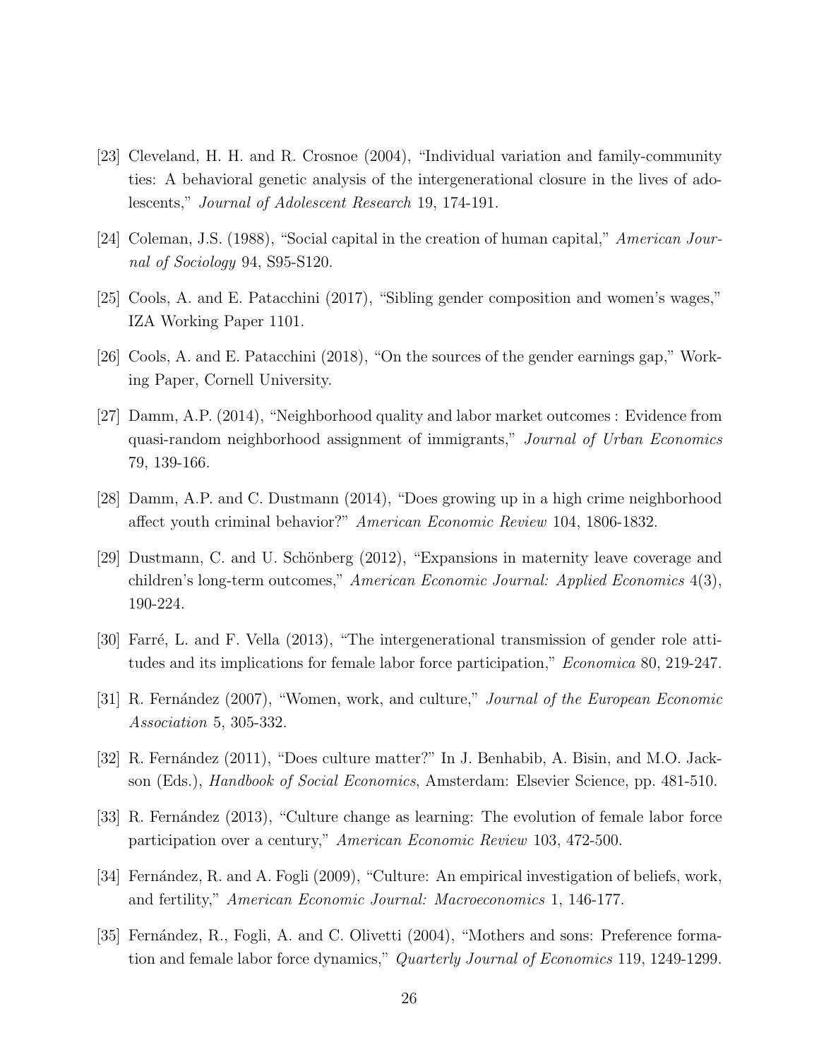[23] Cleveland, H. H. and R. Crosnoe (2004), "Individual variation and family-community ties: A behavioral genetic analysis of the intergenerational closure in the lives of adolescents," *Journal of Adolescent Research* 19, 174-191.

[24] Coleman, J.S. (1988), "Social capital in the creation of human capital," *American Journal of Sociology* 94, S95-S120.

[25] Cools, A. and E. Patacchini (2017), "Sibling gender composition and women's wages," IZA Working Paper 1101.

[26] Cools, A. and E. Patacchini (2018), "On the sources of the gender earnings gap," Working Paper, Cornell University.

[27] Damm, A.P. (2014), "Neighborhood quality and labor market outcomes : Evidence from quasi-random neighborhood assignment of immigrants," *Journal of Urban Economics* 79, 139-166.

[28] Damm, A.P. and C. Dustmann (2014), "Does growing up in a high crime neighborhood affect youth criminal behavior?" *American Economic Review* 104, 1806-1832.

[29] Dustmann, C. and U. Schönberg (2012), "Expansions in maternity leave coverage and children's long-term outcomes," *American Economic Journal: Applied Economics* 4(3), 190-224.

[30] Farré, L. and F. Vella (2013), "The intergenerational transmission of gender role attitudes and its implications for female labor force participation," *Economica* 80, 219-247.

[31] R. Fernández (2007), "Women, work, and culture," *Journal of the European Economic Association* 5, 305-332.

[32] R. Fernández (2011), "Does culture matter?" In J. Benhabib, A. Bisin, and M.O. Jackson (Eds.), *Handbook of Social Economics*, Amsterdam: Elsevier Science, pp. 481-510.

[33] R. Fernández (2013), "Culture change as learning: The evolution of female labor force participation over a century," *American Economic Review* 103, 472-500.

[34] Fernández, R. and A. Fogli (2009), "Culture: An empirical investigation of beliefs, work, and fertility," *American Economic Journal: Macroeconomics* 1, 146-177.

[35] Fernández, R., Fogli, A. and C. Olivetti (2004), "Mothers and sons: Preference formation and female labor force dynamics," *Quarterly Journal of Economics* 119, 1249-1299.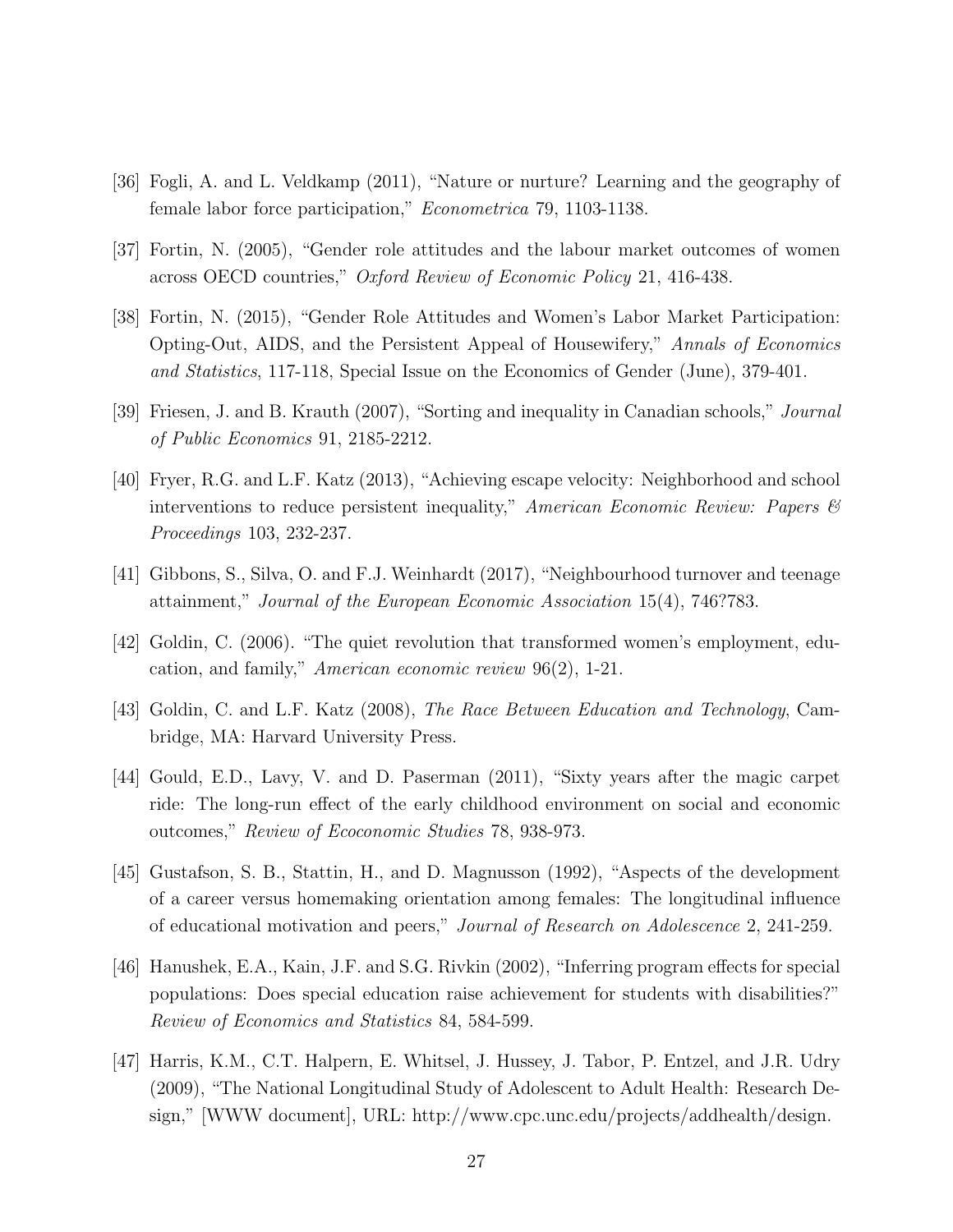[36] Fogli, A. and L. Veldkamp (2011), "Nature or nurture? Learning and the geography of female labor force participation," *Econometrica* 79, 1103-1138.

[37] Fortin, N. (2005), "Gender role attitudes and the labour market outcomes of women across OECD countries," *Oxford Review of Economic Policy* 21, 416-438.

[38] Fortin, N. (2015), "Gender Role Attitudes and Women's Labor Market Participation: Opting-Out, AIDS, and the Persistent Appeal of Housewifery," *Annals of Economics and Statistics*, 117-118, Special Issue on the Economics of Gender (June), 379-401.

[39] Friesen, J. and B. Krauth (2007), "Sorting and inequality in Canadian schools," *Journal of Public Economics* 91, 2185-2212.

[40] Fryer, R.G. and L.F. Katz (2013), "Achieving escape velocity: Neighborhood and school interventions to reduce persistent inequality," *American Economic Review: Papers & Proceedings* 103, 232-237.

[41] Gibbons, S., Silva, O. and F.J. Weinhardt (2017), "Neighbourhood turnover and teenage attainment," *Journal of the European Economic Association* 15(4), 746?783.

[42] Goldin, C. (2006). "The quiet revolution that transformed women's employment, education, and family," *American economic review* 96(2), 1-21.

[43] Goldin, C. and L.F. Katz (2008), *The Race Between Education and Technology*, Cambridge, MA: Harvard University Press.

[44] Gould, E.D., Lavy, V. and D. Paserman (2011), "Sixty years after the magic carpet ride: The long-run effect of the early childhood environment on social and economic outcomes," *Review of Ecoconomic Studies* 78, 938-973.

[45] Gustafson, S. B., Stattin, H., and D. Magnusson (1992), "Aspects of the development of a career versus homemaking orientation among females: The longitudinal influence of educational motivation and peers," *Journal of Research on Adolescence* 2, 241-259.

[46] Hanushek, E.A., Kain, J.F. and S.G. Rivkin (2002), "Inferring program effects for special populations: Does special education raise achievement for students with disabilities?" *Review of Economics and Statistics* 84, 584-599.

[47] Harris, K.M., C.T. Halpern, E. Whitsel, J. Hussey, J. Tabor, P. Entzel, and J.R. Udry (2009), "The National Longitudinal Study of Adolescent to Adult Health: Research Design," [WWW document], URL: http://www.cpc.unc.edu/projects/addhealth/design.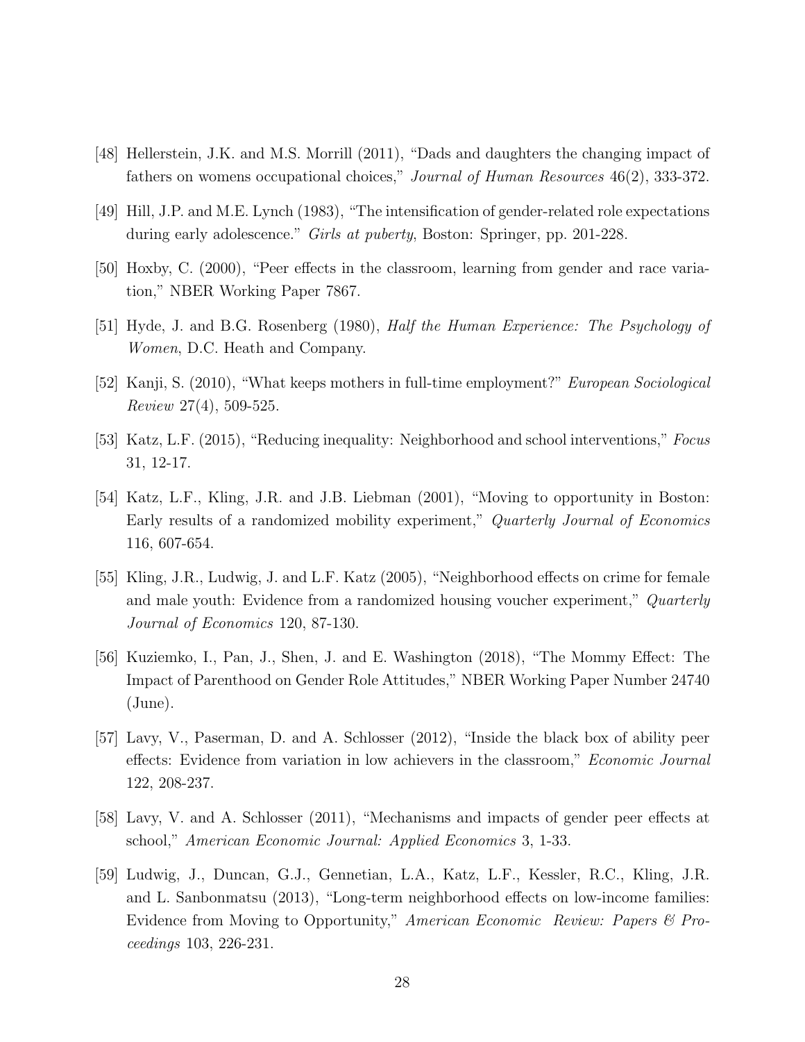[48] Hellerstein, J.K. and M.S. Morrill (2011), "Dads and daughters the changing impact of fathers on womens occupational choices," *Journal of Human Resources* 46(2), 333-372.

[49] Hill, J.P. and M.E. Lynch (1983), "The intensification of gender-related role expectations during early adolescence." *Girls at puberty*, Boston: Springer, pp. 201-228.

[50] Hoxby, C. (2000), "Peer effects in the classroom, learning from gender and race variation," NBER Working Paper 7867.

[51] Hyde, J. and B.G. Rosenberg (1980), *Half the Human Experience: The Psychology of Women*, D.C. Heath and Company.

[52] Kanji, S. (2010), "What keeps mothers in full-time employment?" *European Sociological Review* 27(4), 509-525.

[53] Katz, L.F. (2015), "Reducing inequality: Neighborhood and school interventions," *Focus* 31, 12-17.

[54] Katz, L.F., Kling, J.R. and J.B. Liebman (2001), "Moving to opportunity in Boston: Early results of a randomized mobility experiment," *Quarterly Journal of Economics* 116, 607-654.

[55] Kling, J.R., Ludwig, J. and L.F. Katz (2005), "Neighborhood effects on crime for female and male youth: Evidence from a randomized housing voucher experiment," *Quarterly Journal of Economics* 120, 87-130.

[56] Kuziemko, I., Pan, J., Shen, J. and E. Washington (2018), "The Mommy Effect: The Impact of Parenthood on Gender Role Attitudes," NBER Working Paper Number 24740 (June).

[57] Lavy, V., Paserman, D. and A. Schlosser (2012), "Inside the black box of ability peer effects: Evidence from variation in low achievers in the classroom," *Economic Journal* 122, 208-237.

[58] Lavy, V. and A. Schlosser (2011), "Mechanisms and impacts of gender peer effects at school," *American Economic Journal: Applied Economics* 3, 1-33.

[59] Ludwig, J., Duncan, G.J., Gennetian, L.A., Katz, L.F., Kessler, R.C., Kling, J.R. and L. Sanbonmatsu (2013), "Long-term neighborhood effects on low-income families: Evidence from Moving to Opportunity," *American Economic Review: Papers & Proceedings* 103, 226-231.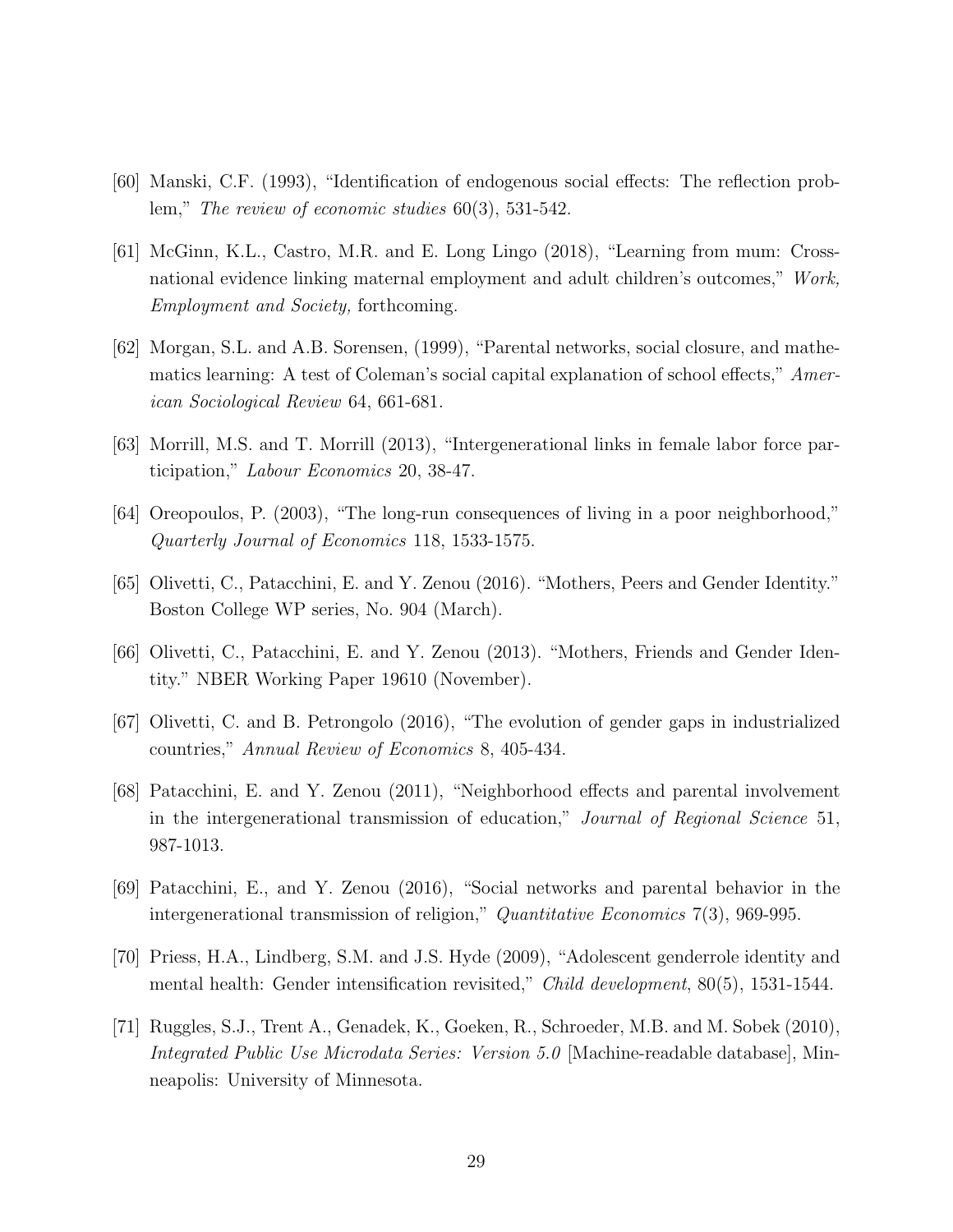[60] Manski, C.F. (1993), "Identification of endogenous social effects: The reflection problem," *The review of economic studies* 60(3), 531-542.

[61] McGinn, K.L., Castro, M.R. and E. Long Lingo (2018), "Learning from mum: Cross-national evidence linking maternal employment and adult children's outcomes," *Work, Employment and Society,* forthcoming.

[62] Morgan, S.L. and A.B. Sorensen, (1999), "Parental networks, social closure, and mathematics learning: A test of Coleman's social capital explanation of school effects," *American Sociological Review* 64, 661-681.

[63] Morrill, M.S. and T. Morrill (2013), "Intergenerational links in female labor force participation," *Labour Economics* 20, 38-47.

[64] Oreopoulos, P. (2003), "The long-run consequences of living in a poor neighborhood," *Quarterly Journal of Economics* 118, 1533-1575.

[65] Olivetti, C., Patacchini, E. and Y. Zenou (2016). "Mothers, Peers and Gender Identity." Boston College WP series, No. 904 (March).

[66] Olivetti, C., Patacchini, E. and Y. Zenou (2013). "Mothers, Friends and Gender Identity." NBER Working Paper 19610 (November).

[67] Olivetti, C. and B. Petrongolo (2016), "The evolution of gender gaps in industrialized countries," *Annual Review of Economics* 8, 405-434.

[68] Patacchini, E. and Y. Zenou (2011), "Neighborhood effects and parental involvement in the intergenerational transmission of education," *Journal of Regional Science* 51, 987-1013.

[69] Patacchini, E., and Y. Zenou (2016), "Social networks and parental behavior in the intergenerational transmission of religion," *Quantitative Economics* 7(3), 969-995.

[70] Priess, H.A., Lindberg, S.M. and J.S. Hyde (2009), "Adolescent genderrole identity and mental health: Gender intensification revisited," *Child development*, 80(5), 1531-1544.

[71] Ruggles, S.J., Trent A., Genadek, K., Goeken, R., Schroeder, M.B. and M. Sobek (2010), *Integrated Public Use Microdata Series: Version 5.0* [Machine-readable database], Minneapolis: University of Minnesota.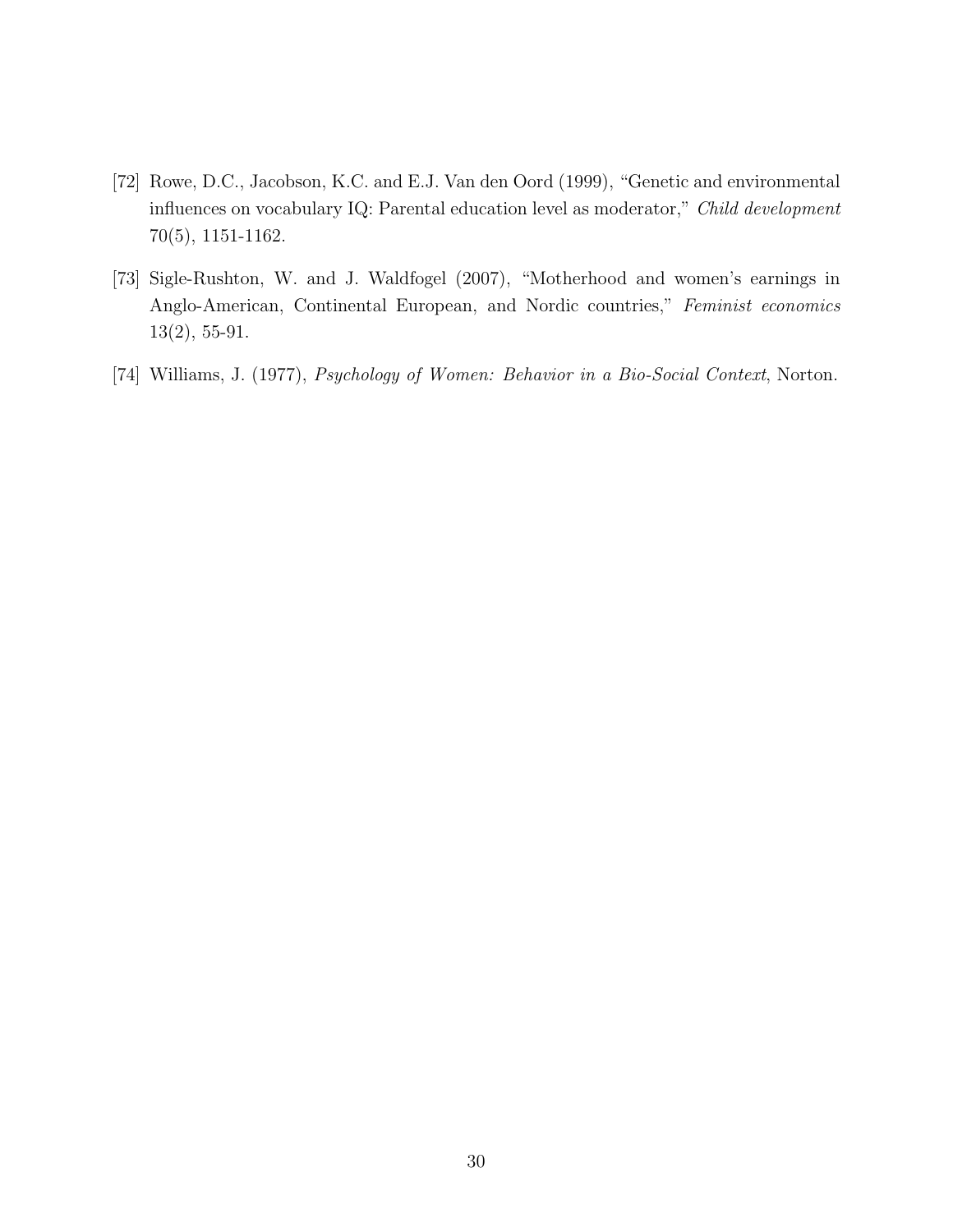[72] Rowe, D.C., Jacobson, K.C. and E.J. Van den Oord (1999), "Genetic and environmental influences on vocabulary IQ: Parental education level as moderator," *Child development* 70(5), 1151-1162.

[73] Sigle-Rushton, W. and J. Waldfogel (2007), "Motherhood and women's earnings in Anglo-American, Continental European, and Nordic countries," *Feminist economics* 13(2), 55-91.

[74] Williams, J. (1977), *Psychology of Women: Behavior in a Bio-Social Context*, Norton.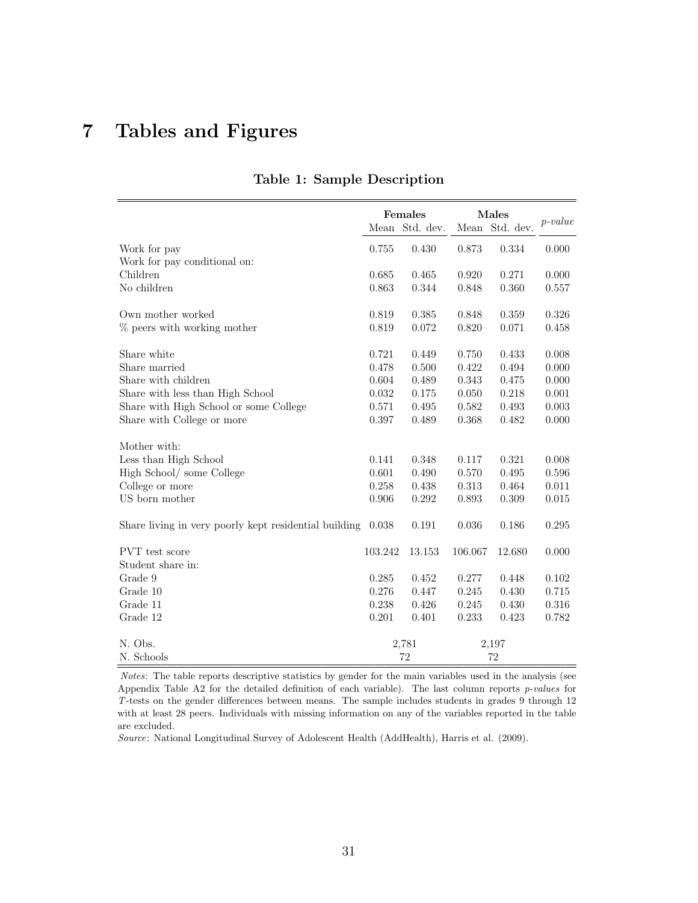# 7 Tables and Figures

**Table 1: Sample Description**

| | **Females** | | **Males** | | *p-value* |
|---|---|---|---|---|---|
| | Mean | Std. dev. | Mean | Std. dev. | |
| Work for pay | 0.755 | 0.430 | 0.873 | 0.334 | 0.000 |
| Work for pay conditional on: | | | | | |
| Children | 0.685 | 0.465 | 0.920 | 0.271 | 0.000 |
| No children | 0.863 | 0.344 | 0.848 | 0.360 | 0.557 |
| Own mother worked | 0.819 | 0.385 | 0.848 | 0.359 | 0.326 |
| % peers with working mother | 0.819 | 0.072 | 0.820 | 0.071 | 0.458 |
| Share white | 0.721 | 0.449 | 0.750 | 0.433 | 0.008 |
| Share married | 0.478 | 0.500 | 0.422 | 0.494 | 0.000 |
| Share with children | 0.604 | 0.489 | 0.343 | 0.475 | 0.000 |
| Share with less than High School | 0.032 | 0.175 | 0.050 | 0.218 | 0.001 |
| Share with High School or some College | 0.571 | 0.495 | 0.582 | 0.493 | 0.003 |
| Share with College or more | 0.397 | 0.489 | 0.368 | 0.482 | 0.000 |
| Mother with: | | | | | |
| Less than High School | 0.141 | 0.348 | 0.117 | 0.321 | 0.008 |
| High School/ some College | 0.601 | 0.490 | 0.570 | 0.495 | 0.596 |
| College or more | 0.258 | 0.438 | 0.313 | 0.464 | 0.011 |
| US born mother | 0.906 | 0.292 | 0.893 | 0.309 | 0.015 |
| Share living in very poorly kept residential building | 0.038 | 0.191 | 0.036 | 0.186 | 0.295 |
| PVT test score | 103.242 | 13.153 | 106.067 | 12.680 | 0.000 |
| Student share in: | | | | | |
| Grade 9 | 0.285 | 0.452 | 0.277 | 0.448 | 0.102 |
| Grade 10 | 0.276 | 0.447 | 0.245 | 0.430 | 0.715 |
| Grade 11 | 0.238 | 0.426 | 0.245 | 0.430 | 0.316 |
| Grade 12 | 0.201 | 0.401 | 0.233 | 0.423 | 0.782 |
| N. Obs. | 2,781 | | 2,197 | | |
| N. Schools | 72 | | 72 | | |

*Notes*: The table reports descriptive statistics by gender for the main variables used in the analysis (see Appendix Table A2 for the detailed definition of each variable). The last column reports *p-values* for *T*-tests on the gender differences between means. The sample includes students in grades 9 through 12 with at least 28 peers. Individuals with missing information on any of the variables reported in the table are excluded.

*Source*: National Longitudinal Survey of Adolescent Health (AddHealth), Harris et al. (2009).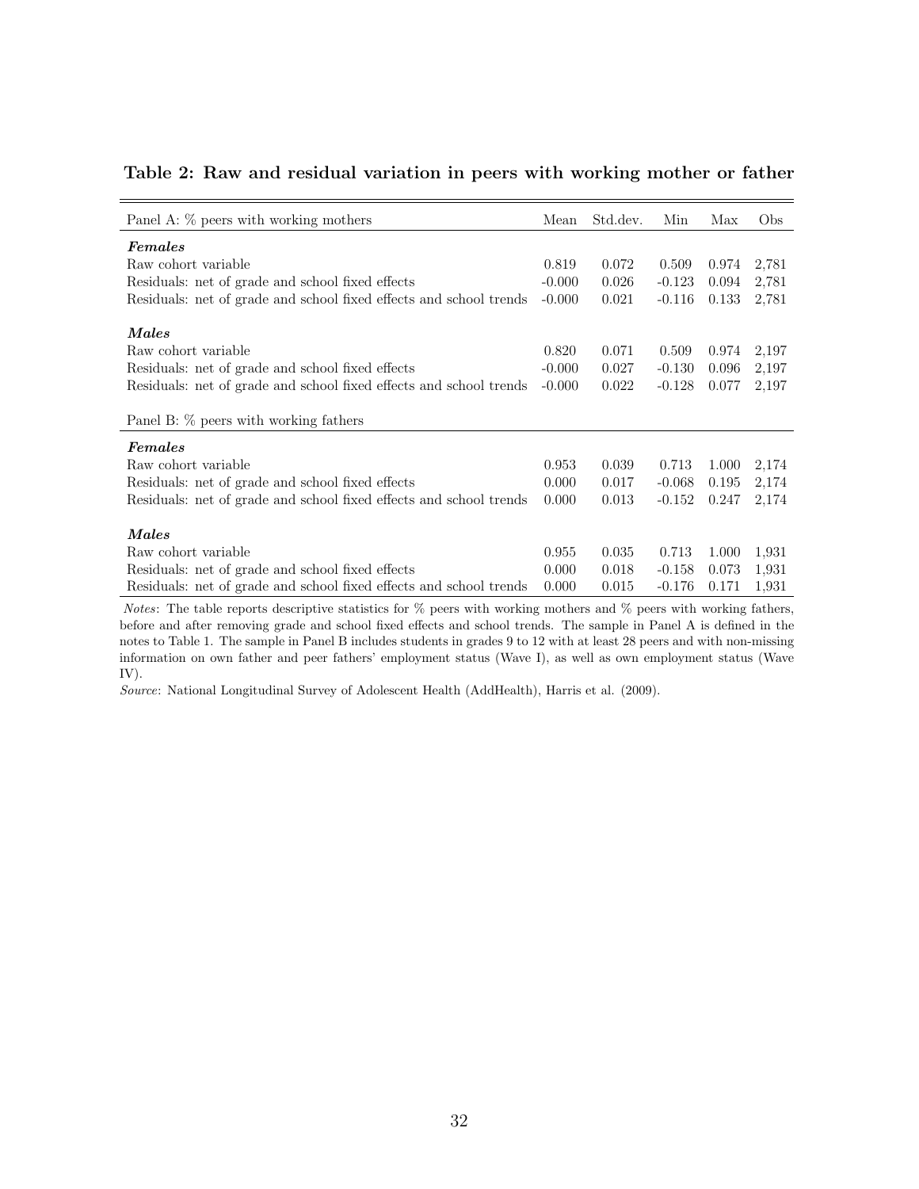**Table 2: Raw and residual variation in peers with working mother or father**

| Panel A: % peers with working mothers | Mean | Std.dev. | Min | Max | Obs |
|---|---|---|---|---|---|
| ***Females*** | | | | | |
| Raw cohort variable | 0.819 | 0.072 | 0.509 | 0.974 | 2,781 |
| Residuals: net of grade and school fixed effects | -0.000 | 0.026 | -0.123 | 0.094 | 2,781 |
| Residuals: net of grade and school fixed effects and school trends | -0.000 | 0.021 | -0.116 | 0.133 | 2,781 |
| ***Males*** | | | | | |
| Raw cohort variable | 0.820 | 0.071 | 0.509 | 0.974 | 2,197 |
| Residuals: net of grade and school fixed effects | -0.000 | 0.027 | -0.130 | 0.096 | 2,197 |
| Residuals: net of grade and school fixed effects and school trends | -0.000 | 0.022 | -0.128 | 0.077 | 2,197 |
| Panel B: % peers with working fathers | | | | | |
| ***Females*** | | | | | |
| Raw cohort variable | 0.953 | 0.039 | 0.713 | 1.000 | 2,174 |
| Residuals: net of grade and school fixed effects | 0.000 | 0.017 | -0.068 | 0.195 | 2,174 |
| Residuals: net of grade and school fixed effects and school trends | 0.000 | 0.013 | -0.152 | 0.247 | 2,174 |
| ***Males*** | | | | | |
| Raw cohort variable | 0.955 | 0.035 | 0.713 | 1.000 | 1,931 |
| Residuals: net of grade and school fixed effects | 0.000 | 0.018 | -0.158 | 0.073 | 1,931 |
| Residuals: net of grade and school fixed effects and school trends | 0.000 | 0.015 | -0.176 | 0.171 | 1,931 |

*Notes*: The table reports descriptive statistics for % peers with working mothers and % peers with working fathers, before and after removing grade and school fixed effects and school trends. The sample in Panel A is defined in the notes to Table 1. The sample in Panel B includes students in grades 9 to 12 with at least 28 peers and with non-missing information on own father and peer fathers' employment status (Wave I), as well as own employment status (Wave IV).

*Source*: National Longitudinal Survey of Adolescent Health (AddHealth), Harris et al. (2009).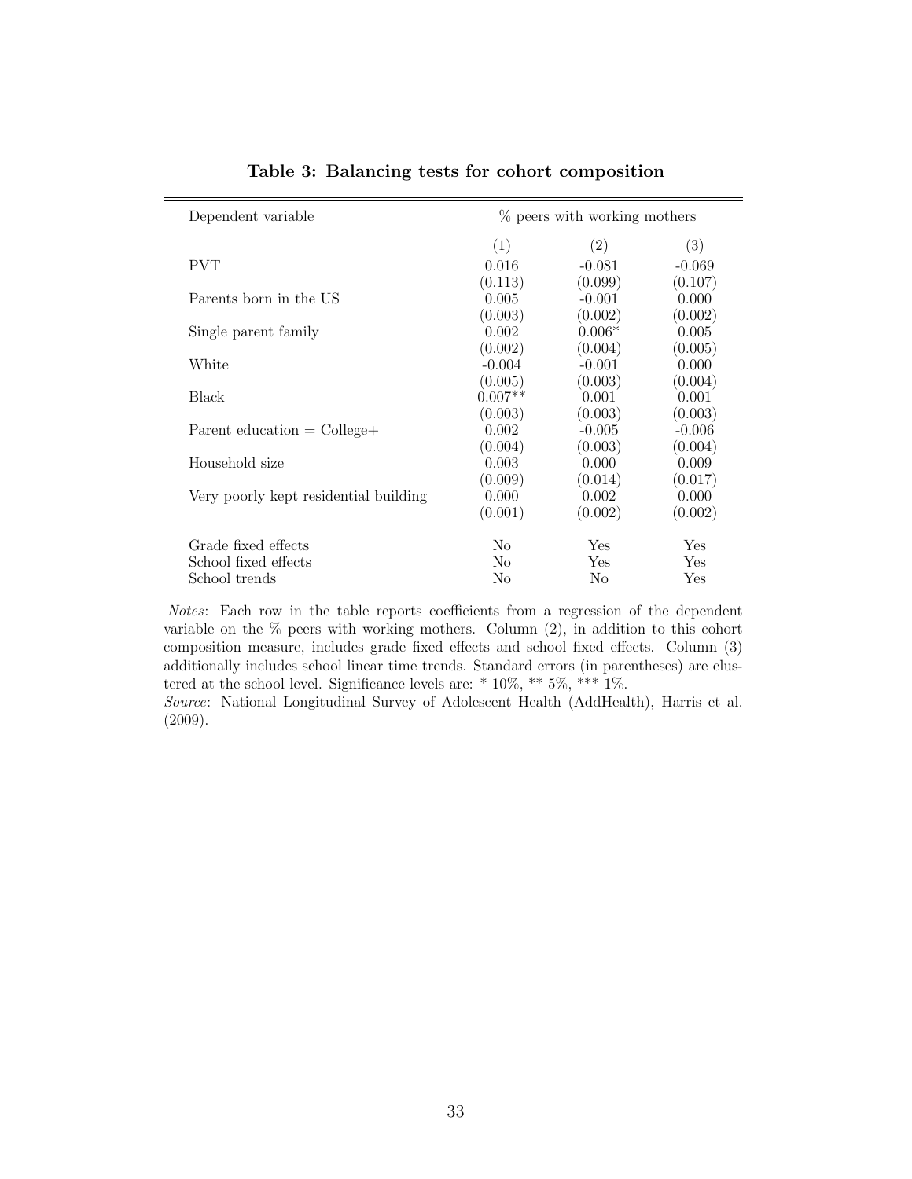**Table 3: Balancing tests for cohort composition**

| Dependent variable | % peers with working mothers | | |
|---|---|---|---|
| | (1) | (2) | (3) |
| PVT | 0.016 | -0.081 | -0.069 |
| | (0.113) | (0.099) | (0.107) |
| Parents born in the US | 0.005 | -0.001 | 0.000 |
| | (0.003) | (0.002) | (0.002) |
| Single parent family | 0.002 | 0.006* | 0.005 |
| | (0.002) | (0.004) | (0.005) |
| White | -0.004 | -0.001 | 0.000 |
| | (0.005) | (0.003) | (0.004) |
| Black | 0.007** | 0.001 | 0.001 |
| | (0.003) | (0.003) | (0.003) |
| Parent education = College+ | 0.002 | -0.005 | -0.006 |
| | (0.004) | (0.003) | (0.004) |
| Household size | 0.003 | 0.000 | 0.009 |
| | (0.009) | (0.014) | (0.017) |
| Very poorly kept residential building | 0.000 | 0.002 | 0.000 |
| | (0.001) | (0.002) | (0.002) |
| Grade fixed effects | No | Yes | Yes |
| School fixed effects | No | Yes | Yes |
| School trends | No | No | Yes |

*Notes*: Each row in the table reports coefficients from a regression of the dependent variable on the % peers with working mothers. Column (2), in addition to this cohort composition measure, includes grade fixed effects and school fixed effects. Column (3) additionally includes school linear time trends. Standard errors (in parentheses) are clustered at the school level. Significance levels are: * 10%, ** 5%, *** 1%.

*Source*: National Longitudinal Survey of Adolescent Health (AddHealth), Harris et al. (2009).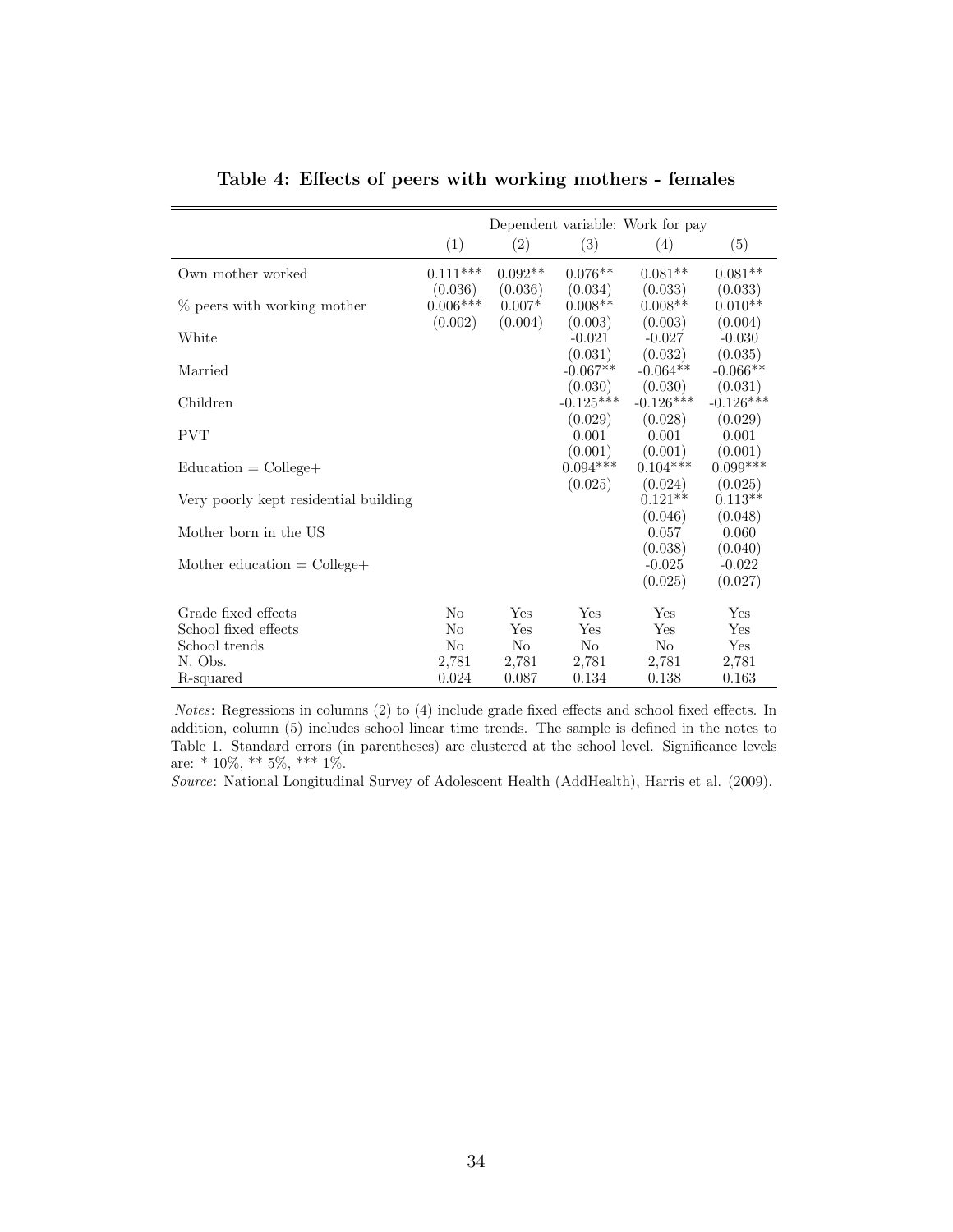**Table 4: Effects of peers with working mothers - females**

| | Dependent variable: Work for pay | | | | |
|---|---|---|---|---|---|
| | (1) | (2) | (3) | (4) | (5) |
| Own mother worked | 0.111*** | 0.092** | 0.076** | 0.081** | 0.081** |
| | (0.036) | (0.036) | (0.034) | (0.033) | (0.033) |
| % peers with working mother | 0.006*** | 0.007* | 0.008** | 0.008** | 0.010** |
| | (0.002) | (0.004) | (0.003) | (0.003) | (0.004) |
| White | | | -0.021 | -0.027 | -0.030 |
| | | | (0.031) | (0.032) | (0.035) |
| Married | | | -0.067** | -0.064** | -0.066** |
| | | | (0.030) | (0.030) | (0.031) |
| Children | | | -0.125*** | -0.126*** | -0.126*** |
| | | | (0.029) | (0.028) | (0.029) |
| PVT | | | 0.001 | 0.001 | 0.001 |
| | | | (0.001) | (0.001) | (0.001) |
| Education = College+ | | | 0.094*** | 0.104*** | 0.099*** |
| | | | (0.025) | (0.024) | (0.025) |
| Very poorly kept residential building | | | | 0.121** | 0.113** |
| | | | | (0.046) | (0.048) |
| Mother born in the US | | | | 0.057 | 0.060 |
| | | | | (0.038) | (0.040) |
| Mother education = College+ | | | | -0.025 | -0.022 |
| | | | | (0.025) | (0.027) |
| Grade fixed effects | No | Yes | Yes | Yes | Yes |
| School fixed effects | No | Yes | Yes | Yes | Yes |
| School trends | No | No | No | No | Yes |
| N. Obs. | 2,781 | 2,781 | 2,781 | 2,781 | 2,781 |
| R-squared | 0.024 | 0.087 | 0.134 | 0.138 | 0.163 |

*Notes*: Regressions in columns (2) to (4) include grade fixed effects and school fixed effects. In addition, column (5) includes school linear time trends. The sample is defined in the notes to Table 1. Standard errors (in parentheses) are clustered at the school level. Significance levels are: * 10%, ** 5%, *** 1%.

*Source*: National Longitudinal Survey of Adolescent Health (AddHealth), Harris et al. (2009).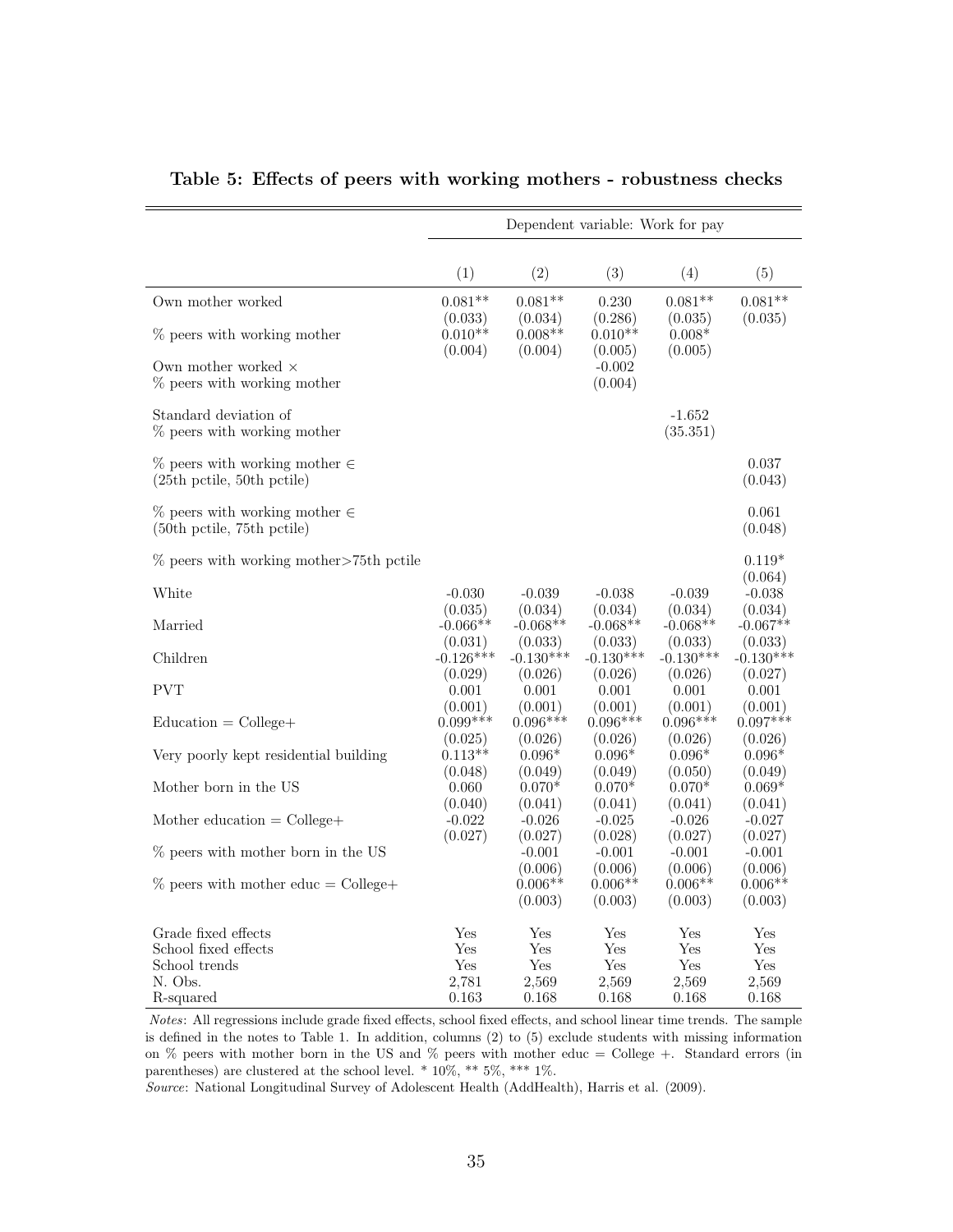**Table 5: Effects of peers with working mothers - robustness checks**

| | Dependent variable: Work for pay | | | | |
|---|---|---|---|---|---|
| | (1) | (2) | (3) | (4) | (5) |
| Own mother worked | 0.081** | 0.081** | 0.230 | 0.081** | 0.081** |
| | (0.033) | (0.034) | (0.286) | (0.035) | (0.035) |
| % peers with working mother | 0.010** | 0.008** | 0.010** | 0.008* | |
| | (0.004) | (0.004) | (0.005) | (0.005) | |
| Own mother worked × % peers with working mother | | | -0.002 | | |
| | | | (0.004) | | |
| Standard deviation of % peers with working mother | | | | -1.652 | |
| | | | | (35.351) | |
| % peers with working mother ∈ (25th pctile, 50th pctile) | | | | | 0.037 |
| | | | | | (0.043) |
| % peers with working mother ∈ (50th pctile, 75th pctile) | | | | | 0.061 |
| | | | | | (0.048) |
| % peers with working mother>75th pctile | | | | | 0.119* |
| | | | | | (0.064) |
| White | -0.030 | -0.039 | -0.038 | -0.039 | -0.038 |
| | (0.035) | (0.034) | (0.034) | (0.034) | (0.034) |
| Married | -0.066** | -0.068** | -0.068** | -0.068** | -0.067** |
| | (0.031) | (0.033) | (0.033) | (0.033) | (0.033) |
| Children | -0.126*** | -0.130*** | -0.130*** | -0.130*** | -0.130*** |
| | (0.029) | (0.026) | (0.026) | (0.026) | (0.027) |
| PVT | 0.001 | 0.001 | 0.001 | 0.001 | 0.001 |
| | (0.001) | (0.001) | (0.001) | (0.001) | (0.001) |
| Education = College+ | 0.099*** | 0.096*** | 0.096*** | 0.096*** | 0.097*** |
| | (0.025) | (0.026) | (0.026) | (0.026) | (0.026) |
| Very poorly kept residential building | 0.113** | 0.096* | 0.096* | 0.096* | 0.096* |
| | (0.048) | (0.049) | (0.049) | (0.050) | (0.049) |
| Mother born in the US | 0.060 | 0.070* | 0.070* | 0.070* | 0.069* |
| | (0.040) | (0.041) | (0.041) | (0.041) | (0.041) |
| Mother education = College+ | -0.022 | -0.026 | -0.025 | -0.026 | -0.027 |
| | (0.027) | (0.027) | (0.028) | (0.027) | (0.027) |
| % peers with mother born in the US | | -0.001 | -0.001 | -0.001 | -0.001 |
| | | (0.006) | (0.006) | (0.006) | (0.006) |
| % peers with mother educ = College+ | | 0.006** | 0.006** | 0.006** | 0.006** |
| | | (0.003) | (0.003) | (0.003) | (0.003) |
| Grade fixed effects | Yes | Yes | Yes | Yes | Yes |
| School fixed effects | Yes | Yes | Yes | Yes | Yes |
| School trends | Yes | Yes | Yes | Yes | Yes |
| N. Obs. | 2,781 | 2,569 | 2,569 | 2,569 | 2,569 |
| R-squared | 0.163 | 0.168 | 0.168 | 0.168 | 0.168 |

*Notes*: All regressions include grade fixed effects, school fixed effects, and school linear time trends. The sample is defined in the notes to Table 1. In addition, columns (2) to (5) exclude students with missing information on % peers with mother born in the US and % peers with mother educ = College +. Standard errors (in parentheses) are clustered at the school level. * 10%, ** 5%, *** 1%.

*Source*: National Longitudinal Survey of Adolescent Health (AddHealth), Harris et al. (2009).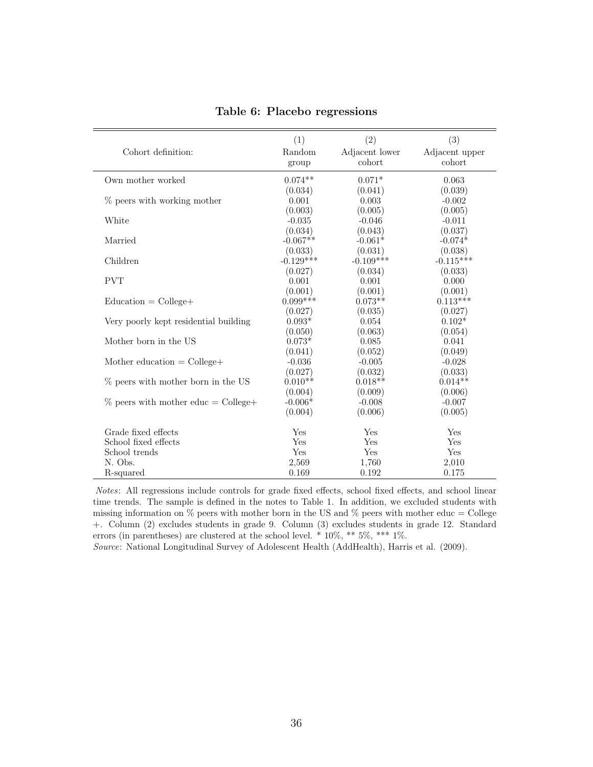**Table 6: Placebo regressions**

| | (1) | (2) | (3) |
|---|---|---|---|
| Cohort definition: | Random group | Adjacent lower cohort | Adjacent upper cohort |
| Own mother worked | 0.074** | 0.071* | 0.063 |
| | (0.034) | (0.041) | (0.039) |
| % peers with working mother | 0.001 | 0.003 | -0.002 |
| | (0.003) | (0.005) | (0.005) |
| White | -0.035 | -0.046 | -0.011 |
| | (0.034) | (0.043) | (0.037) |
| Married | -0.067** | -0.061* | -0.074* |
| | (0.033) | (0.031) | (0.038) |
| Children | -0.129*** | -0.109*** | -0.115*** |
| | (0.027) | (0.034) | (0.033) |
| PVT | 0.001 | 0.001 | 0.000 |
| | (0.001) | (0.001) | (0.001) |
| Education = College+ | 0.099*** | 0.073** | 0.113*** |
| | (0.027) | (0.035) | (0.027) |
| Very poorly kept residential building | 0.093* | 0.054 | 0.102* |
| | (0.050) | (0.063) | (0.054) |
| Mother born in the US | 0.073* | 0.085 | 0.041 |
| | (0.041) | (0.052) | (0.049) |
| Mother education = College+ | -0.036 | -0.005 | -0.028 |
| | (0.027) | (0.032) | (0.033) |
| % peers with mother born in the US | 0.010** | 0.018** | 0.014** |
| | (0.004) | (0.009) | (0.006) |
| % peers with mother educ = College+ | -0.006* | -0.008 | -0.007 |
| | (0.004) | (0.006) | (0.005) |
| Grade fixed effects | Yes | Yes | Yes |
| School fixed effects | Yes | Yes | Yes |
| School trends | Yes | Yes | Yes |
| N. Obs. | 2,569 | 1,760 | 2,010 |
| R-squared | 0.169 | 0.192 | 0.175 |

*Notes*: All regressions include controls for grade fixed effects, school fixed effects, and school linear time trends. The sample is defined in the notes to Table 1. In addition, we excluded students with missing information on % peers with mother born in the US and % peers with mother educ = College +. Column (2) excludes students in grade 9. Column (3) excludes students in grade 12. Standard errors (in parentheses) are clustered at the school level. * 10%, ** 5%, *** 1%.

*Source*: National Longitudinal Survey of Adolescent Health (AddHealth), Harris et al. (2009).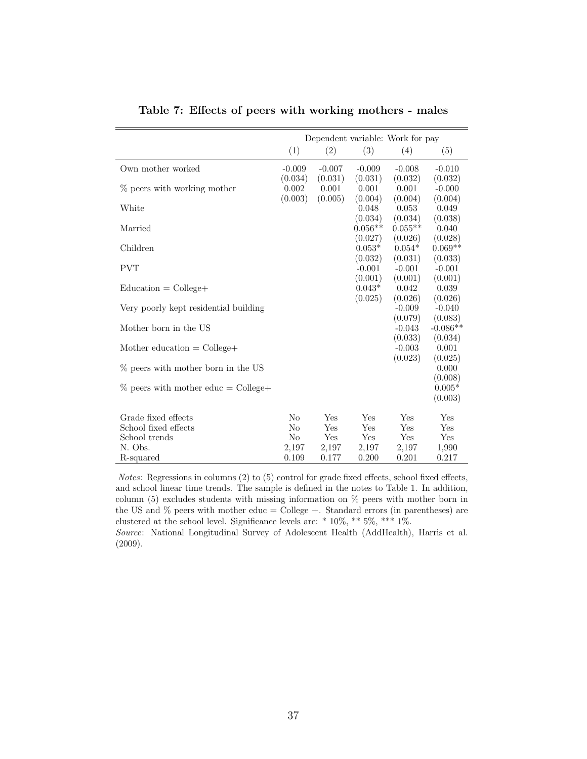**Table 7: Effects of peers with working mothers - males**

| | Dependent variable: Work for pay | | | | |
|---|---|---|---|---|---|
| | (1) | (2) | (3) | (4) | (5) |
| Own mother worked | -0.009 | -0.007 | -0.009 | -0.008 | -0.010 |
| | (0.034) | (0.031) | (0.031) | (0.032) | (0.032) |
| % peers with working mother | 0.002 | 0.001 | 0.001 | 0.001 | -0.000 |
| | (0.003) | (0.005) | (0.004) | (0.004) | (0.004) |
| White | | | 0.048 | 0.053 | 0.049 |
| | | | (0.034) | (0.034) | (0.038) |
| Married | | | 0.056** | 0.055** | 0.040 |
| | | | (0.027) | (0.026) | (0.028) |
| Children | | | 0.053* | 0.054* | 0.069** |
| | | | (0.032) | (0.031) | (0.033) |
| PVT | | | -0.001 | -0.001 | -0.001 |
| | | | (0.001) | (0.001) | (0.001) |
| Education = College+ | | | 0.043* | 0.042 | 0.039 |
| | | | (0.025) | (0.026) | (0.026) |
| Very poorly kept residential building | | | | -0.009 | -0.040 |
| | | | | (0.079) | (0.083) |
| Mother born in the US | | | | -0.043 | -0.086** |
| | | | | (0.033) | (0.034) |
| Mother education = College+ | | | | -0.003 | 0.001 |
| | | | | (0.023) | (0.025) |
| % peers with mother born in the US | | | | | 0.000 |
| | | | | | (0.008) |
| % peers with mother educ = College+ | | | | | 0.005* |
| | | | | | (0.003) |
| Grade fixed effects | No | Yes | Yes | Yes | Yes |
| School fixed effects | No | Yes | Yes | Yes | Yes |
| School trends | No | Yes | Yes | Yes | Yes |
| N. Obs. | 2,197 | 2,197 | 2,197 | 2,197 | 1,990 |
| R-squared | 0.109 | 0.177 | 0.200 | 0.201 | 0.217 |

*Notes*: Regressions in columns (2) to (5) control for grade fixed effects, school fixed effects, and school linear time trends. The sample is defined in the notes to Table 1. In addition, column (5) excludes students with missing information on % peers with mother born in the US and % peers with mother educ = College +. Standard errors (in parentheses) are clustered at the school level. Significance levels are: * 10%, ** 5%, *** 1%.

*Source*: National Longitudinal Survey of Adolescent Health (AddHealth), Harris et al. (2009).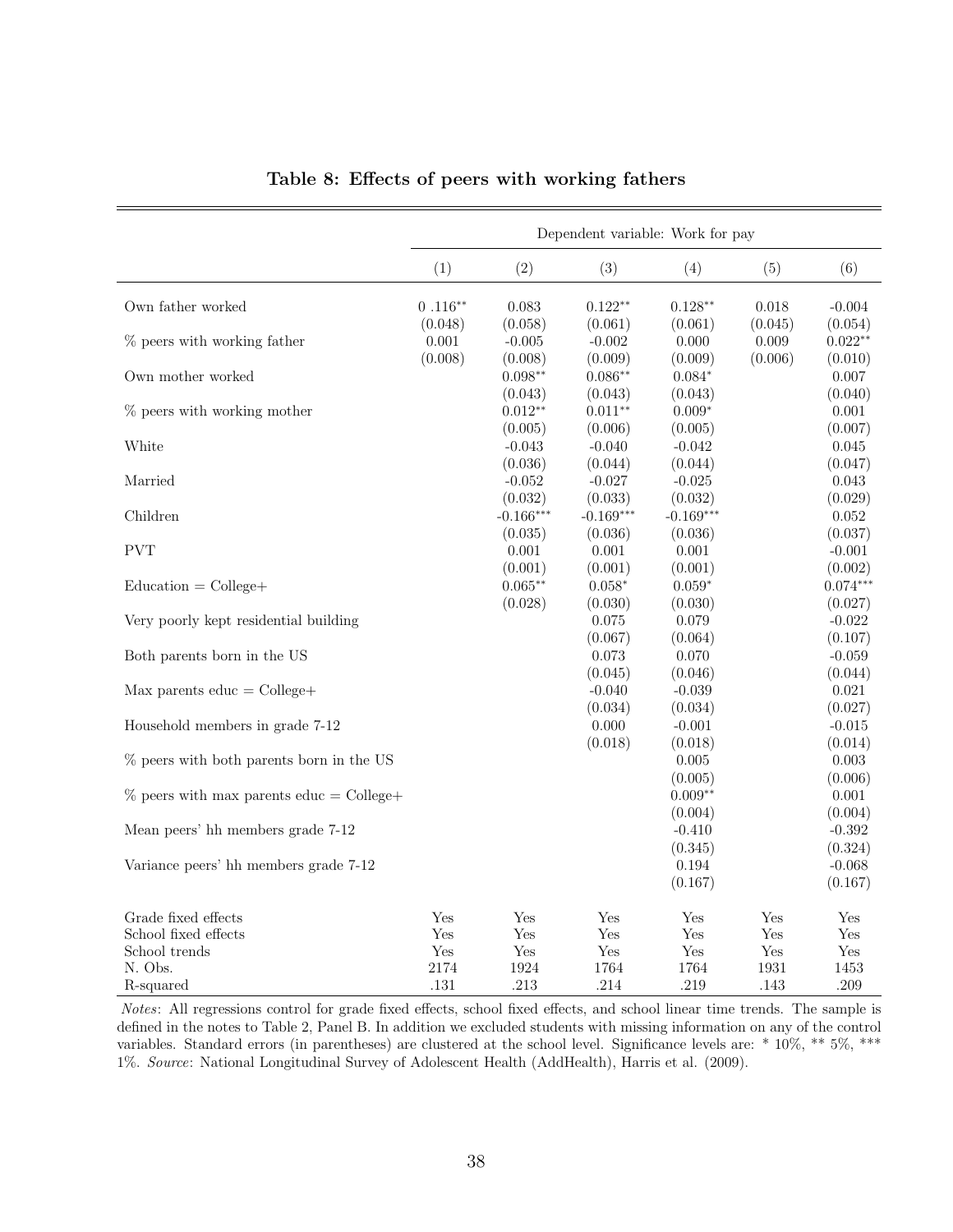**Table 8: Effects of peers with working fathers**

| | Dependent variable: Work for pay | | | | | |
|---|---|---|---|---|---|---|
| | (1) | (2) | (3) | (4) | (5) | (6) |
| Own father worked | 0 .116** | 0.083 | 0.122** | 0.128** | 0.018 | -0.004 |
| | (0.048) | (0.058) | (0.061) | (0.061) | (0.045) | (0.054) |
| % peers with working father | 0.001 | -0.005 | -0.002 | 0.000 | 0.009 | 0.022** |
| | (0.008) | (0.008) | (0.009) | (0.009) | (0.006) | (0.010) |
| Own mother worked | | 0.098** | 0.086** | 0.084* | | 0.007 |
| | | (0.043) | (0.043) | (0.043) | | (0.040) |
| % peers with working mother | | 0.012** | 0.011** | 0.009* | | 0.001 |
| | | (0.005) | (0.006) | (0.005) | | (0.007) |
| White | | -0.043 | -0.040 | -0.042 | | 0.045 |
| | | (0.036) | (0.044) | (0.044) | | (0.047) |
| Married | | -0.052 | -0.027 | -0.025 | | 0.043 |
| | | (0.032) | (0.033) | (0.032) | | (0.029) |
| Children | | -0.166*** | -0.169*** | -0.169*** | | 0.052 |
| | | (0.035) | (0.036) | (0.036) | | (0.037) |
| PVT | | 0.001 | 0.001 | 0.001 | | -0.001 |
| | | (0.001) | (0.001) | (0.001) | | (0.002) |
| Education = College+ | | 0.065** | 0.058* | 0.059* | | 0.074*** |
| | | (0.028) | (0.030) | (0.030) | | (0.027) |
| Very poorly kept residential building | | | 0.075 | 0.079 | | -0.022 |
| | | | (0.067) | (0.064) | | (0.107) |
| Both parents born in the US | | | 0.073 | 0.070 | | -0.059 |
| | | | (0.045) | (0.046) | | (0.044) |
| Max parents educ = College+ | | | -0.040 | -0.039 | | 0.021 |
| | | | (0.034) | (0.034) | | (0.027) |
| Household members in grade 7-12 | | | 0.000 | -0.001 | | -0.015 |
| | | | (0.018) | (0.018) | | (0.014) |
| % peers with both parents born in the US | | | | 0.005 | | 0.003 |
| | | | | (0.005) | | (0.006) |
| % peers with max parents educ = College+ | | | | 0.009** | | 0.001 |
| | | | | (0.004) | | (0.004) |
| Mean peers' hh members grade 7-12 | | | | -0.410 | | -0.392 |
| | | | | (0.345) | | (0.324) |
| Variance peers' hh members grade 7-12 | | | | 0.194 | | -0.068 |
| | | | | (0.167) | | (0.167) |
| Grade fixed effects | Yes | Yes | Yes | Yes | Yes | Yes |
| School fixed effects | Yes | Yes | Yes | Yes | Yes | Yes |
| School trends | Yes | Yes | Yes | Yes | Yes | Yes |
| N. Obs. | 2174 | 1924 | 1764 | 1764 | 1931 | 1453 |
| R-squared | .131 | .213 | .214 | .219 | .143 | .209 |

*Notes*: All regressions control for grade fixed effects, school fixed effects, and school linear time trends. The sample is defined in the notes to Table 2, Panel B. In addition we excluded students with missing information on any of the control variables. Standard errors (in parentheses) are clustered at the school level. Significance levels are: * 10%, ** 5%, *** 1%. *Source*: National Longitudinal Survey of Adolescent Health (AddHealth), Harris et al. (2009).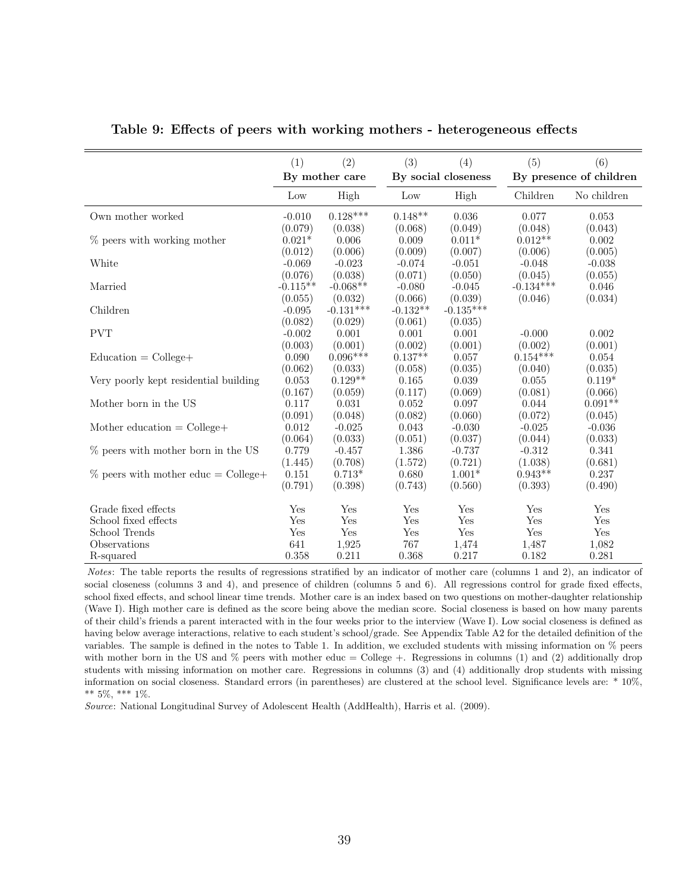**Table 9: Effects of peers with working mothers - heterogeneous effects**

| | (1) | (2) | (3) | (4) | (5) | (6) |
|---|---|---|---|---|---|---|
| | By mother care | | By social closeness | | By presence of children | |
| | Low | High | Low | High | Children | No children |
| Own mother worked | -0.010 | 0.128*** | 0.148** | 0.036 | 0.077 | 0.053 |
| | (0.079) | (0.038) | (0.068) | (0.049) | (0.048) | (0.043) |
| % peers with working mother | 0.021* | 0.006 | 0.009 | 0.011* | 0.012** | 0.002 |
| | (0.012) | (0.006) | (0.009) | (0.007) | (0.006) | (0.005) |
| White | -0.069 | -0.023 | -0.074 | -0.051 | -0.048 | -0.038 |
| | (0.076) | (0.038) | (0.071) | (0.050) | (0.045) | (0.055) |
| Married | -0.115** | -0.068** | -0.080 | -0.045 | -0.134*** | 0.046 |
| | (0.055) | (0.032) | (0.066) | (0.039) | (0.046) | (0.034) |
| Children | -0.095 | -0.131*** | -0.132** | -0.135*** | | |
| | (0.082) | (0.029) | (0.061) | (0.035) | | |
| PVT | -0.002 | 0.001 | 0.001 | 0.001 | -0.000 | 0.002 |
| | (0.003) | (0.001) | (0.002) | (0.001) | (0.002) | (0.001) |
| Education = College+ | 0.090 | 0.096*** | 0.137** | 0.057 | 0.154*** | 0.054 |
| | (0.062) | (0.033) | (0.058) | (0.035) | (0.040) | (0.035) |
| Very poorly kept residential building | 0.053 | 0.129** | 0.165 | 0.039 | 0.055 | 0.119* |
| | (0.167) | (0.059) | (0.117) | (0.069) | (0.081) | (0.066) |
| Mother born in the US | 0.117 | 0.031 | 0.052 | 0.097 | 0.044 | 0.091** |
| | (0.091) | (0.048) | (0.082) | (0.060) | (0.072) | (0.045) |
| Mother education = College+ | 0.012 | -0.025 | 0.043 | -0.030 | -0.025 | -0.036 |
| | (0.064) | (0.033) | (0.051) | (0.037) | (0.044) | (0.033) |
| % peers with mother born in the US | 0.779 | -0.457 | 1.386 | -0.737 | -0.312 | 0.341 |
| | (1.445) | (0.708) | (1.572) | (0.721) | (1.038) | (0.681) |
| % peers with mother educ = College+ | 0.151 | 0.713* | 0.680 | 1.001* | 0.943** | 0.237 |
| | (0.791) | (0.398) | (0.743) | (0.560) | (0.393) | (0.490) |
| Grade fixed effects | Yes | Yes | Yes | Yes | Yes | Yes |
| School fixed effects | Yes | Yes | Yes | Yes | Yes | Yes |
| School Trends | Yes | Yes | Yes | Yes | Yes | Yes |
| Observations | 641 | 1,925 | 767 | 1,474 | 1,487 | 1,082 |
| R-squared | 0.358 | 0.211 | 0.368 | 0.217 | 0.182 | 0.281 |

*Notes*: The table reports the results of regressions stratified by an indicator of mother care (columns 1 and 2), an indicator of social closeness (columns 3 and 4), and presence of children (columns 5 and 6). All regressions control for grade fixed effects, school fixed effects, and school linear time trends. Mother care is an index based on two questions on mother-daughter relationship (Wave I). High mother care is defined as the score being above the median score. Social closeness is based on how many parents of their child's friends a parent interacted with in the four weeks prior to the interview (Wave I). Low social closeness is defined as having below average interactions, relative to each student's school/grade. See Appendix Table A2 for the detailed definition of the variables. The sample is defined in the notes to Table 1. In addition, we excluded students with missing information on % peers with mother born in the US and % peers with mother educ = College +. Regressions in columns (1) and (2) additionally drop students with missing information on mother care. Regressions in columns (3) and (4) additionally drop students with missing information on social closeness. Standard errors (in parentheses) are clustered at the school level. Significance levels are: * 10%, ** 5%, *** 1%.

*Source*: National Longitudinal Survey of Adolescent Health (AddHealth), Harris et al. (2009).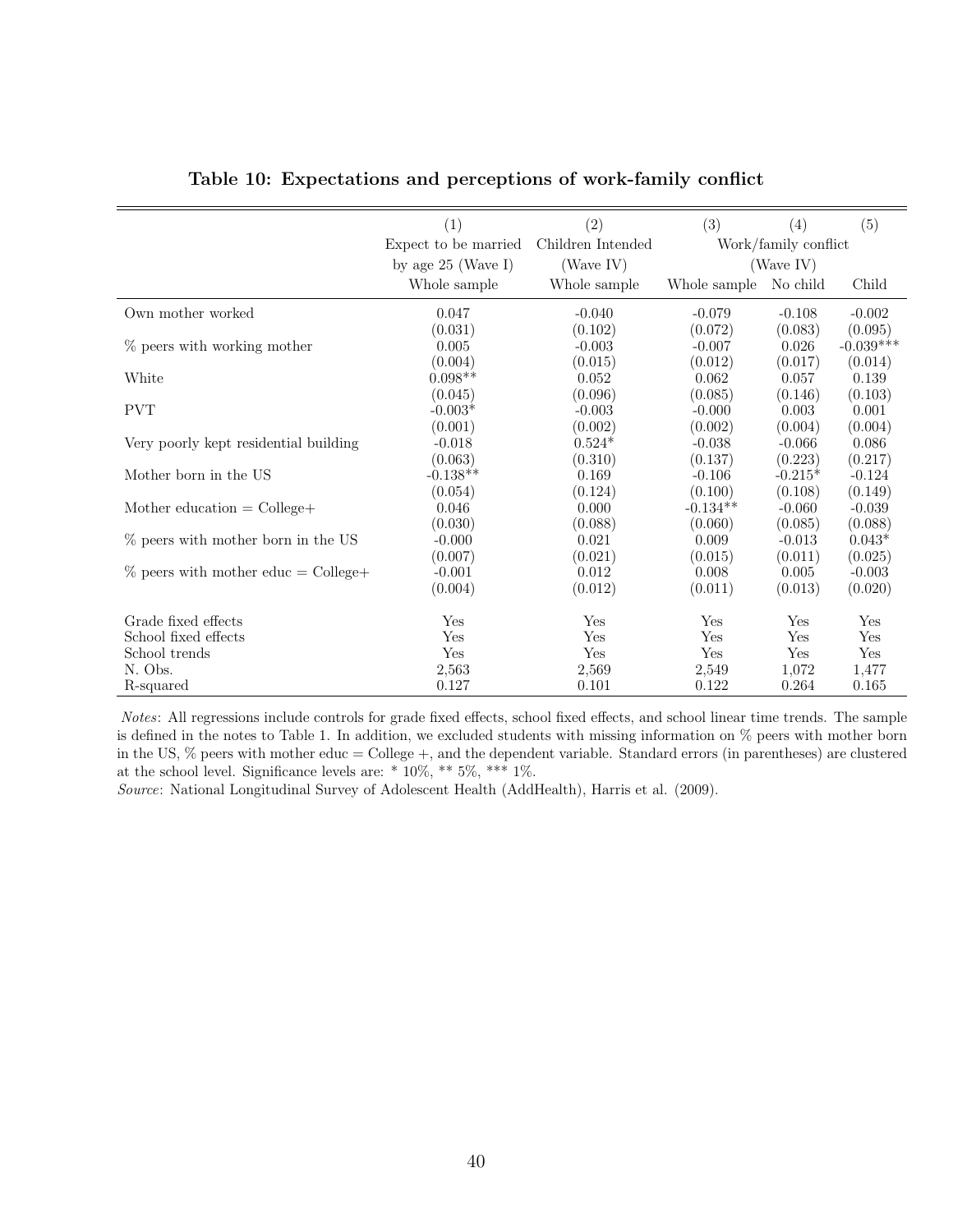**Table 10: Expectations and perceptions of work-family conflict**

| | (1) | (2) | (3) | (4) | (5) |
|---|---|---|---|---|---|
| | Expect to be married by age 25 (Wave I) | Children Intended (Wave IV) | Work/family conflict (Wave IV) | | |
| | Whole sample | Whole sample | Whole sample | No child | Child |
| Own mother worked | 0.047 | -0.040 | -0.079 | -0.108 | -0.002 |
| | (0.031) | (0.102) | (0.072) | (0.083) | (0.095) |
| % peers with working mother | 0.005 | -0.003 | -0.007 | 0.026 | -0.039*** |
| | (0.004) | (0.015) | (0.012) | (0.017) | (0.014) |
| White | 0.098** | 0.052 | 0.062 | 0.057 | 0.139 |
| | (0.045) | (0.096) | (0.085) | (0.146) | (0.103) |
| PVT | -0.003* | -0.003 | -0.000 | 0.003 | 0.001 |
| | (0.001) | (0.002) | (0.002) | (0.004) | (0.004) |
| Very poorly kept residential building | -0.018 | 0.524* | -0.038 | -0.066 | 0.086 |
| | (0.063) | (0.310) | (0.137) | (0.223) | (0.217) |
| Mother born in the US | -0.138** | 0.169 | -0.106 | -0.215* | -0.124 |
| | (0.054) | (0.124) | (0.100) | (0.108) | (0.149) |
| Mother education = College+ | 0.046 | 0.000 | -0.134** | -0.060 | -0.039 |
| | (0.030) | (0.088) | (0.060) | (0.085) | (0.088) |
| % peers with mother born in the US | -0.000 | 0.021 | 0.009 | -0.013 | 0.043* |
| | (0.007) | (0.021) | (0.015) | (0.011) | (0.025) |
| % peers with mother educ = College+ | -0.001 | 0.012 | 0.008 | 0.005 | -0.003 |
| | (0.004) | (0.012) | (0.011) | (0.013) | (0.020) |
| Grade fixed effects | Yes | Yes | Yes | Yes | Yes |
| School fixed effects | Yes | Yes | Yes | Yes | Yes |
| School trends | Yes | Yes | Yes | Yes | Yes |
| N. Obs. | 2,563 | 2,569 | 2,549 | 1,072 | 1,477 |
| R-squared | 0.127 | 0.101 | 0.122 | 0.264 | 0.165 |

*Notes*: All regressions include controls for grade fixed effects, school fixed effects, and school linear time trends. The sample is defined in the notes to Table 1. In addition, we excluded students with missing information on % peers with mother born in the US, % peers with mother educ = College +, and the dependent variable. Standard errors (in parentheses) are clustered at the school level. Significance levels are: * 10%, ** 5%, *** 1%.

*Source*: National Longitudinal Survey of Adolescent Health (AddHealth), Harris et al. (2009).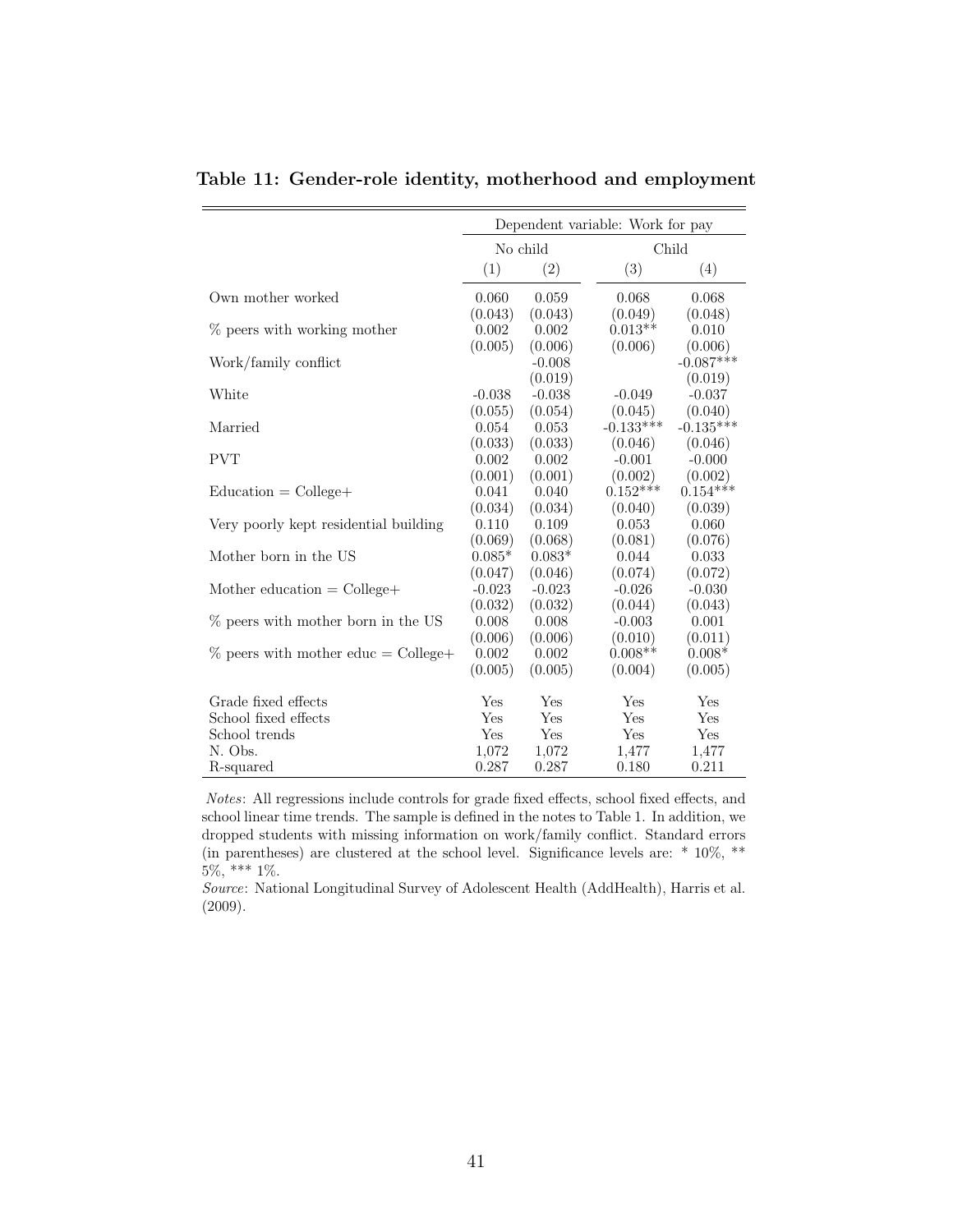**Table 11: Gender-role identity, motherhood and employment**

| | Dependent variable: Work for pay | | | |
|---|---|---|---|---|
| | No child | | Child | |
| | (1) | (2) | (3) | (4) |
| Own mother worked | 0.060 | 0.059 | 0.068 | 0.068 |
| | (0.043) | (0.043) | (0.049) | (0.048) |
| % peers with working mother | 0.002 | 0.002 | 0.013** | 0.010 |
| | (0.005) | (0.006) | (0.006) | (0.006) |
| Work/family conflict | | -0.008 | | -0.087*** |
| | | (0.019) | | (0.019) |
| White | -0.038 | -0.038 | -0.049 | -0.037 |
| | (0.055) | (0.054) | (0.045) | (0.040) |
| Married | 0.054 | 0.053 | -0.133*** | -0.135*** |
| | (0.033) | (0.033) | (0.046) | (0.046) |
| PVT | 0.002 | 0.002 | -0.001 | -0.000 |
| | (0.001) | (0.001) | (0.002) | (0.002) |
| Education = College+ | 0.041 | 0.040 | 0.152*** | 0.154*** |
| | (0.034) | (0.034) | (0.040) | (0.039) |
| Very poorly kept residential building | 0.110 | 0.109 | 0.053 | 0.060 |
| | (0.069) | (0.068) | (0.081) | (0.076) |
| Mother born in the US | 0.085* | 0.083* | 0.044 | 0.033 |
| | (0.047) | (0.046) | (0.074) | (0.072) |
| Mother education = College+ | -0.023 | -0.023 | -0.026 | -0.030 |
| | (0.032) | (0.032) | (0.044) | (0.043) |
| % peers with mother born in the US | 0.008 | 0.008 | -0.003 | 0.001 |
| | (0.006) | (0.006) | (0.010) | (0.011) |
| % peers with mother educ = College+ | 0.002 | 0.002 | 0.008** | 0.008* |
| | (0.005) | (0.005) | (0.004) | (0.005) |
| Grade fixed effects | Yes | Yes | Yes | Yes |
| School fixed effects | Yes | Yes | Yes | Yes |
| School trends | Yes | Yes | Yes | Yes |
| N. Obs. | 1,072 | 1,072 | 1,477 | 1,477 |
| R-squared | 0.287 | 0.287 | 0.180 | 0.211 |

*Notes*: All regressions include controls for grade fixed effects, school fixed effects, and school linear time trends. The sample is defined in the notes to Table 1. In addition, we dropped students with missing information on work/family conflict. Standard errors (in parentheses) are clustered at the school level. Significance levels are: * 10%, ** 5%, *** 1%.

*Source*: National Longitudinal Survey of Adolescent Health (AddHealth), Harris et al. (2009).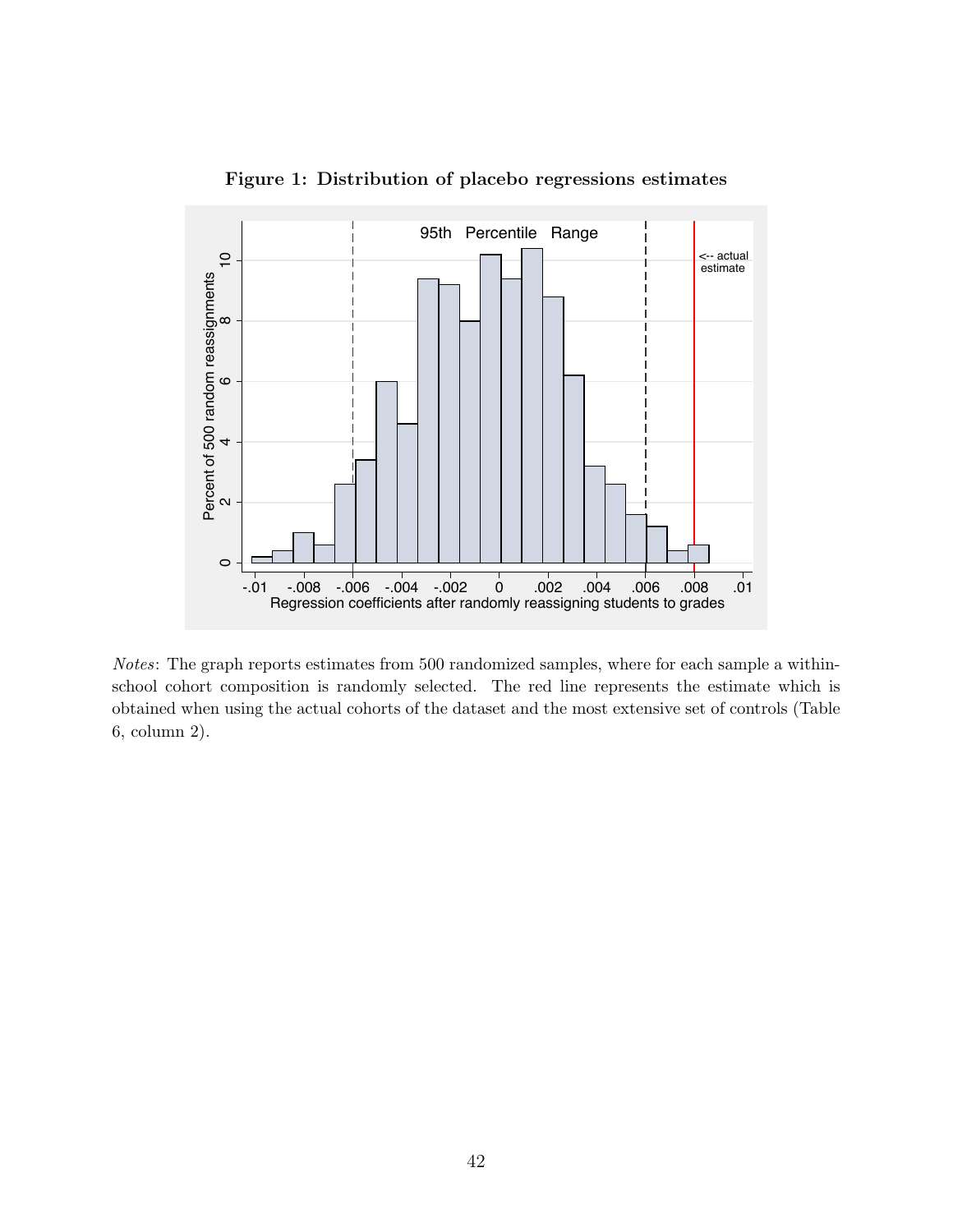**Figure 1: Distribution of placebo regressions estimates**

*Notes*: The graph reports estimates from 500 randomized samples, where for each sample a within-school cohort composition is randomly selected. The red line represents the estimate which is obtained when using the actual cohorts of the dataset and the most extensive set of controls (Table 6, column 2).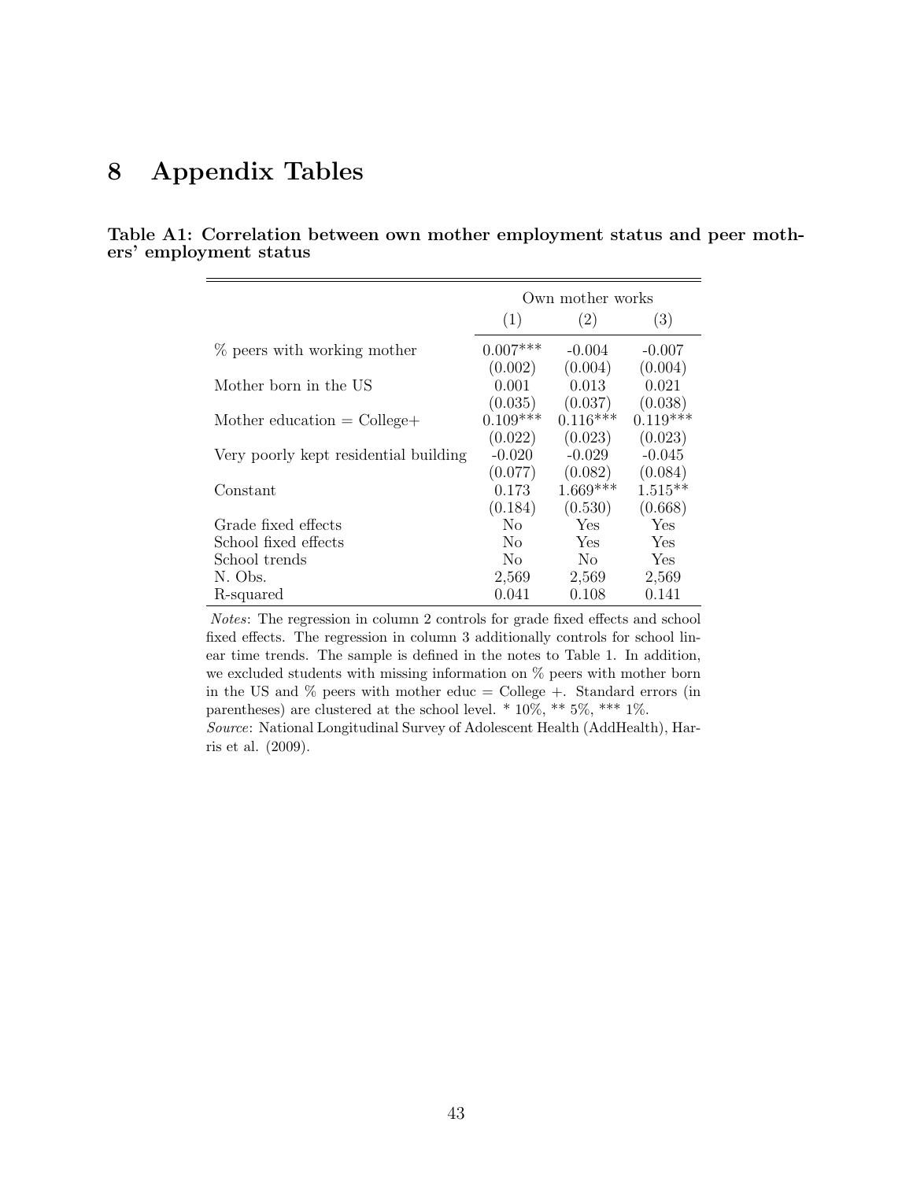# 8 Appendix Tables

**Table A1: Correlation between own mother employment status and peer mothers' employment status**

| | Own mother works | | |
|---|---|---|---|
| | (1) | (2) | (3) |
| % peers with working mother | 0.007*** | -0.004 | -0.007 |
| | (0.002) | (0.004) | (0.004) |
| Mother born in the US | 0.001 | 0.013 | 0.021 |
| | (0.035) | (0.037) | (0.038) |
| Mother education = College+ | 0.109*** | 0.116*** | 0.119*** |
| | (0.022) | (0.023) | (0.023) |
| Very poorly kept residential building | -0.020 | -0.029 | -0.045 |
| | (0.077) | (0.082) | (0.084) |
| Constant | 0.173 | 1.669*** | 1.515** |
| | (0.184) | (0.530) | (0.668) |
| Grade fixed effects | No | Yes | Yes |
| School fixed effects | No | Yes | Yes |
| School trends | No | No | Yes |
| N. Obs. | 2,569 | 2,569 | 2,569 |
| R-squared | 0.041 | 0.108 | 0.141 |

*Notes*: The regression in column 2 controls for grade fixed effects and school fixed effects. The regression in column 3 additionally controls for school linear time trends. The sample is defined in the notes to Table 1. In addition, we excluded students with missing information on % peers with mother born in the US and % peers with mother educ = College +. Standard errors (in parentheses) are clustered at the school level. * 10%, ** 5%, *** 1%.

*Source*: National Longitudinal Survey of Adolescent Health (AddHealth), Harris et al. (2009).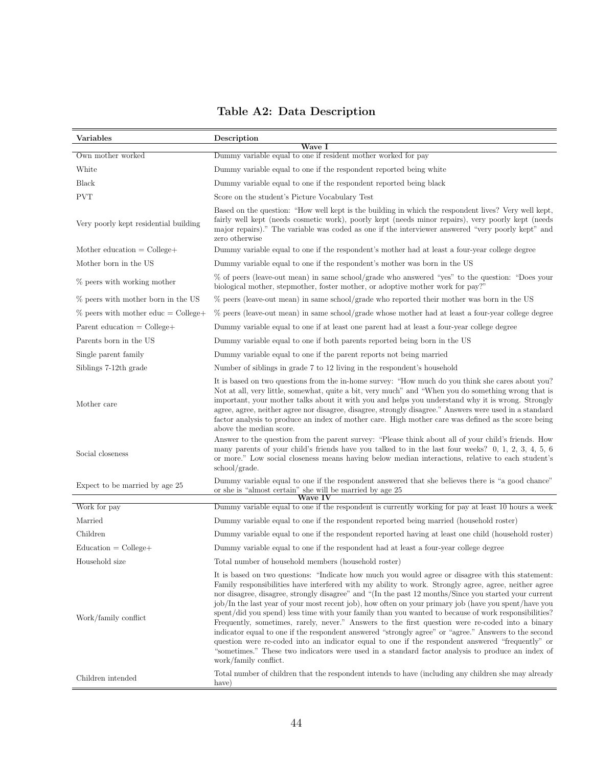# Table A2: Data Description

| Variables | Description |
|---|---|
| | **Wave I** |
| Own mother worked | Dummy variable equal to one if resident mother worked for pay |
| White | Dummy variable equal to one if the respondent reported being white |
| Black | Dummy variable equal to one if the respondent reported being black |
| PVT | Score on the student's Picture Vocabulary Test |
| Very poorly kept residential building | Based on the question: "How well kept is the building in which the respondent lives? Very well kept, fairly well kept (needs cosmetic work), poorly kept (needs minor repairs), very poorly kept (needs major repairs)." The variable was coded as one if the interviewer answered "very poorly kept" and zero otherwise |
| Mother education = College+ | Dummy variable equal to one if the respondent's mother had at least a four-year college degree |
| Mother born in the US | Dummy variable equal to one if the respondent's mother was born in the US |
| % peers with working mother | % of peers (leave-out mean) in same school/grade who answered "yes" to the question: "Does your biological mother, stepmother, foster mother, or adoptive mother work for pay?" |
| % peers with mother born in the US | % peers (leave-out mean) in same school/grade who reported their mother was born in the US |
| % peers with mother educ = College+ | % peers (leave-out mean) in same school/grade whose mother had at least a four-year college degree |
| Parent education = College+ | Dummy variable equal to one if at least one parent had at least a four-year college degree |
| Parents born in the US | Dummy variable equal to one if both parents reported being born in the US |
| Single parent family | Dummy variable equal to one if the parent reports not being married |
| Siblings 7-12th grade | Number of siblings in grade 7 to 12 living in the respondent's household |
| Mother care | It is based on two questions from the in-home survey: "How much do you think she cares about you? Not at all, very little, somewhat, quite a bit, very much" and "When you do something wrong that is important, your mother talks about it with you and helps you understand why it is wrong. Strongly agree, agree, neither agree nor disagree, disagree, strongly disagree." Answers were used in a standard factor analysis to produce an index of mother care. High mother care was defined as the score being above the median score. |
| Social closeness | Answer to the question from the parent survey: "Please think about all of your child's friends. How many parents of your child's friends have you talked to in the last four weeks? 0, 1, 2, 3, 4, 5, 6 or more." Low social closeness means having below median interactions, relative to each student's school/grade. |
| Expect to be married by age 25 | Dummy variable equal to one if the respondent answered that she believes there is "a good chance" or she is "almost certain" she will be married by age 25 |
| | **Wave IV** |
| Work for pay | Dummy variable equal to one if the respondent is currently working for pay at least 10 hours a week |
| Married | Dummy variable equal to one if the respondent reported being married (household roster) |
| Children | Dummy variable equal to one if the respondent reported having at least one child (household roster) |
| Education = College+ | Dummy variable equal to one if the respondent had at least a four-year college degree |
| Household size | Total number of household members (household roster) |
| Work/family conflict | It is based on two questions: "Indicate how much you would agree or disagree with this statement: Family responsibilities have interfered with my ability to work. Strongly agree, agree, neither agree nor disagree, disagree, strongly disagree" and "(In the past 12 months/Since you started your current job/In the last year of your most recent job), how often on your primary job (have you spent/have you spent/did you spend) less time with your family than you wanted to because of work responsibilities? Frequently, sometimes, rarely, never." Answers to the first question were re-coded into a binary indicator equal to one if the respondent answered "strongly agree" or "agree." Answers to the second question were re-coded into an indicator equal to one if the respondent answered "frequently" or "sometimes." These two indicators were used in a standard factor analysis to produce an index of work/family conflict. |
| Children intended | Total number of children that the respondent intends to have (including any children she may already have) |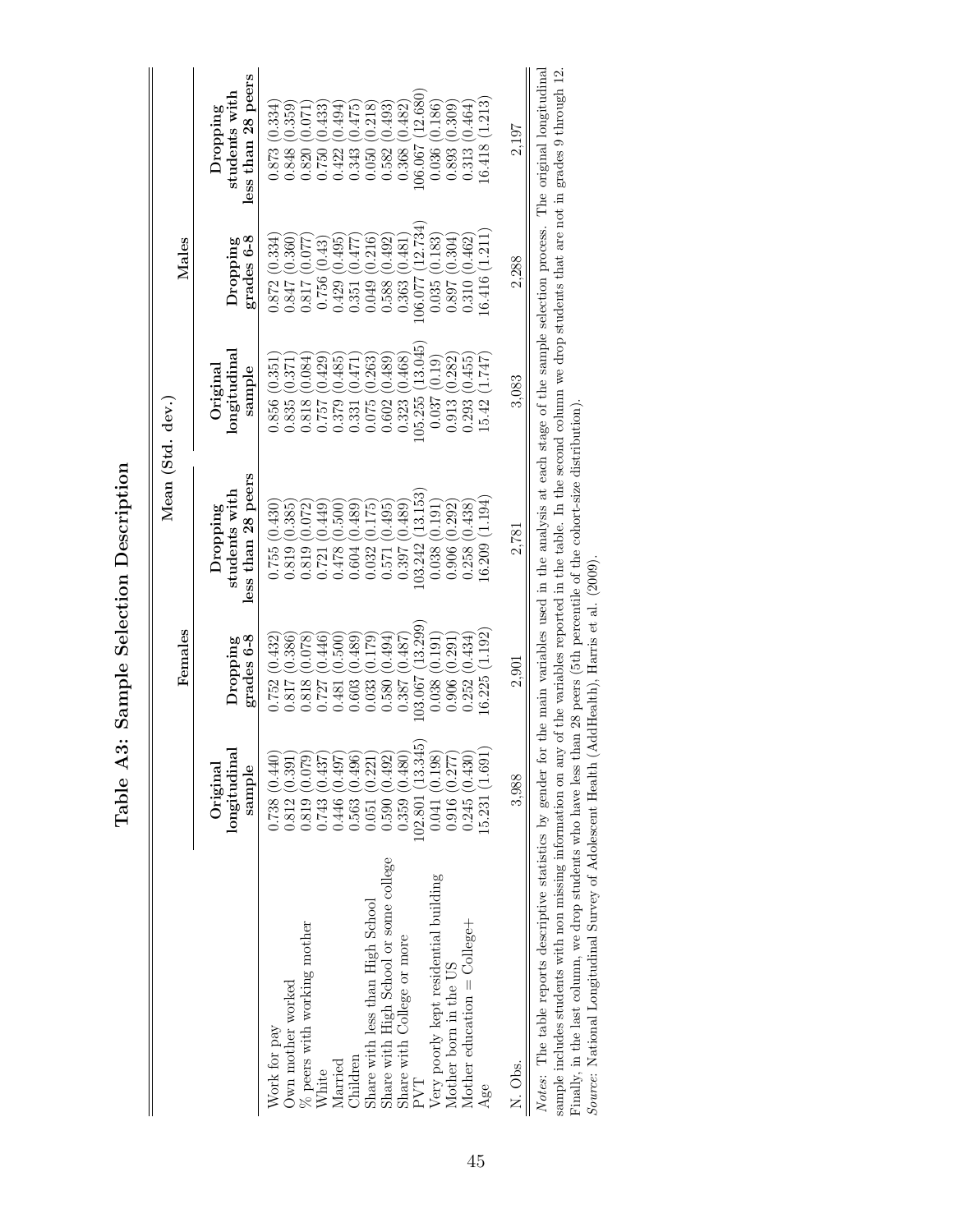# Table A3: Sample Selection Description

| | Mean (Std. dev.) | | | | | |
|---|---|---|---|---|---|---|
| | Females | | | Males | | |
| | Original longitudinal sample | Dropping grades 6-8 | Dropping students with less than 28 peers | Original longitudinal sample | Dropping grades 6-8 | Dropping students with less than 28 peers |
| Work for pay | 0.738 (0.440) | 0.752 (0.432) | 0.755 (0.430) | 0.856 (0.351) | 0.872 (0.334) | 0.873 (0.334) |
| Own mother worked | 0.812 (0.391) | 0.817 (0.386) | 0.819 (0.385) | 0.835 (0.371) | 0.847 (0.360) | 0.848 (0.359) |
| % peers with working mother | 0.819 (0.079) | 0.818 (0.078) | 0.819 (0.072) | 0.818 (0.084) | 0.817 (0.077) | 0.820 (0.071) |
| White | 0.743 (0.437) | 0.727 (0.446) | 0.721 (0.449) | 0.757 (0.429) | 0.756 (0.43) | 0.750 (0.433) |
| Married | 0.446 (0.497) | 0.481 (0.500) | 0.478 (0.500) | 0.379 (0.485) | 0.429 (0.495) | 0.422 (0.494) |
| Children | 0.563 (0.496) | 0.603 (0.489) | 0.604 (0.489) | 0.331 (0.471) | 0.351 (0.477) | 0.343 (0.475) |
| Share with less than High School | 0.051 (0.221) | 0.033 (0.179) | 0.032 (0.175) | 0.075 (0.263) | 0.049 (0.216) | 0.050 (0.218) |
| Share with High School or some college | 0.590 (0.492) | 0.580 (0.494) | 0.571 (0.495) | 0.602 (0.489) | 0.588 (0.492) | 0.582 (0.493) |
| Share with College or more | 0.359 (0.480) | 0.387 (0.487) | 0.397 (0.489) | 0.323 (0.468) | 0.363 (0.481) | 0.368 (0.482) |
| PVT | 102.801 (13.345) | 103.067 (13.299) | 103.242 (13.153) | 105.255 (13.045) | 106.077 (12.734) | 106.067 (12.680) |
| Very poorly kept residential building | 0.041 (0.198) | 0.038 (0.191) | 0.038 (0.191) | 0.037 (0.19) | 0.035 (0.183) | 0.036 (0.186) |
| Mother born in the US | 0.916 (0.277) | 0.906 (0.291) | 0.906 (0.292) | 0.913 (0.282) | 0.897 (0.304) | 0.893 (0.309) |
| Mother education = College+ | 0.245 (0.430) | 0.252 (0.434) | 0.258 (0.438) | 0.293 (0.455) | 0.310 (0.462) | 0.313 (0.464) |
| Age | 15.231 (1.691) | 16.225 (1.192) | 16.209 (1.194) | 15.42 (1.747) | 16.416 (1.211) | 16.418 (1.213) |
| N. Obs. | 3,988 | 2,901 | 2,781 | 3,083 | 2,288 | 2,197 |

*Notes*: The table reports descriptive statistics by gender for the main variables used in the analysis at each stage of the sample selection process. The original longitudinal sample includes students with non missing information on any of the variables reported in the table. In the second column we drop students that are not in grades 9 through 12. Finally, in the last column, we drop students who have less than 28 peers (5th percentile of the cohort-size distribution).
*Source*: National Longitudinal Survey of Adolescent Health (AddHealth), Harris et al. (2009).